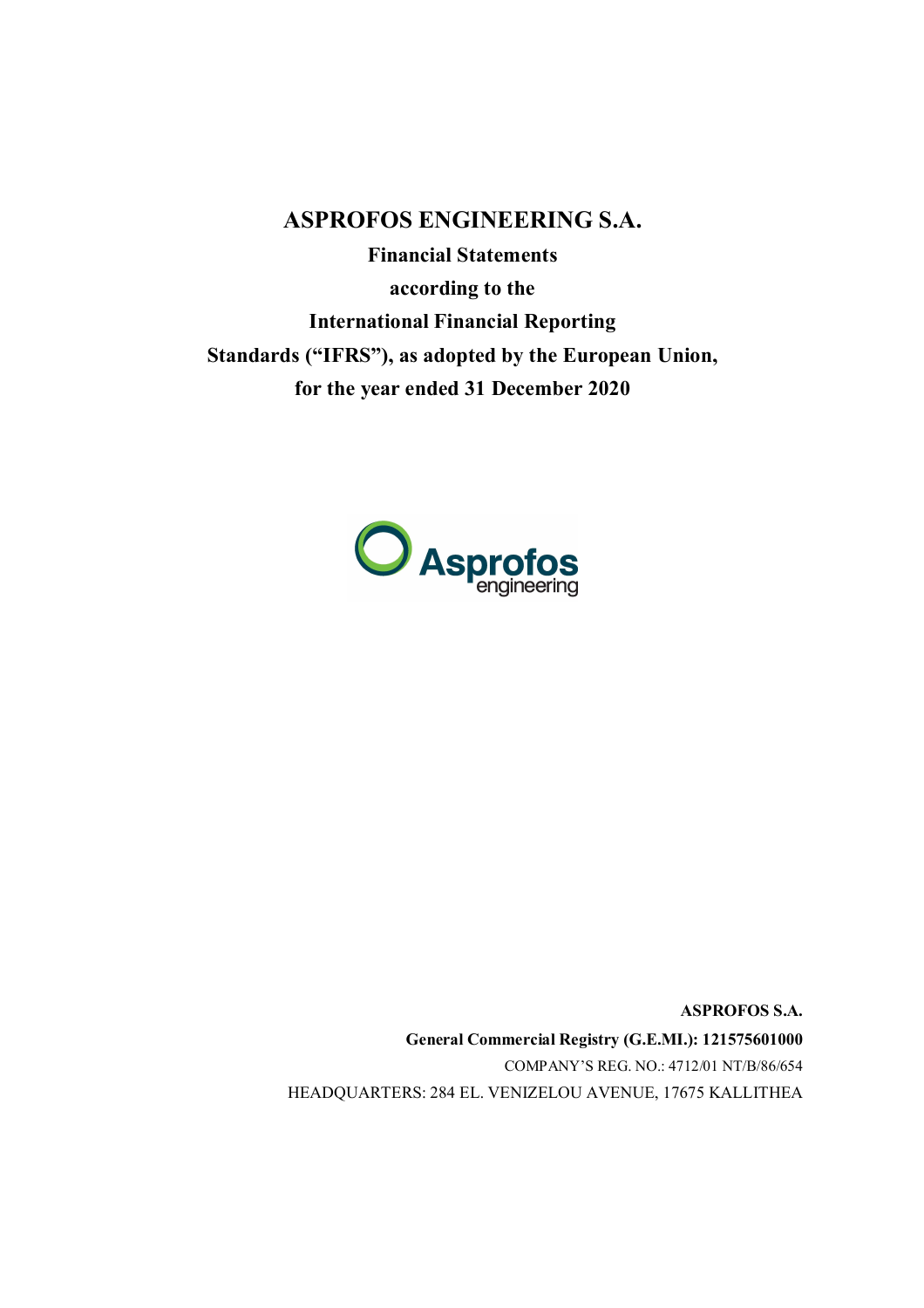# ASPROFOS ENGINEERING S.A.

**Financial Statements**

**according to the**

**International Financial Reporting**

**Standards ("IFRS"), as adopted by the European Union,**

**for the year ended 31 December 2020**

**ASPROFOS S.A.**

**General Commercial Registry (G.E.MI.): 121575601000**

COMPANY'S REG. NO.: 4712/01 NT/B/86/654

HEADQUARTERS: 284 EL. VENIZELOU AVENUE, 17675 KALLITHEA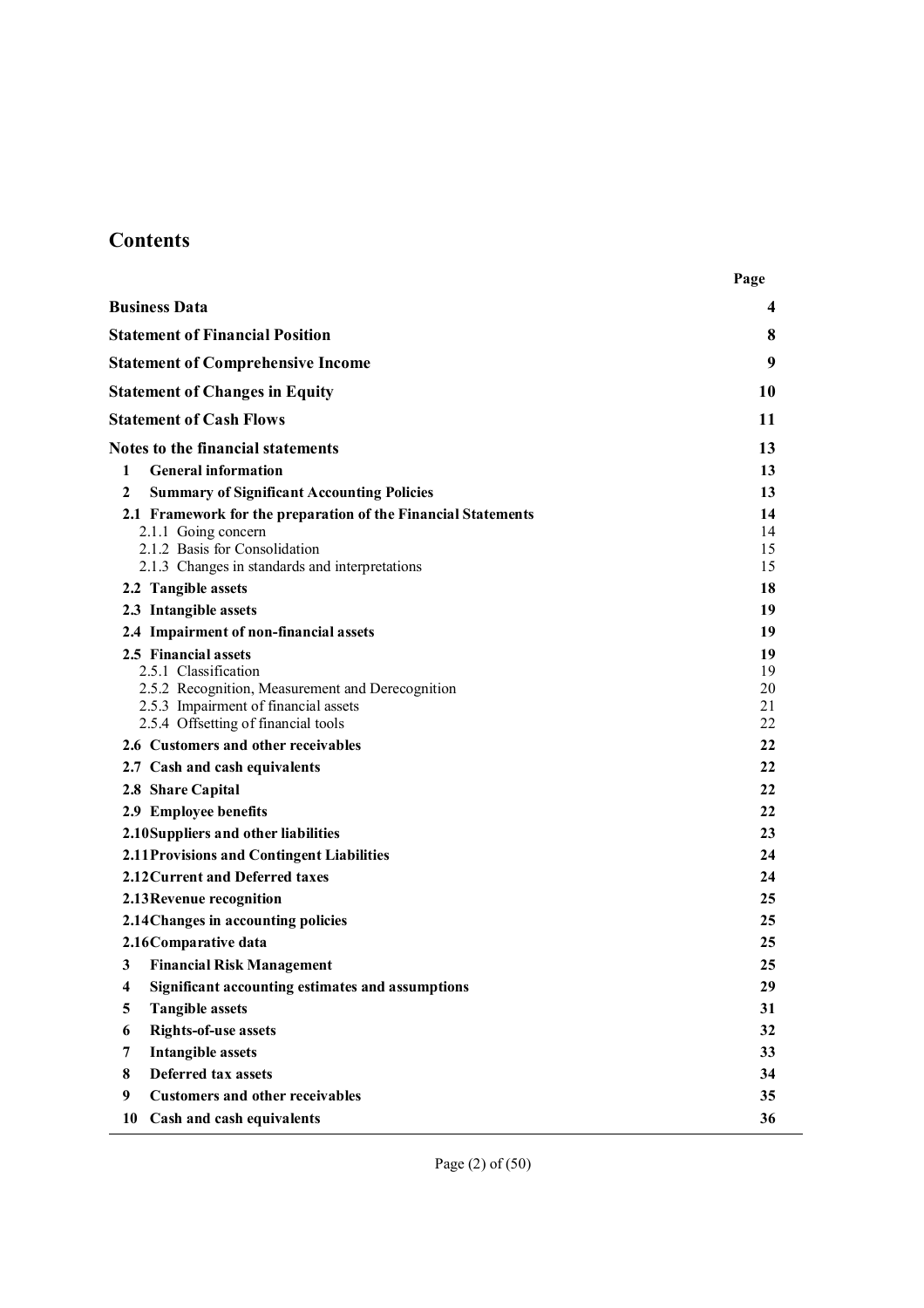# Contents

| | Page |
|---|---|
| **Business Data** | **4** |
| **Statement of Financial Position** | **8** |
| **Statement of Comprehensive Income** | **9** |
| **Statement of Changes in Equity** | **10** |
| **Statement of Cash Flows** | **11** |
| **Notes to the financial statements** | **13** |
| **1 General information** | **13** |
| **2 Summary of Significant Accounting Policies** | **13** |
| **2.1 Framework for the preparation of the Financial Statements** | **14** |
| 2.1.1 Going concern | 14 |
| 2.1.2 Basis for Consolidation | 15 |
| 2.1.3 Changes in standards and interpretations | 15 |
| **2.2 Tangible assets** | **18** |
| **2.3 Intangible assets** | **19** |
| **2.4 Impairment of non-financial assets** | **19** |
| **2.5 Financial assets** | **19** |
| 2.5.1 Classification | 19 |
| 2.5.2 Recognition, Measurement and Derecognition | 20 |
| 2.5.3 Impairment of financial assets | 21 |
| 2.5.4 Offsetting of financial tools | 22 |
| **2.6 Customers and other receivables** | **22** |
| **2.7 Cash and cash equivalents** | **22** |
| **2.8 Share Capital** | **22** |
| **2.9 Employee benefits** | **22** |
| **2.10 Suppliers and other liabilities** | **23** |
| **2.11 Provisions and Contingent Liabilities** | **24** |
| **2.12 Current and Deferred taxes** | **24** |
| **2.13 Revenue recognition** | **25** |
| **2.14 Changes in accounting policies** | **25** |
| **2.16 Comparative data** | **25** |
| **3 Financial Risk Management** | **25** |
| **4 Significant accounting estimates and assumptions** | **29** |
| **5 Tangible assets** | **31** |
| **6 Rights-of-use assets** | **32** |
| **7 Intangible assets** | **33** |
| **8 Deferred tax assets** | **34** |
| **9 Customers and other receivables** | **35** |
| **10 Cash and cash equivalents** | **36** |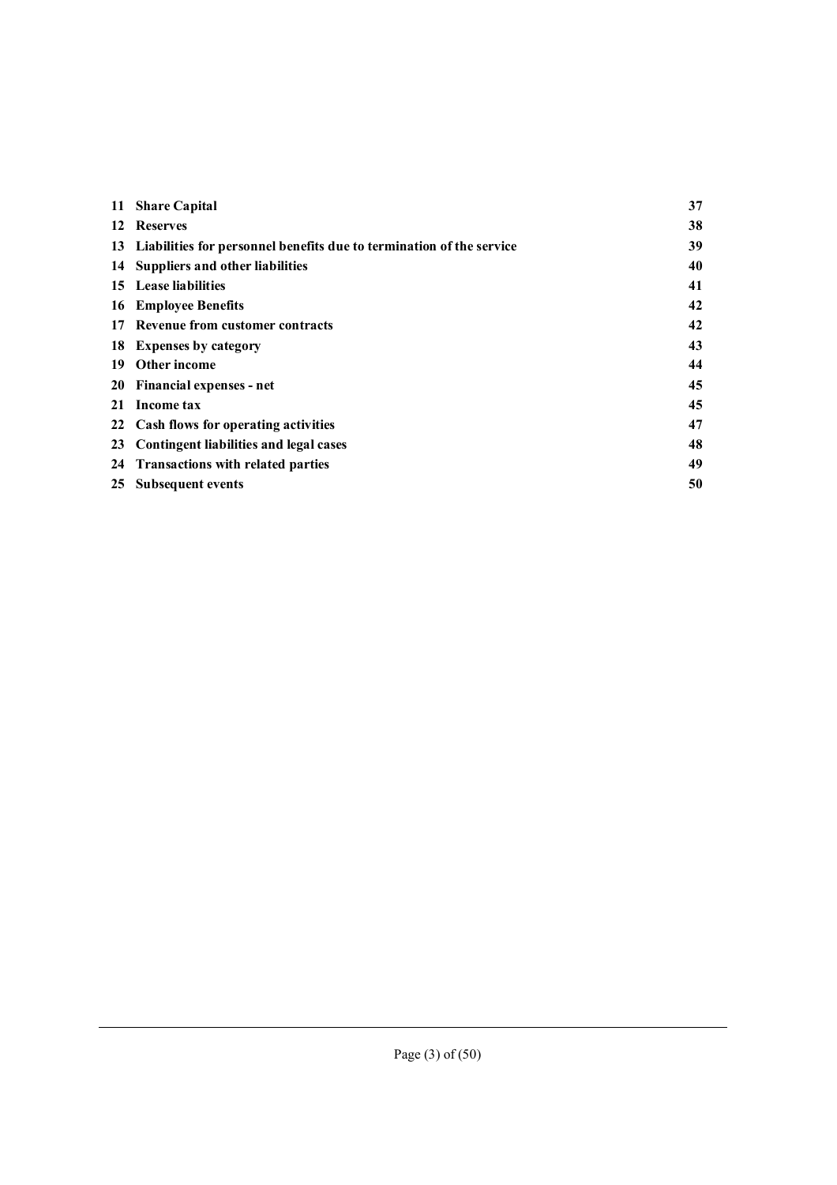| | | |
|---|---|---|
| **11** | **Share Capital** | **37** |
| **12** | **Reserves** | **38** |
| **13** | **Liabilities for personnel benefits due to termination of the service** | **39** |
| **14** | **Suppliers and other liabilities** | **40** |
| **15** | **Lease liabilities** | **41** |
| **16** | **Employee Benefits** | **42** |
| **17** | **Revenue from customer contracts** | **42** |
| **18** | **Expenses by category** | **43** |
| **19** | **Other income** | **44** |
| **20** | **Financial expenses - net** | **45** |
| **21** | **Income tax** | **45** |
| **22** | **Cash flows for operating activities** | **47** |
| **23** | **Contingent liabilities and legal cases** | **48** |
| **24** | **Transactions with related parties** | **49** |
| **25** | **Subsequent events** | **50** |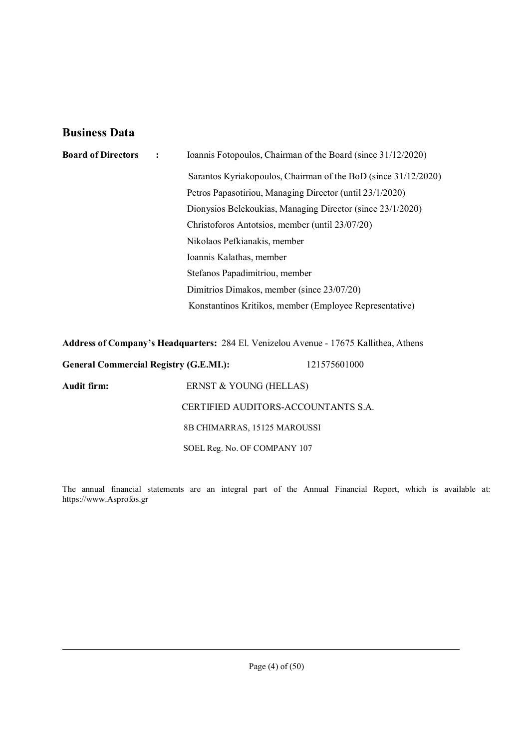## Business Data

**Board of Directors :**

Ioannis Fotopoulos, Chairman of the Board (since 31/12/2020)

Sarantos Kyriakopoulos, Chairman of the BoD (since 31/12/2020)

Petros Papasotiriou, Managing Director (until 23/1/2020)

Dionysios Belekoukias, Managing Director (since 23/1/2020)

Christoforos Antotsios, member (until 23/07/20)

Nikolaos Pefkianakis, member

Ioannis Kalathas, member

Stefanos Papadimitriou, member

Dimitrios Dimakos, member (since 23/07/20)

Konstantinos Kritikos, member (Employee Representative)

**Address of Company's Headquarters:** 284 El. Venizelou Avenue - 17675 Kallithea, Athens

**General Commercial Registry (G.E.MI.):** 121575601000

**Audit firm:** ERNST & YOUNG (HELLAS)

CERTIFIED AUDITORS-ACCOUNTANTS S.A.

8B CHIMARRAS, 15125 MAROUSSI

SOEL Reg. No. OF COMPANY 107

The annual financial statements are an integral part of the Annual Financial Report, which is available at: https://www.Asprofos.gr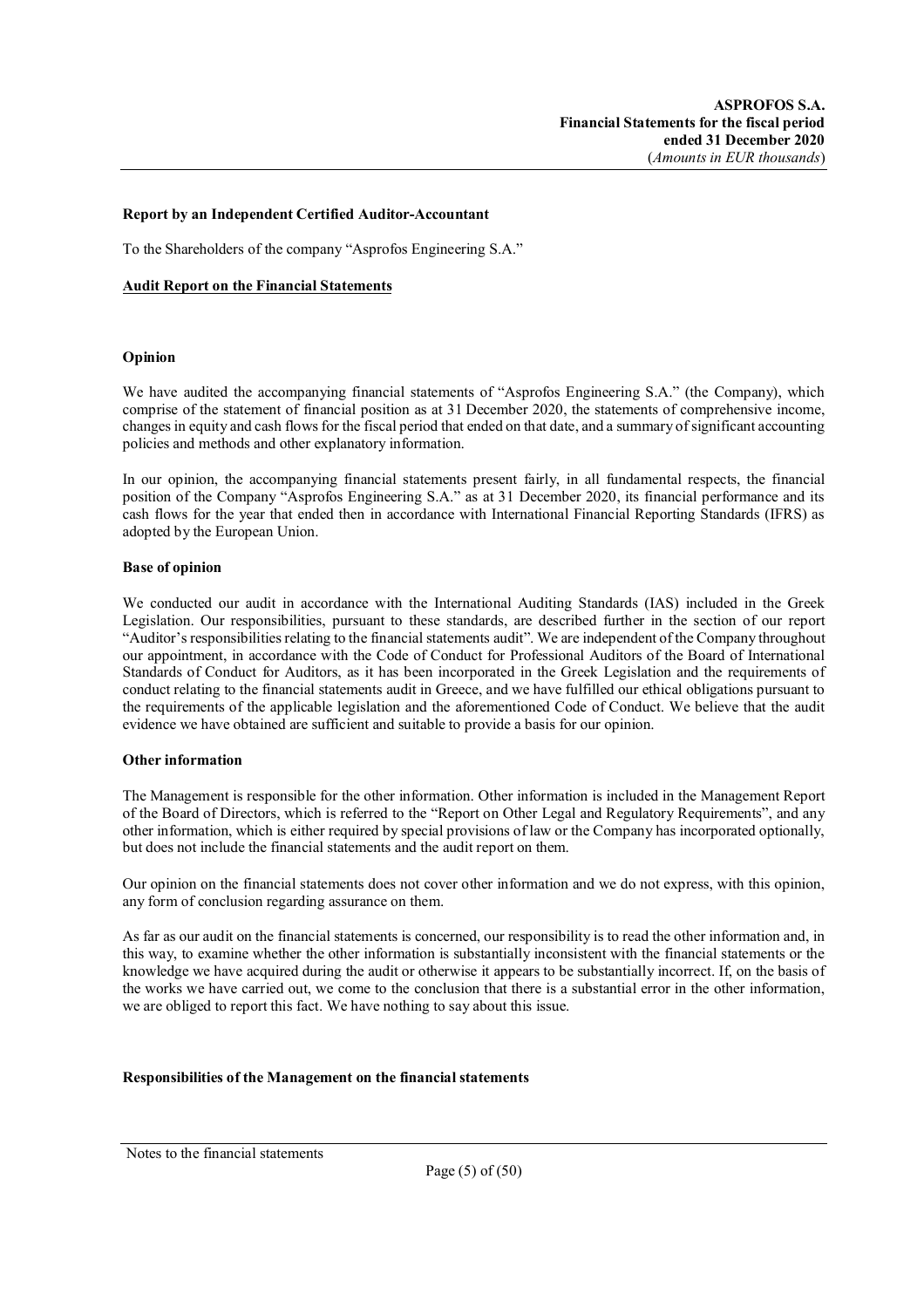**Report by an Independent Certified Auditor-Accountant**

To the Shareholders of the company "Asprofos Engineering S.A."

**Audit Report on the Financial Statements**

**Opinion**

We have audited the accompanying financial statements of "Asprofos Engineering S.A." (the Company), which comprise of the statement of financial position as at 31 December 2020, the statements of comprehensive income, changes in equity and cash flows for the fiscal period that ended on that date, and a summary of significant accounting policies and methods and other explanatory information.

In our opinion, the accompanying financial statements present fairly, in all fundamental respects, the financial position of the Company "Asprofos Engineering S.A." as at 31 December 2020, its financial performance and its cash flows for the year that ended then in accordance with International Financial Reporting Standards (IFRS) as adopted by the European Union.

**Base of opinion**

We conducted our audit in accordance with the International Auditing Standards (IAS) included in the Greek Legislation. Our responsibilities, pursuant to these standards, are described further in the section of our report "Auditor's responsibilities relating to the financial statements audit". We are independent of the Company throughout our appointment, in accordance with the Code of Conduct for Professional Auditors of the Board of International Standards of Conduct for Auditors, as it has been incorporated in the Greek Legislation and the requirements of conduct relating to the financial statements audit in Greece, and we have fulfilled our ethical obligations pursuant to the requirements of the applicable legislation and the aforementioned Code of Conduct. We believe that the audit evidence we have obtained are sufficient and suitable to provide a basis for our opinion.

**Other information**

The Management is responsible for the other information. Other information is included in the Management Report of the Board of Directors, which is referred to the "Report on Other Legal and Regulatory Requirements", and any other information, which is either required by special provisions of law or the Company has incorporated optionally, but does not include the financial statements and the audit report on them.

Our opinion on the financial statements does not cover other information and we do not express, with this opinion, any form of conclusion regarding assurance on them.

As far as our audit on the financial statements is concerned, our responsibility is to read the other information and, in this way, to examine whether the other information is substantially inconsistent with the financial statements or the knowledge we have acquired during the audit or otherwise it appears to be substantially incorrect. If, on the basis of the works we have carried out, we come to the conclusion that there is a substantial error in the other information, we are obliged to report this fact. We have nothing to say about this issue.

**Responsibilities of the Management on the financial statements**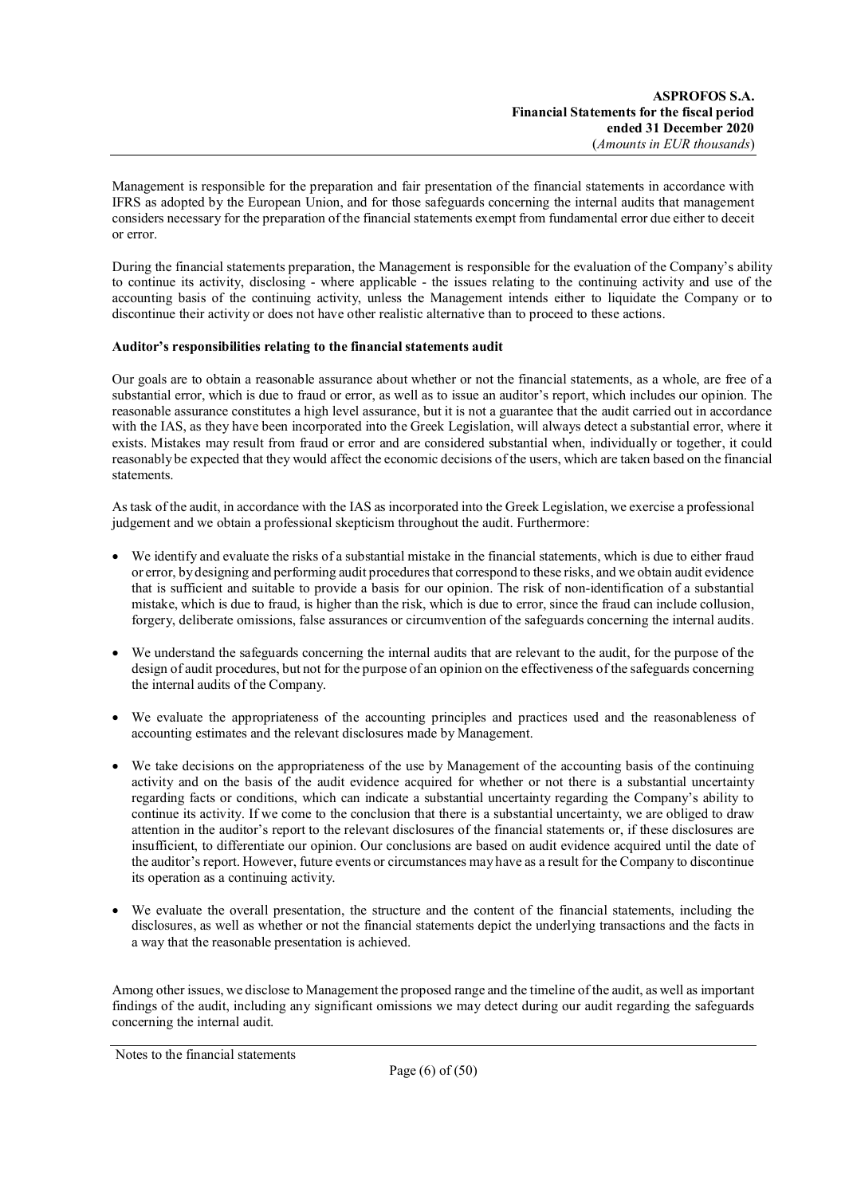Management is responsible for the preparation and fair presentation of the financial statements in accordance with IFRS as adopted by the European Union, and for those safeguards concerning the internal audits that management considers necessary for the preparation of the financial statements exempt from fundamental error due either to deceit or error.

During the financial statements preparation, the Management is responsible for the evaluation of the Company's ability to continue its activity, disclosing - where applicable - the issues relating to the continuing activity and use of the accounting basis of the continuing activity, unless the Management intends either to liquidate the Company or to discontinue their activity or does not have other realistic alternative than to proceed to these actions.

**Auditor's responsibilities relating to the financial statements audit**

Our goals are to obtain a reasonable assurance about whether or not the financial statements, as a whole, are free of a substantial error, which is due to fraud or error, as well as to issue an auditor's report, which includes our opinion. The reasonable assurance constitutes a high level assurance, but it is not a guarantee that the audit carried out in accordance with the IAS, as they have been incorporated into the Greek Legislation, will always detect a substantial error, where it exists. Mistakes may result from fraud or error and are considered substantial when, individually or together, it could reasonably be expected that they would affect the economic decisions of the users, which are taken based on the financial statements.

As task of the audit, in accordance with the IAS as incorporated into the Greek Legislation, we exercise a professional judgement and we obtain a professional skepticism throughout the audit. Furthermore:

- We identify and evaluate the risks of a substantial mistake in the financial statements, which is due to either fraud or error, by designing and performing audit procedures that correspond to these risks, and we obtain audit evidence that is sufficient and suitable to provide a basis for our opinion. The risk of non-identification of a substantial mistake, which is due to fraud, is higher than the risk, which is due to error, since the fraud can include collusion, forgery, deliberate omissions, false assurances or circumvention of the safeguards concerning the internal audits.

- We understand the safeguards concerning the internal audits that are relevant to the audit, for the purpose of the design of audit procedures, but not for the purpose of an opinion on the effectiveness of the safeguards concerning the internal audits of the Company.

- We evaluate the appropriateness of the accounting principles and practices used and the reasonableness of accounting estimates and the relevant disclosures made by Management.

- We take decisions on the appropriateness of the use by Management of the accounting basis of the continuing activity and on the basis of the audit evidence acquired for whether or not there is a substantial uncertainty regarding facts or conditions, which can indicate a substantial uncertainty regarding the Company's ability to continue its activity. If we come to the conclusion that there is a substantial uncertainty, we are obliged to draw attention in the auditor's report to the relevant disclosures of the financial statements or, if these disclosures are insufficient, to differentiate our opinion. Our conclusions are based on audit evidence acquired until the date of the auditor's report. However, future events or circumstances may have as a result for the Company to discontinue its operation as a continuing activity.

- We evaluate the overall presentation, the structure and the content of the financial statements, including the disclosures, as well as whether or not the financial statements depict the underlying transactions and the facts in a way that the reasonable presentation is achieved.

Among other issues, we disclose to Management the proposed range and the timeline of the audit, as well as important findings of the audit, including any significant omissions we may detect during our audit regarding the safeguards concerning the internal audit.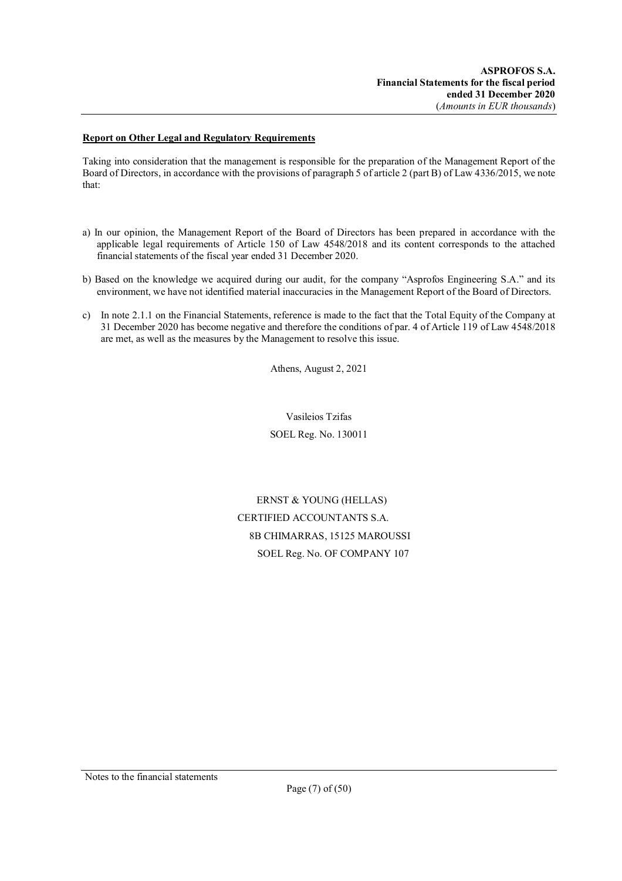**Report on Other Legal and Regulatory Requirements**

Taking into consideration that the management is responsible for the preparation of the Management Report of the Board of Directors, in accordance with the provisions of paragraph 5 of article 2 (part B) of Law 4336/2015, we note that:

a) In our opinion, the Management Report of the Board of Directors has been prepared in accordance with the applicable legal requirements of Article 150 of Law 4548/2018 and its content corresponds to the attached financial statements of the fiscal year ended 31 December 2020.

b) Based on the knowledge we acquired during our audit, for the company "Asprofos Engineering S.A." and its environment, we have not identified material inaccuracies in the Management Report of the Board of Directors.

c) In note 2.1.1 on the Financial Statements, reference is made to the fact that the Total Equity of the Company at 31 December 2020 has become negative and therefore the conditions of par. 4 of Article 119 of Law 4548/2018 are met, as well as the measures by the Management to resolve this issue.

Athens, August 2, 2021

Vasileios Tzifas
SOEL Reg. No. 130011

ERNST & YOUNG (HELLAS)
CERTIFIED ACCOUNTANTS S.A.
8B CHIMARRAS, 15125 MAROUSSI
SOEL Reg. No. OF COMPANY 107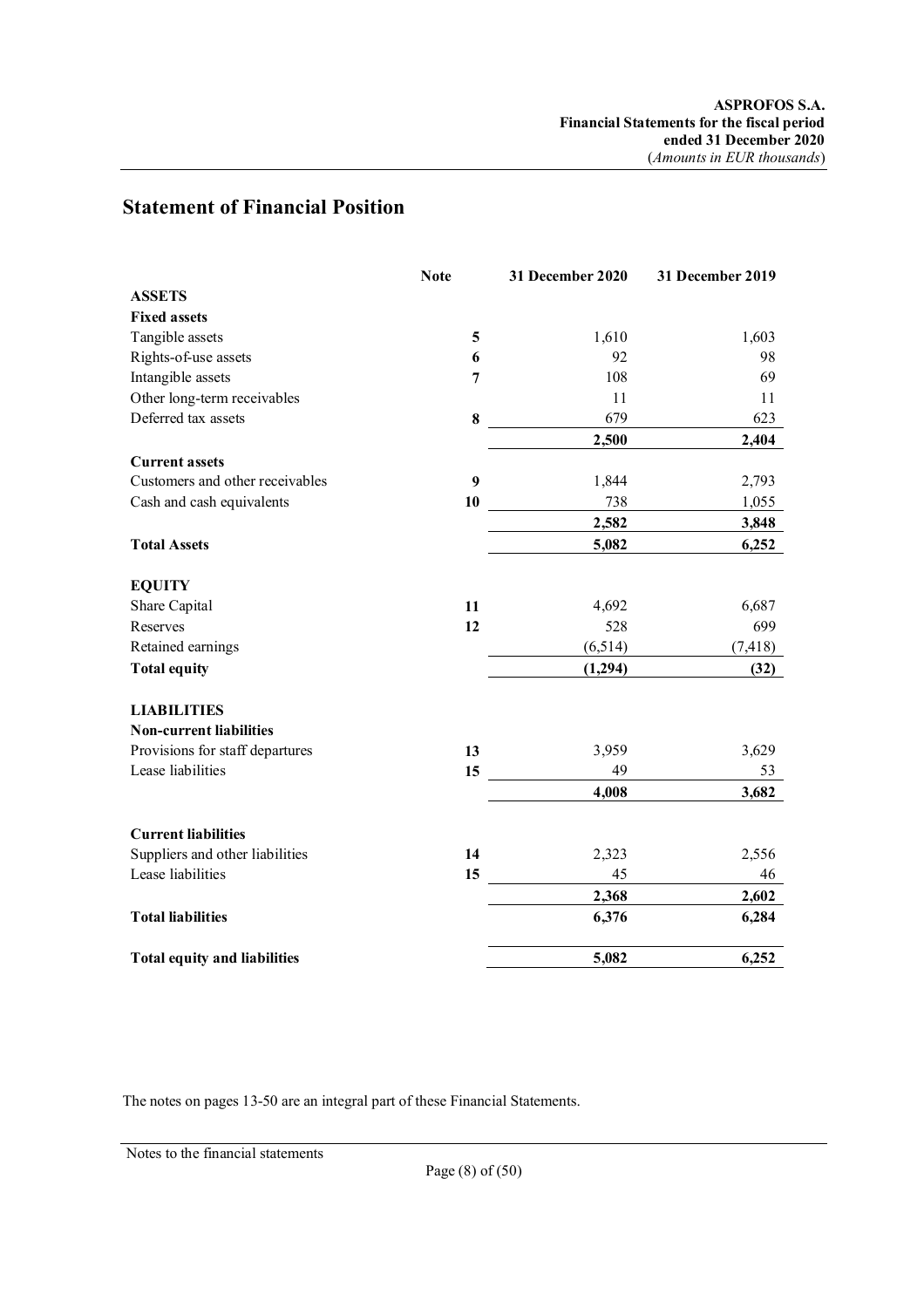## Statement of Financial Position

| | Note | 31 December 2020 | 31 December 2019 |
|---|---|---|---|
| **ASSETS** | | | |
| **Fixed assets** | | | |
| Tangible assets | **5** | 1,610 | 1,603 |
| Rights-of-use assets | **6** | 92 | 98 |
| Intangible assets | **7** | 108 | 69 |
| Other long-term receivables | | 11 | 11 |
| Deferred tax assets | **8** | 679 | 623 |
| | | **2,500** | **2,404** |
| **Current assets** | | | |
| Customers and other receivables | **9** | 1,844 | 2,793 |
| Cash and cash equivalents | **10** | 738 | 1,055 |
| | | **2,582** | **3,848** |
| **Total Assets** | | **5,082** | **6,252** |
| | | | |
| **EQUITY** | | | |
| Share Capital | **11** | 4,692 | 6,687 |
| Reserves | **12** | 528 | 699 |
| Retained earnings | | (6,514) | (7,418) |
| **Total equity** | | **(1,294)** | **(32)** |
| | | | |
| **LIABILITIES** | | | |
| **Non-current liabilities** | | | |
| Provisions for staff departures | **13** | 3,959 | 3,629 |
| Lease liabilities | **15** | 49 | 53 |
| | | **4,008** | **3,682** |
| | | | |
| **Current liabilities** | | | |
| Suppliers and other liabilities | **14** | 2,323 | 2,556 |
| Lease liabilities | **15** | 45 | 46 |
| | | **2,368** | **2,602** |
| **Total liabilities** | | **6,376** | **6,284** |
| | | | |
| **Total equity and liabilities** | | **5,082** | **6,252** |

The notes on pages 13-50 are an integral part of these Financial Statements.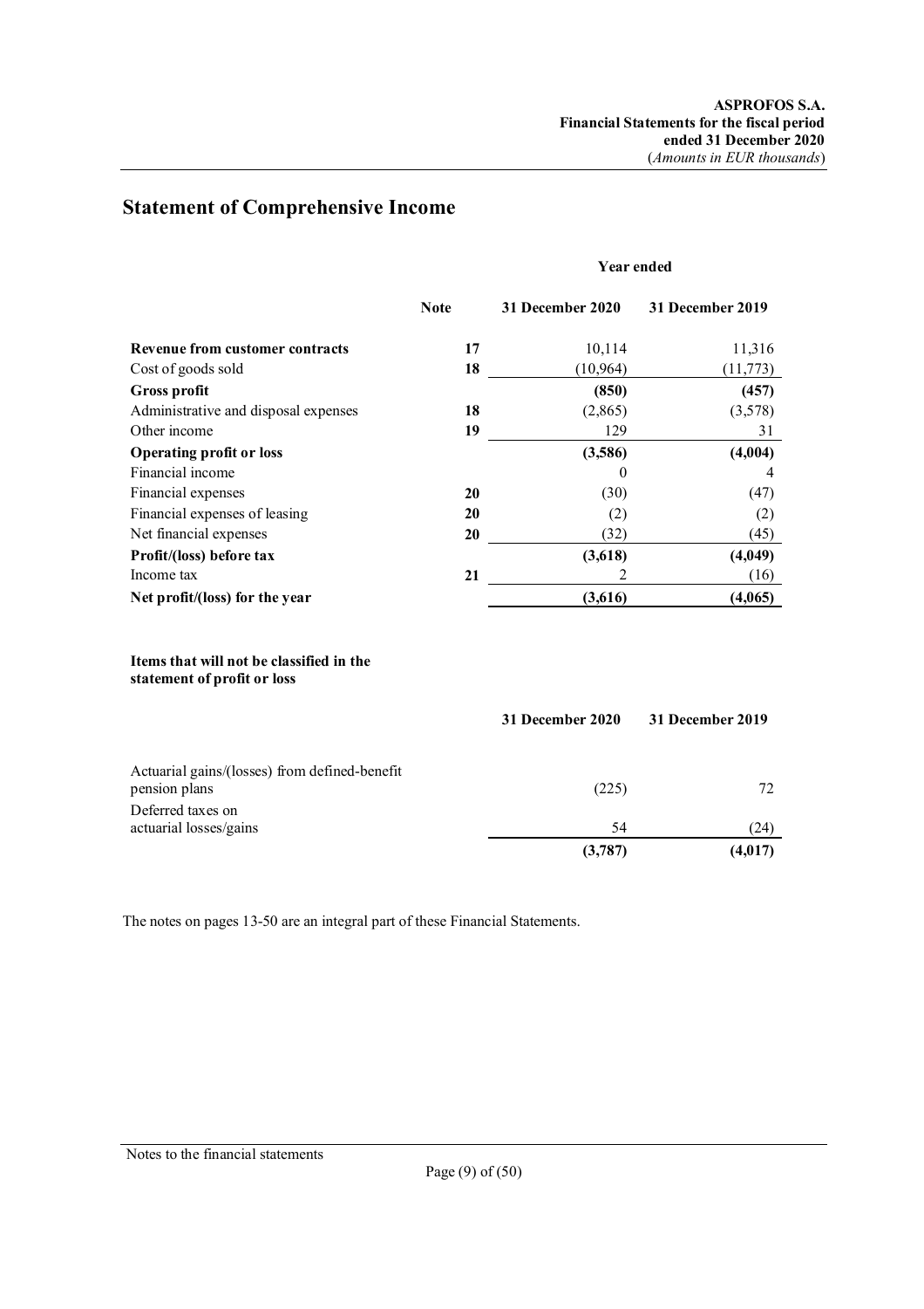## Statement of Comprehensive Income

| | Note | Year ended 31 December 2020 | 31 December 2019 |
|---|---|---|---|
| **Revenue from customer contracts** | **17** | 10,114 | 11,316 |
| Cost of goods sold | **18** | (10,964) | (11,773) |
| **Gross profit** | | **(850)** | **(457)** |
| Administrative and disposal expenses | **18** | (2,865) | (3,578) |
| Other income | **19** | 129 | 31 |
| **Operating profit or loss** | | **(3,586)** | **(4,004)** |
| Financial income | | 0 | 4 |
| Financial expenses | **20** | (30) | (47) |
| Financial expenses of leasing | **20** | (2) | (2) |
| Net financial expenses | **20** | (32) | (45) |
| **Profit/(loss) before tax** | | **(3,618)** | **(4,049)** |
| Income tax | **21** | 2 | (16) |
| **Net profit/(loss) for the year** | | **(3,616)** | **(4,065)** |

**Items that will not be classified in the statement of profit or loss**

| | 31 December 2020 | 31 December 2019 |
|---|---|---|
| Actuarial gains/(losses) from defined-benefit pension plans | (225) | 72 |
| Deferred taxes on actuarial losses/gains | 54 | (24) |
| | **(3,787)** | **(4,017)** |

The notes on pages 13-50 are an integral part of these Financial Statements.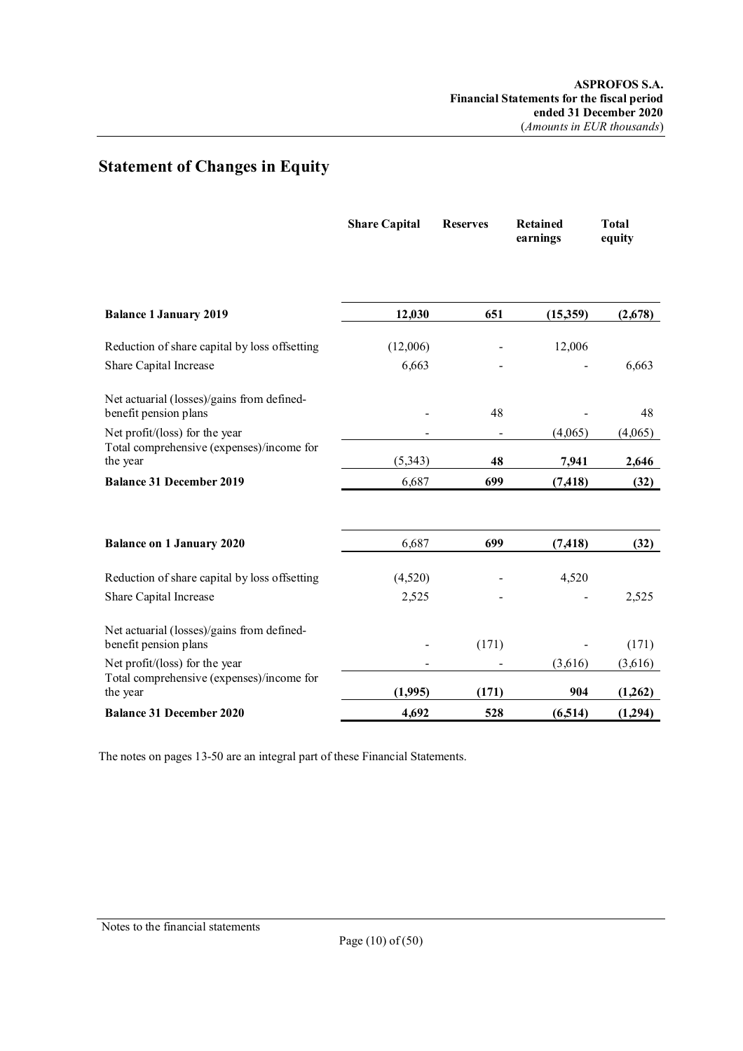# Statement of Changes in Equity

| | Share Capital | Reserves | Retained earnings | Total equity |
|---|---|---|---|---|
| **Balance 1 January 2019** | **12,030** | **651** | **(15,359)** | **(2,678)** |
| Reduction of share capital by loss offsetting | (12,006) | - | 12,006 | |
| Share Capital Increase | 6,663 | - | - | 6,663 |
| Net actuarial (losses)/gains from defined-benefit pension plans | - | 48 | - | 48 |
| Net profit/(loss) for the year | - | - | (4,065) | (4,065) |
| Total comprehensive (expenses)/income for the year | (5,343) | **48** | **7,941** | **2,646** |
| **Balance 31 December 2019** | 6,687 | **699** | **(7,418)** | **(32)** |
| | | | | |
| **Balance on 1 January 2020** | 6,687 | **699** | **(7,418)** | **(32)** |
| Reduction of share capital by loss offsetting | (4,520) | - | 4,520 | |
| Share Capital Increase | 2,525 | - | - | 2,525 |
| Net actuarial (losses)/gains from defined-benefit pension plans | - | (171) | - | (171) |
| Net profit/(loss) for the year | - | - | (3,616) | (3,616) |
| Total comprehensive (expenses)/income for the year | **(1,995)** | **(171)** | **904** | **(1,262)** |
| **Balance 31 December 2020** | **4,692** | **528** | **(6,514)** | **(1,294)** |

The notes on pages 13-50 are an integral part of these Financial Statements.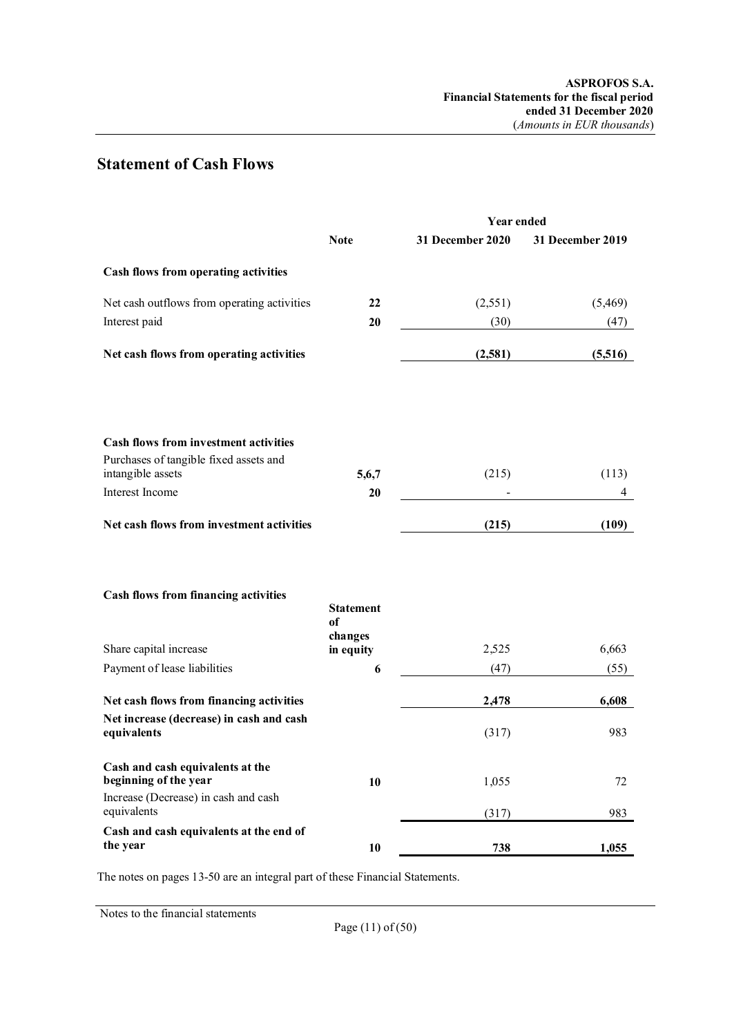## Statement of Cash Flows

| | Note | Year ended 31 December 2020 | 31 December 2019 |
|---|---|---|---|
| **Cash flows from operating activities** | | | |
| Net cash outflows from operating activities | 22 | (2,551) | (5,469) |
| Interest paid | 20 | (30) | (47) |
| **Net cash flows from operating activities** | | **(2,581)** | **(5,516)** |
| | | | |
| **Cash flows from investment activities** | | | |
| Purchases of tangible fixed assets and intangible assets | 5,6,7 | (215) | (113) |
| Interest Income | 20 | - | 4 |
| **Net cash flows from investment activities** | | **(215)** | **(109)** |
| | | | |
| **Cash flows from financing activities** | | | |
| Share capital increase | Statement of changes in equity | 2,525 | 6,663 |
| Payment of lease liabilities | 6 | (47) | (55) |
| **Net cash flows from financing activities** | | **2,478** | **6,608** |
| **Net increase (decrease) in cash and cash equivalents** | | (317) | 983 |
| | | | |
| **Cash and cash equivalents at the beginning of the year** | 10 | 1,055 | 72 |
| Increase (Decrease) in cash and cash equivalents | | (317) | 983 |
| **Cash and cash equivalents at the end of the year** | 10 | **738** | **1,055** |

The notes on pages 13-50 are an integral part of these Financial Statements.

Notes to the financial statements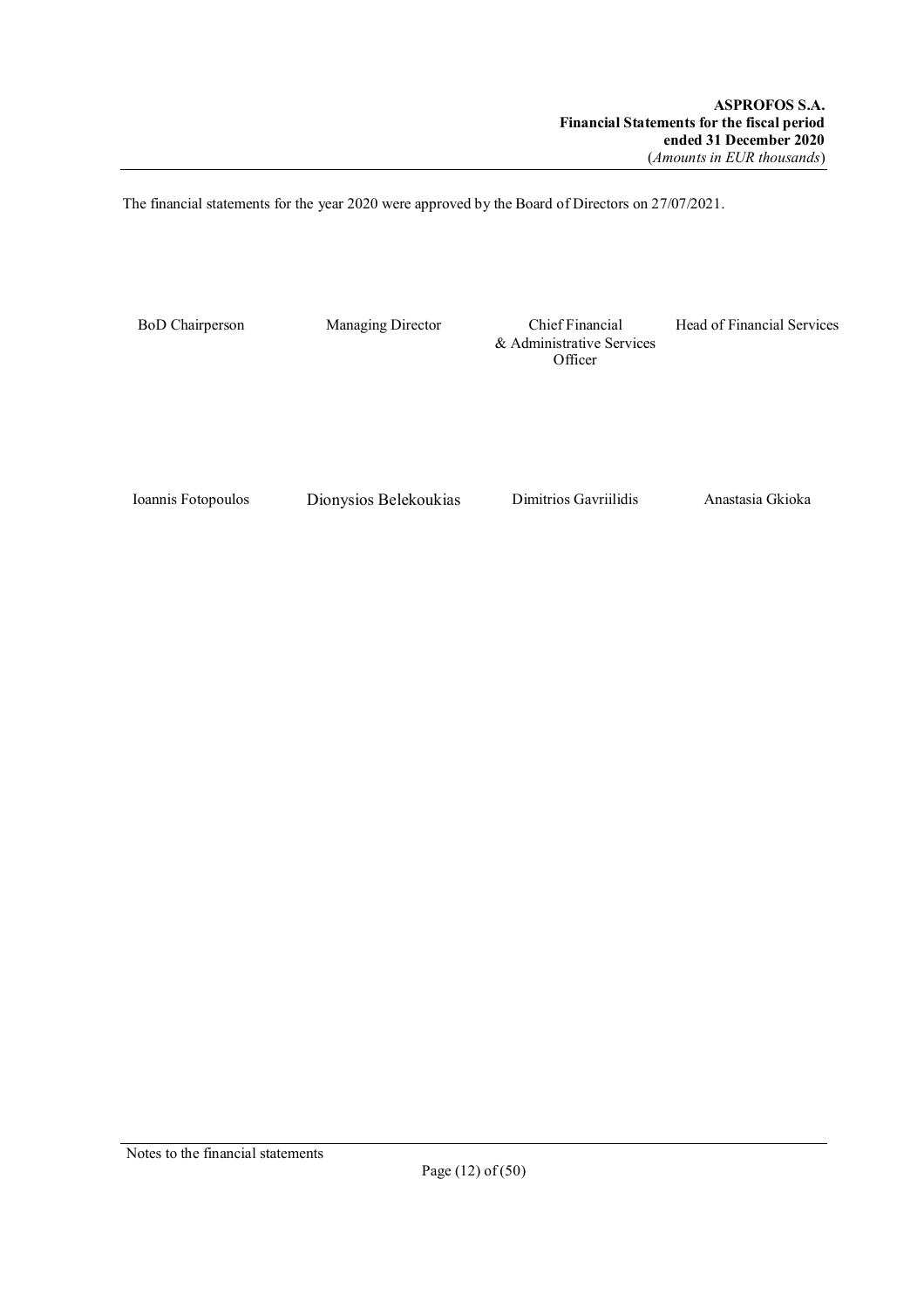The financial statements for the year 2020 were approved by the Board of Directors on 27/07/2021.

| BoD Chairperson | Managing Director | Chief Financial & Administrative Services Officer | Head of Financial Services |
|---|---|---|---|
| Ioannis Fotopoulos | Dionysios Belekoukias | Dimitrios Gavriilidis | Anastasia Gkioka |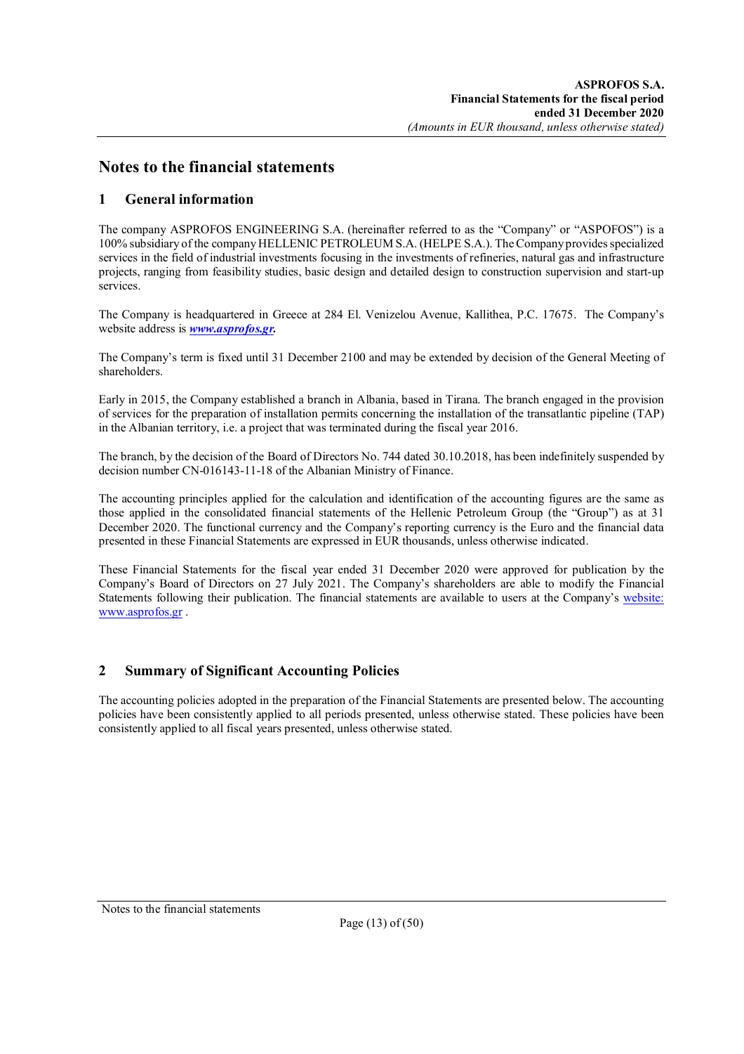# Notes to the financial statements

## 1 General information

The company ASPROFOS ENGINEERING S.A. (hereinafter referred to as the "Company" or "ASPOFOS") is a 100% subsidiary of the company HELLENIC PETROLEUM S.A. (HELPE S.A.). The Company provides specialized services in the field of industrial investments focusing in the investments of refineries, natural gas and infrastructure projects, ranging from feasibility studies, basic design and detailed design to construction supervision and start-up services.

The Company is headquartered in Greece at 284 El. Venizelou Avenue, Kallithea, P.C. 17675. The Company's website address is ***www.asprofos.gr.***

The Company's term is fixed until 31 December 2100 and may be extended by decision of the General Meeting of shareholders.

Early in 2015, the Company established a branch in Albania, based in Tirana. The branch engaged in the provision of services for the preparation of installation permits concerning the installation of the transatlantic pipeline (TAP) in the Albanian territory, i.e. a project that was terminated during the fiscal year 2016.

The branch, by the decision of the Board of Directors No. 744 dated 30.10.2018, has been indefinitely suspended by decision number CN-016143-11-18 of the Albanian Ministry of Finance.

The accounting principles applied for the calculation and identification of the accounting figures are the same as those applied in the consolidated financial statements of the Hellenic Petroleum Group (the "Group") as at 31 December 2020. The functional currency and the Company's reporting currency is the Euro and the financial data presented in these Financial Statements are expressed in EUR thousands, unless otherwise indicated.

These Financial Statements for the fiscal year ended 31 December 2020 were approved for publication by the Company's Board of Directors on 27 July 2021. The Company's shareholders are able to modify the Financial Statements following their publication. The financial statements are available to users at the Company's website: www.asprofos.gr .

## 2 Summary of Significant Accounting Policies

The accounting policies adopted in the preparation of the Financial Statements are presented below. The accounting policies have been consistently applied to all periods presented, unless otherwise stated. These policies have been consistently applied to all fiscal years presented, unless otherwise stated.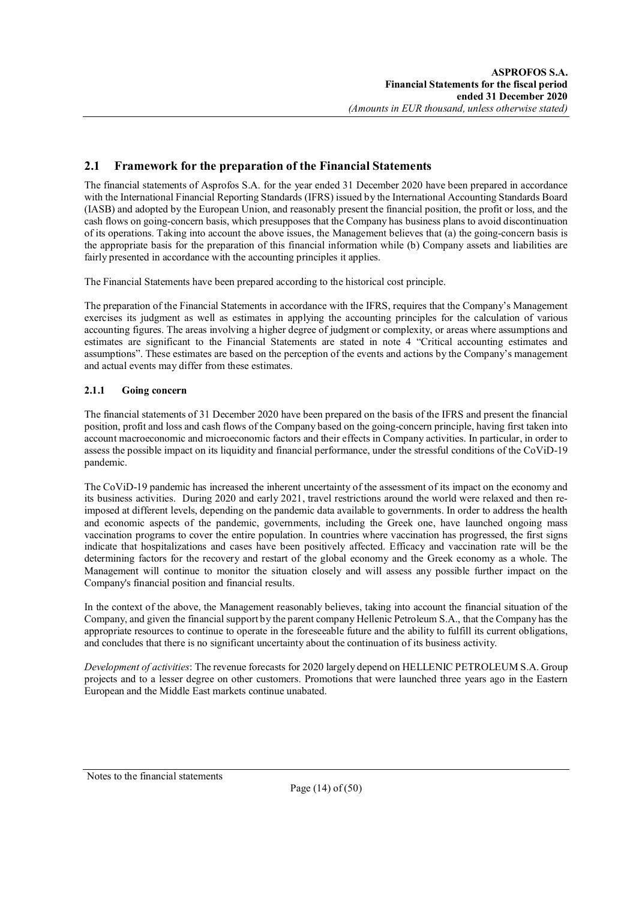## 2.1 Framework for the preparation of the Financial Statements

The financial statements of Asprofos S.A. for the year ended 31 December 2020 have been prepared in accordance with the International Financial Reporting Standards (IFRS) issued by the International Accounting Standards Board (IASB) and adopted by the European Union, and reasonably present the financial position, the profit or loss, and the cash flows on going-concern basis, which presupposes that the Company has business plans to avoid discontinuation of its operations. Taking into account the above issues, the Management believes that (a) the going-concern basis is the appropriate basis for the preparation of this financial information while (b) Company assets and liabilities are fairly presented in accordance with the accounting principles it applies.

The Financial Statements have been prepared according to the historical cost principle.

The preparation of the Financial Statements in accordance with the IFRS, requires that the Company's Management exercises its judgment as well as estimates in applying the accounting principles for the calculation of various accounting figures. The areas involving a higher degree of judgment or complexity, or areas where assumptions and estimates are significant to the Financial Statements are stated in note 4 "Critical accounting estimates and assumptions". These estimates are based on the perception of the events and actions by the Company's management and actual events may differ from these estimates.

### 2.1.1 Going concern

The financial statements of 31 December 2020 have been prepared on the basis of the IFRS and present the financial position, profit and loss and cash flows of the Company based on the going-concern principle, having first taken into account macroeconomic and microeconomic factors and their effects in Company activities. In particular, in order to assess the possible impact on its liquidity and financial performance, under the stressful conditions of the CoViD-19 pandemic.

The CoViD-19 pandemic has increased the inherent uncertainty of the assessment of its impact on the economy and its business activities. During 2020 and early 2021, travel restrictions around the world were relaxed and then re-imposed at different levels, depending on the pandemic data available to governments. In order to address the health and economic aspects of the pandemic, governments, including the Greek one, have launched ongoing mass vaccination programs to cover the entire population. In countries where vaccination has progressed, the first signs indicate that hospitalizations and cases have been positively affected. Efficacy and vaccination rate will be the determining factors for the recovery and restart of the global economy and the Greek economy as a whole. The Management will continue to monitor the situation closely and will assess any possible further impact on the Company's financial position and financial results.

In the context of the above, the Management reasonably believes, taking into account the financial situation of the Company, and given the financial support by the parent company Hellenic Petroleum S.A., that the Company has the appropriate resources to continue to operate in the foreseeable future and the ability to fulfill its current obligations, and concludes that there is no significant uncertainty about the continuation of its business activity.

*Development of activities*: The revenue forecasts for 2020 largely depend on HELLENIC PETROLEUM S.A. Group projects and to a lesser degree on other customers. Promotions that were launched three years ago in the Eastern European and the Middle East markets continue unabated.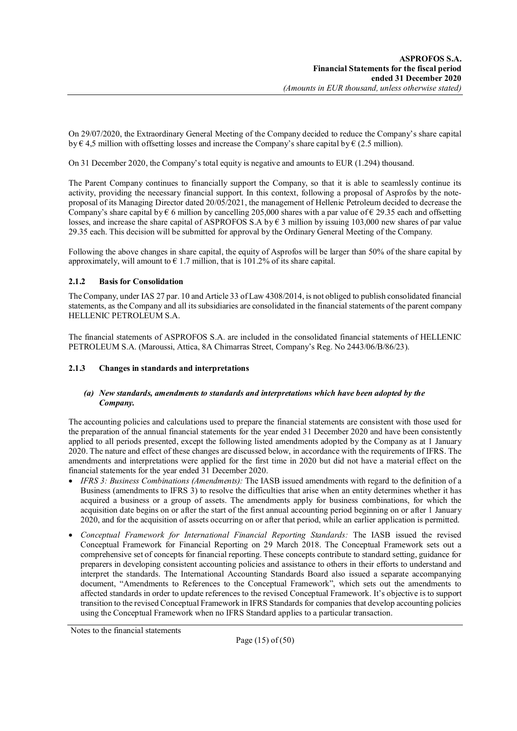On 29/07/2020, the Extraordinary General Meeting of the Company decided to reduce the Company's share capital by € 4,5 million with offsetting losses and increase the Company's share capital by € (2.5 million).

On 31 December 2020, the Company's total equity is negative and amounts to EUR (1.294) thousand.

The Parent Company continues to financially support the Company, so that it is able to seamlessly continue its activity, providing the necessary financial support. In this context, following a proposal of Asprofos by the note-proposal of its Managing Director dated 20/05/2021, the management of Hellenic Petroleum decided to decrease the Company's share capital by € 6 million by cancelling 205,000 shares with a par value of € 29.35 each and offsetting losses, and increase the share capital of ASPROFOS S.A by € 3 million by issuing 103,000 new shares of par value 29.35 each. This decision will be submitted for approval by the Ordinary General Meeting of the Company.

Following the above changes in share capital, the equity of Asprofos will be larger than 50% of the share capital by approximately, will amount to € 1.7 million, that is 101.2% of its share capital.

### 2.1.2 Basis for Consolidation

The Company, under IAS 27 par. 10 and Article 33 of Law 4308/2014, is not obliged to publish consolidated financial statements, as the Company and all its subsidiaries are consolidated in the financial statements of the parent company HELLENIC PETROLEUM S.A.

The financial statements of ASPROFOS S.A. are included in the consolidated financial statements of HELLENIC PETROLEUM S.A. (Maroussi, Attica, 8A Chimarras Street, Company's Reg. No 2443/06/B/86/23).

### 2.1.3 Changes in standards and interpretations

#### *(a) New standards, amendments to standards and interpretations which have been adopted by the Company.*

The accounting policies and calculations used to prepare the financial statements are consistent with those used for the preparation of the annual financial statements for the year ended 31 December 2020 and have been consistently applied to all periods presented, except the following listed amendments adopted by the Company as at 1 January 2020. The nature and effect of these changes are discussed below, in accordance with the requirements of IFRS. The amendments and interpretations were applied for the first time in 2020 but did not have a material effect on the financial statements for the year ended 31 December 2020.

- *IFRS 3: Business Combinations (Amendments):* The IASB issued amendments with regard to the definition of a Business (amendments to IFRS 3) to resolve the difficulties that arise when an entity determines whether it has acquired a business or a group of assets. The amendments apply for business combinations, for which the acquisition date begins on or after the start of the first annual accounting period beginning on or after 1 January 2020, and for the acquisition of assets occurring on or after that period, while an earlier application is permitted.
- *Conceptual Framework for International Financial Reporting Standards:* The IASB issued the revised Conceptual Framework for Financial Reporting on 29 March 2018. The Conceptual Framework sets out a comprehensive set of concepts for financial reporting. These concepts contribute to standard setting, guidance for preparers in developing consistent accounting policies and assistance to others in their efforts to understand and interpret the standards. The International Accounting Standards Board also issued a separate accompanying document, "Amendments to References to the Conceptual Framework", which sets out the amendments to affected standards in order to update references to the revised Conceptual Framework. It's objective is to support transition to the revised Conceptual Framework in IFRS Standards for companies that develop accounting policies using the Conceptual Framework when no IFRS Standard applies to a particular transaction.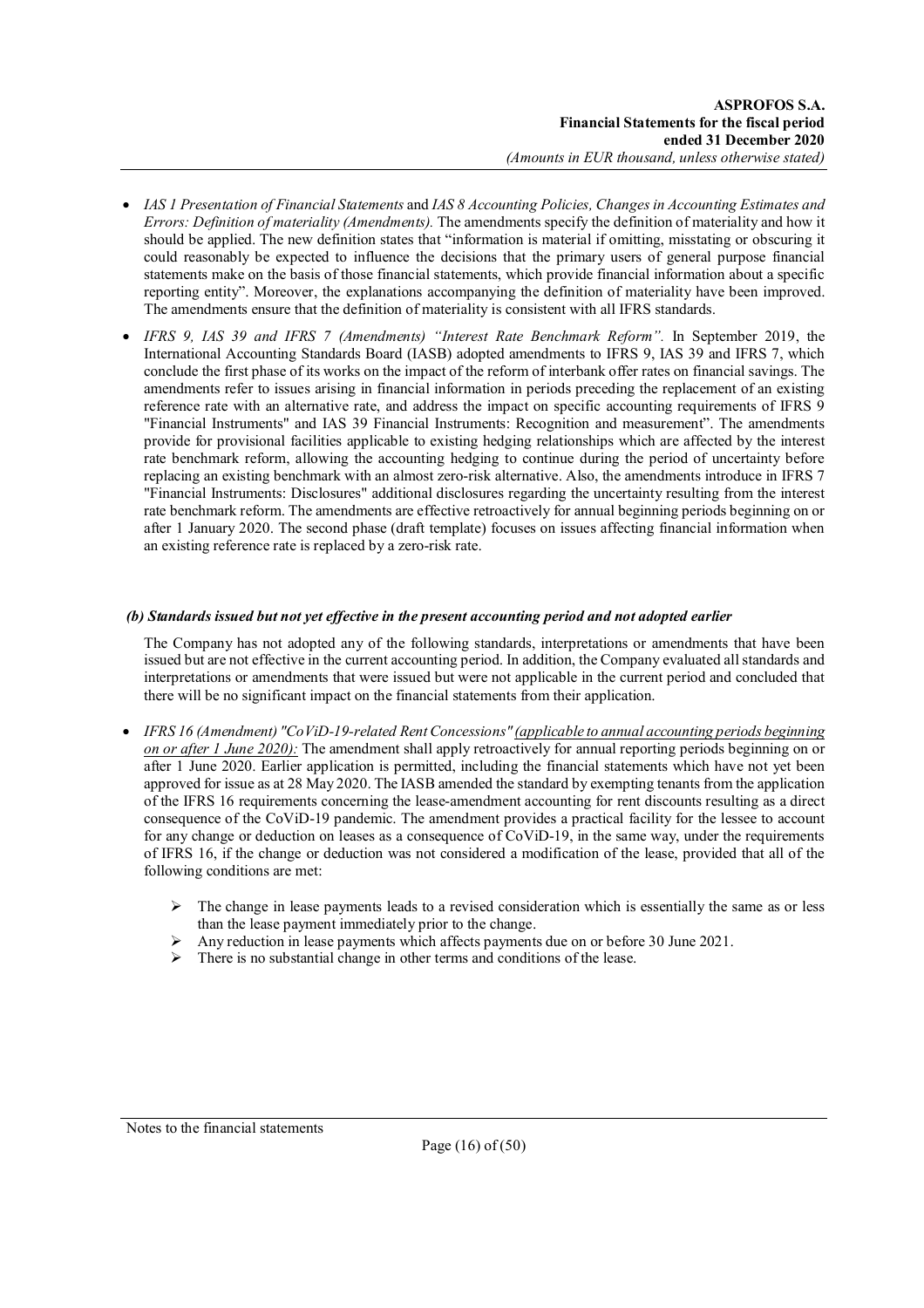- *IAS 1 Presentation of Financial Statements* and *IAS 8 Accounting Policies, Changes in Accounting Estimates and Errors: Definition of materiality (Amendments).* The amendments specify the definition of materiality and how it should be applied. The new definition states that "information is material if omitting, misstating or obscuring it could reasonably be expected to influence the decisions that the primary users of general purpose financial statements make on the basis of those financial statements, which provide financial information about a specific reporting entity". Moreover, the explanations accompanying the definition of materiality have been improved. The amendments ensure that the definition of materiality is consistent with all IFRS standards.
- *IFRS 9, IAS 39 and IFRS 7 (Amendments) "Interest Rate Benchmark Reform".* In September 2019, the International Accounting Standards Board (IASB) adopted amendments to IFRS 9, IAS 39 and IFRS 7, which conclude the first phase of its works on the impact of the reform of interbank offer rates on financial savings. The amendments refer to issues arising in financial information in periods preceding the replacement of an existing reference rate with an alternative rate, and address the impact on specific accounting requirements of IFRS 9 "Financial Instruments" and IAS 39 Financial Instruments: Recognition and measurement". The amendments provide for provisional facilities applicable to existing hedging relationships which are affected by the interest rate benchmark reform, allowing the accounting hedging to continue during the period of uncertainty before replacing an existing benchmark with an almost zero-risk alternative. Also, the amendments introduce in IFRS 7 "Financial Instruments: Disclosures" additional disclosures regarding the uncertainty resulting from the interest rate benchmark reform. The amendments are effective retroactively for annual beginning periods beginning on or after 1 January 2020. The second phase (draft template) focuses on issues affecting financial information when an existing reference rate is replaced by a zero-risk rate.

***(b) Standards issued but not yet effective in the present accounting period and not adopted earlier***

The Company has not adopted any of the following standards, interpretations or amendments that have been issued but are not effective in the current accounting period. In addition, the Company evaluated all standards and interpretations or amendments that were issued but were not applicable in the current period and concluded that there will be no significant impact on the financial statements from their application.

- *IFRS 16 (Amendment) "CoViD-19-related Rent Concessions" (applicable to annual accounting periods beginning on or after 1 June 2020):* The amendment shall apply retroactively for annual reporting periods beginning on or after 1 June 2020. Earlier application is permitted, including the financial statements which have not yet been approved for issue as at 28 May 2020. The IASB amended the standard by exempting tenants from the application of the IFRS 16 requirements concerning the lease-amendment accounting for rent discounts resulting as a direct consequence of the CoViD-19 pandemic. The amendment provides a practical facility for the lessee to account for any change or deduction on leases as a consequence of CoViD-19, in the same way, under the requirements of IFRS 16, if the change or deduction was not considered a modification of the lease, provided that all of the following conditions are met:

  - The change in lease payments leads to a revised consideration which is essentially the same as or less than the lease payment immediately prior to the change.
  - Any reduction in lease payments which affects payments due on or before 30 June 2021.
  - There is no substantial change in other terms and conditions of the lease.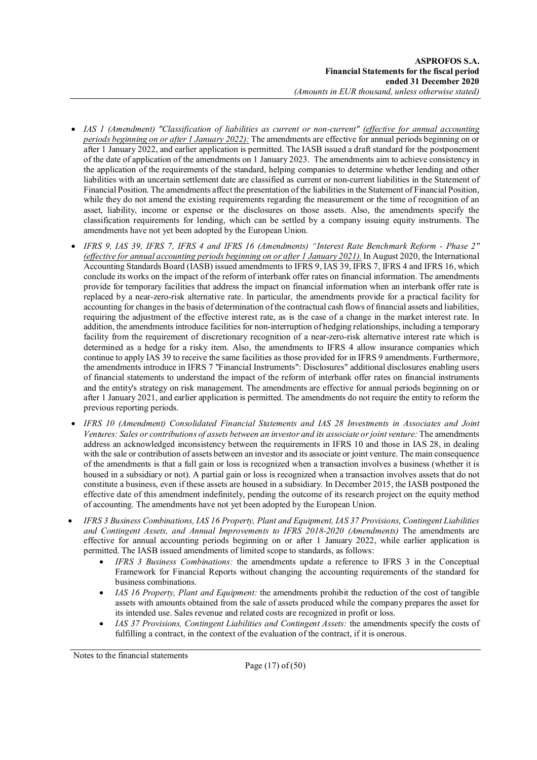- *IAS 1 (Amendment) "Classification of liabilities as current or non-current"* *(effective for annual accounting periods beginning on or after 1 January 2022):* The amendments are effective for annual periods beginning on or after 1 January 2022, and earlier application is permitted. The IASB issued a draft standard for the postponement of the date of application of the amendments on 1 January 2023. The amendments aim to achieve consistency in the application of the requirements of the standard, helping companies to determine whether lending and other liabilities with an uncertain settlement date are classified as current or non-current liabilities in the Statement of Financial Position. The amendments affect the presentation of the liabilities in the Statement of Financial Position, while they do not amend the existing requirements regarding the measurement or the time of recognition of an asset, liability, income or expense or the disclosures on those assets. Also, the amendments specify the classification requirements for lending, which can be settled by a company issuing equity instruments. The amendments have not yet been adopted by the European Union.
- *IFRS 9, IAS 39, IFRS 7, IFRS 4 and IFRS 16 (Amendments) "Interest Rate Benchmark Reform - Phase 2"* *(effective for annual accounting periods beginning on or after 1 January 2021).* In August 2020, the International Accounting Standards Board (IASB) issued amendments to IFRS 9, IAS 39, IFRS 7, IFRS 4 and IFRS 16, which conclude its works on the impact of the reform of interbank offer rates on financial information. The amendments provide for temporary facilities that address the impact on financial information when an interbank offer rate is replaced by a near-zero-risk alternative rate. In particular, the amendments provide for a practical facility for accounting for changes in the basis of determination of the contractual cash flows of financial assets and liabilities, requiring the adjustment of the effective interest rate, as is the case of a change in the market interest rate. In addition, the amendments introduce facilities for non-interruption of hedging relationships, including a temporary facility from the requirement of discretionary recognition of a near-zero-risk alternative interest rate which is determined as a hedge for a risky item. Also, the amendments to IFRS 4 allow insurance companies which continue to apply IAS 39 to receive the same facilities as those provided for in IFRS 9 amendments. Furthermore, the amendments introduce in IFRS 7 "Financial Instruments": Disclosures" additional disclosures enabling users of financial statements to understand the impact of the reform of interbank offer rates on financial instruments and the entity's strategy on risk management. The amendments are effective for annual periods beginning on or after 1 January 2021, and earlier application is permitted. The amendments do not require the entity to reform the previous reporting periods.
- *IFRS 10 (Amendment) Consolidated Financial Statements and IAS 28 Investments in Associates and Joint Ventures: Sales or contributions of assets between an investor and its associate or joint venture:* The amendments address an acknowledged inconsistency between the requirements in IFRS 10 and those in IAS 28, in dealing with the sale or contribution of assets between an investor and its associate or joint venture. The main consequence of the amendments is that a full gain or loss is recognized when a transaction involves a business (whether it is housed in a subsidiary or not). A partial gain or loss is recognized when a transaction involves assets that do not constitute a business, even if these assets are housed in a subsidiary. In December 2015, the IASB postponed the effective date of this amendment indefinitely, pending the outcome of its research project on the equity method of accounting. The amendments have not yet been adopted by the European Union.
- *IFRS 3 Business Combinations, IAS 16 Property, Plant and Equipment, IAS 37 Provisions, Contingent Liabilities and Contingent Assets, and Annual Improvements to IFRS 2018-2020 (Amendments)* The amendments are effective for annual accounting periods beginning on or after 1 January 2022, while earlier application is permitted. The IASB issued amendments of limited scope to standards, as follows:
    - *IFRS 3 Business Combinations:* the amendments update a reference to IFRS 3 in the Conceptual Framework for Financial Reports without changing the accounting requirements of the standard for business combinations.
    - *IAS 16 Property, Plant and Equipment:* the amendments prohibit the reduction of the cost of tangible assets with amounts obtained from the sale of assets produced while the company prepares the asset for its intended use. Sales revenue and related costs are recognized in profit or loss.
    - *IAS 37 Provisions, Contingent Liabilities and Contingent Assets:* the amendments specify the costs of fulfilling a contract, in the context of the evaluation of the contract, if it is onerous.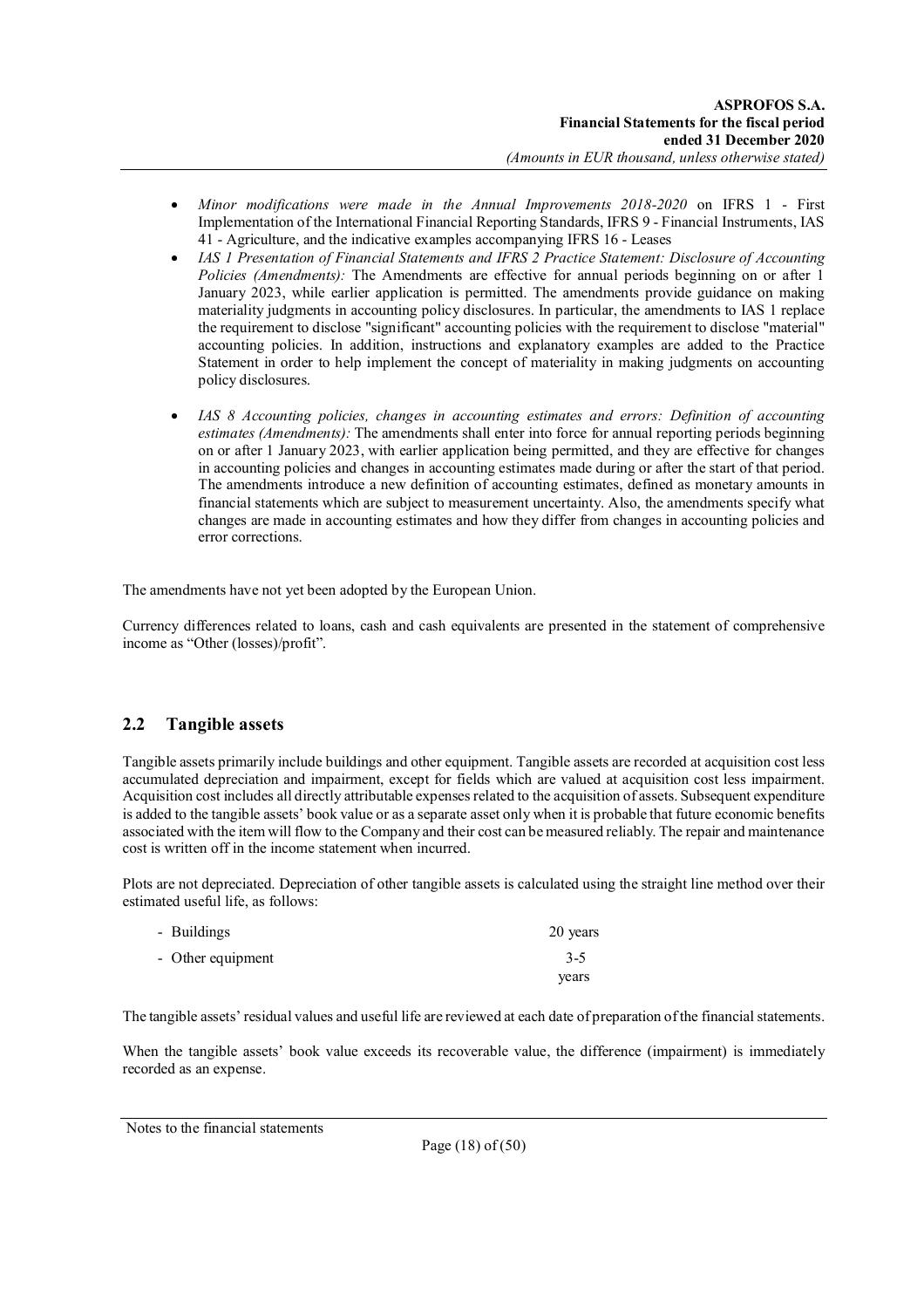- *Minor modifications were made in the Annual Improvements 2018-2020* on IFRS 1 - First Implementation of the International Financial Reporting Standards, IFRS 9 - Financial Instruments, IAS 41 - Agriculture, and the indicative examples accompanying IFRS 16 - Leases
- *IAS 1 Presentation of Financial Statements and IFRS 2 Practice Statement: Disclosure of Accounting Policies (Amendments):* The Amendments are effective for annual periods beginning on or after 1 January 2023, while earlier application is permitted. The amendments provide guidance on making materiality judgments in accounting policy disclosures. In particular, the amendments to IAS 1 replace the requirement to disclose "significant" accounting policies with the requirement to disclose "material" accounting policies. In addition, instructions and explanatory examples are added to the Practice Statement in order to help implement the concept of materiality in making judgments on accounting policy disclosures.
- *IAS 8 Accounting policies, changes in accounting estimates and errors: Definition of accounting estimates (Amendments):* The amendments shall enter into force for annual reporting periods beginning on or after 1 January 2023, with earlier application being permitted, and they are effective for changes in accounting policies and changes in accounting estimates made during or after the start of that period. The amendments introduce a new definition of accounting estimates, defined as monetary amounts in financial statements which are subject to measurement uncertainty. Also, the amendments specify what changes are made in accounting estimates and how they differ from changes in accounting policies and error corrections.

The amendments have not yet been adopted by the European Union.

Currency differences related to loans, cash and cash equivalents are presented in the statement of comprehensive income as "Other (losses)/profit".

## 2.2 Tangible assets

Tangible assets primarily include buildings and other equipment. Tangible assets are recorded at acquisition cost less accumulated depreciation and impairment, except for fields which are valued at acquisition cost less impairment. Acquisition cost includes all directly attributable expenses related to the acquisition of assets. Subsequent expenditure is added to the tangible assets' book value or as a separate asset only when it is probable that future economic benefits associated with the item will flow to the Company and their cost can be measured reliably. The repair and maintenance cost is written off in the income statement when incurred.

Plots are not depreciated. Depreciation of other tangible assets is calculated using the straight line method over their estimated useful life, as follows:

| | |
|---|---|
| - Buildings | 20 years |
| - Other equipment | 3-5 years |

The tangible assets' residual values and useful life are reviewed at each date of preparation of the financial statements.

When the tangible assets' book value exceeds its recoverable value, the difference (impairment) is immediately recorded as an expense.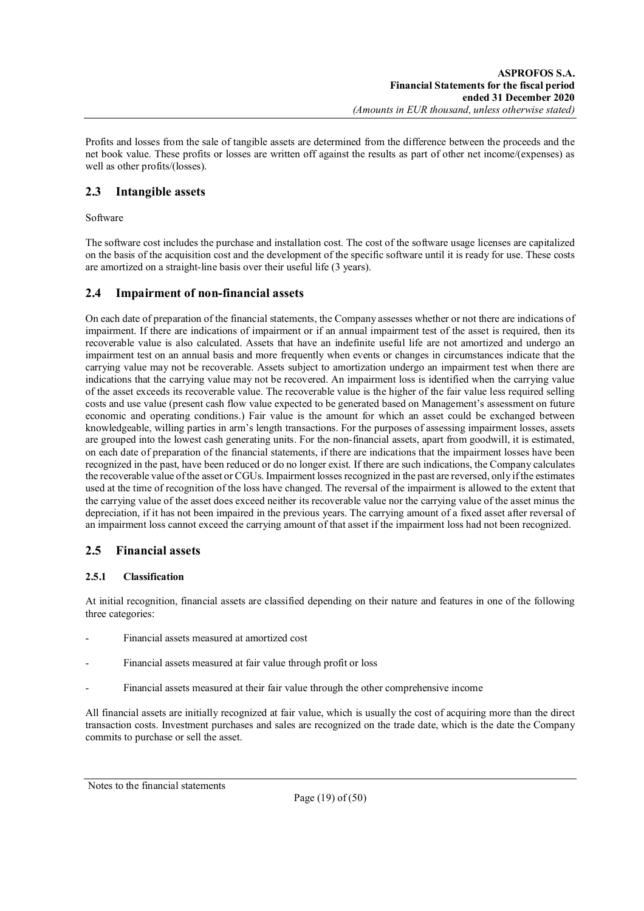Profits and losses from the sale of tangible assets are determined from the difference between the proceeds and the net book value. These profits or losses are written off against the results as part of other net income/(expenses) as well as other profits/(losses).

## 2.3 Intangible assets

Software

The software cost includes the purchase and installation cost. The cost of the software usage licenses are capitalized on the basis of the acquisition cost and the development of the specific software until it is ready for use. These costs are amortized on a straight-line basis over their useful life (3 years).

## 2.4 Impairment of non-financial assets

On each date of preparation of the financial statements, the Company assesses whether or not there are indications of impairment. If there are indications of impairment or if an annual impairment test of the asset is required, then its recoverable value is also calculated. Assets that have an indefinite useful life are not amortized and undergo an impairment test on an annual basis and more frequently when events or changes in circumstances indicate that the carrying value may not be recoverable. Assets subject to amortization undergo an impairment test when there are indications that the carrying value may not be recovered. An impairment loss is identified when the carrying value of the asset exceeds its recoverable value. The recoverable value is the higher of the fair value less required selling costs and use value (present cash flow value expected to be generated based on Management's assessment on future economic and operating conditions.) Fair value is the amount for which an asset could be exchanged between knowledgeable, willing parties in arm's length transactions. For the purposes of assessing impairment losses, assets are grouped into the lowest cash generating units. For the non-financial assets, apart from goodwill, it is estimated, on each date of preparation of the financial statements, if there are indications that the impairment losses have been recognized in the past, have been reduced or do no longer exist. If there are such indications, the Company calculates the recoverable value of the asset or CGUs. Impairment losses recognized in the past are reversed, only if the estimates used at the time of recognition of the loss have changed. The reversal of the impairment is allowed to the extent that the carrying value of the asset does exceed neither its recoverable value nor the carrying value of the asset minus the depreciation, if it has not been impaired in the previous years. The carrying amount of a fixed asset after reversal of an impairment loss cannot exceed the carrying amount of that asset if the impairment loss had not been recognized.

## 2.5 Financial assets

### 2.5.1 Classification

At initial recognition, financial assets are classified depending on their nature and features in one of the following three categories:

- Financial assets measured at amortized cost
- Financial assets measured at fair value through profit or loss
- Financial assets measured at their fair value through the other comprehensive income

All financial assets are initially recognized at fair value, which is usually the cost of acquiring more than the direct transaction costs. Investment purchases and sales are recognized on the trade date, which is the date the Company commits to purchase or sell the asset.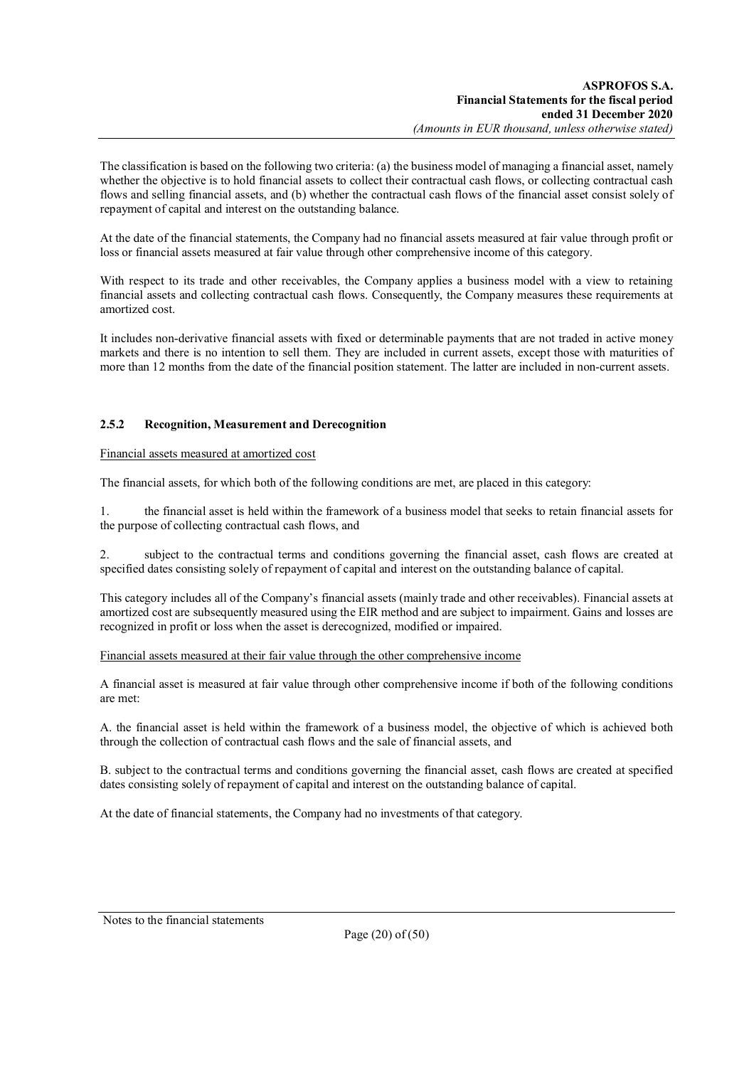The classification is based on the following two criteria: (a) the business model of managing a financial asset, namely whether the objective is to hold financial assets to collect their contractual cash flows, or collecting contractual cash flows and selling financial assets, and (b) whether the contractual cash flows of the financial asset consist solely of repayment of capital and interest on the outstanding balance.

At the date of the financial statements, the Company had no financial assets measured at fair value through profit or loss or financial assets measured at fair value through other comprehensive income of this category.

With respect to its trade and other receivables, the Company applies a business model with a view to retaining financial assets and collecting contractual cash flows. Consequently, the Company measures these requirements at amortized cost.

It includes non-derivative financial assets with fixed or determinable payments that are not traded in active money markets and there is no intention to sell them. They are included in current assets, except those with maturities of more than 12 months from the date of the financial position statement. The latter are included in non-current assets.

### 2.5.2 Recognition, Measurement and Derecognition

Financial assets measured at amortized cost

The financial assets, for which both of the following conditions are met, are placed in this category:

1. the financial asset is held within the framework of a business model that seeks to retain financial assets for the purpose of collecting contractual cash flows, and

2. subject to the contractual terms and conditions governing the financial asset, cash flows are created at specified dates consisting solely of repayment of capital and interest on the outstanding balance of capital.

This category includes all of the Company's financial assets (mainly trade and other receivables). Financial assets at amortized cost are subsequently measured using the EIR method and are subject to impairment. Gains and losses are recognized in profit or loss when the asset is derecognized, modified or impaired.

Financial assets measured at their fair value through the other comprehensive income

A financial asset is measured at fair value through other comprehensive income if both of the following conditions are met:

A. the financial asset is held within the framework of a business model, the objective of which is achieved both through the collection of contractual cash flows and the sale of financial assets, and

B. subject to the contractual terms and conditions governing the financial asset, cash flows are created at specified dates consisting solely of repayment of capital and interest on the outstanding balance of capital.

At the date of financial statements, the Company had no investments of that category.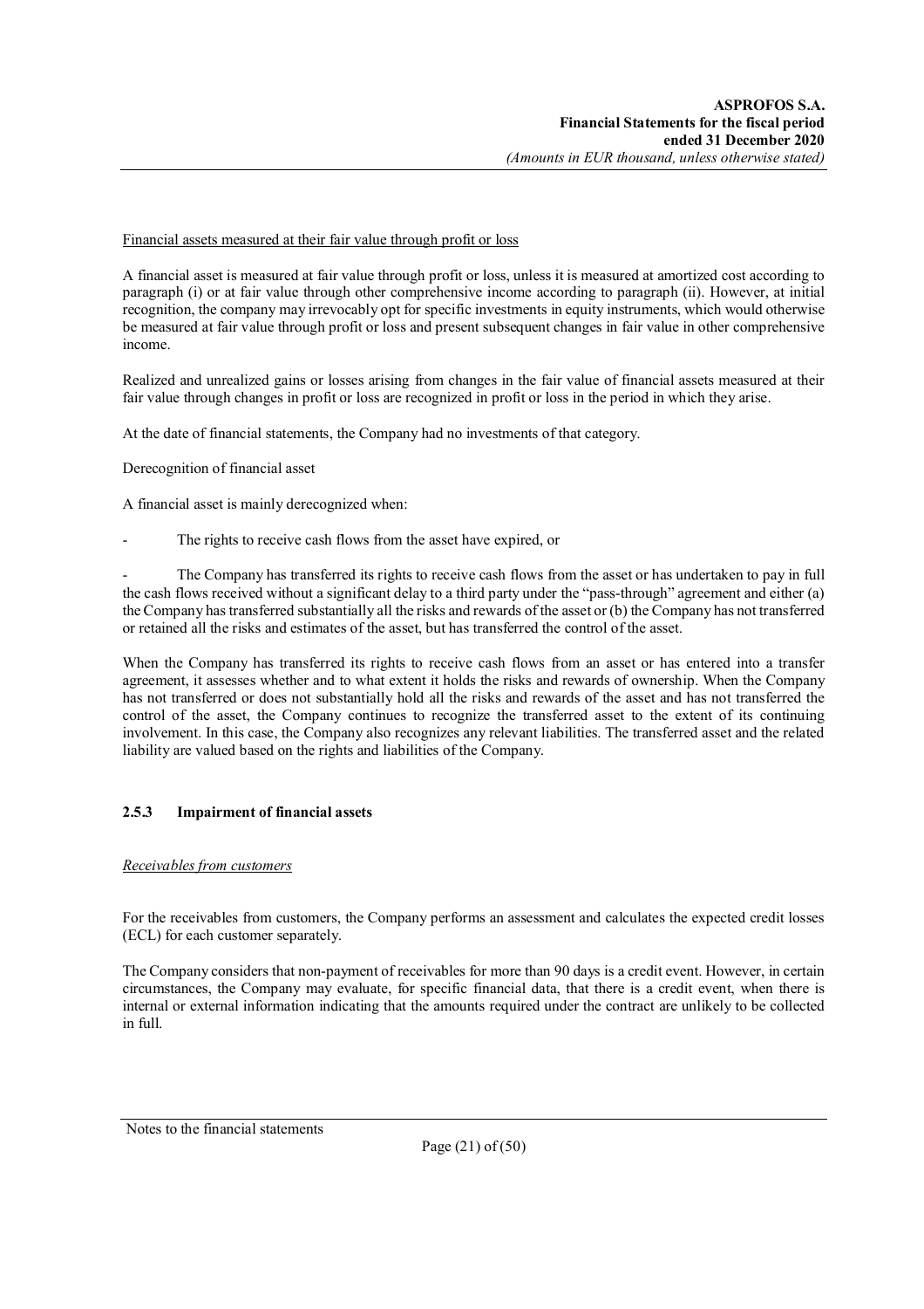Financial assets measured at their fair value through profit or loss

A financial asset is measured at fair value through profit or loss, unless it is measured at amortized cost according to paragraph (i) or at fair value through other comprehensive income according to paragraph (ii). However, at initial recognition, the company may irrevocably opt for specific investments in equity instruments, which would otherwise be measured at fair value through profit or loss and present subsequent changes in fair value in other comprehensive income.

Realized and unrealized gains or losses arising from changes in the fair value of financial assets measured at their fair value through changes in profit or loss are recognized in profit or loss in the period in which they arise.

At the date of financial statements, the Company had no investments of that category.

Derecognition of financial asset

A financial asset is mainly derecognized when:

- The rights to receive cash flows from the asset have expired, or

- The Company has transferred its rights to receive cash flows from the asset or has undertaken to pay in full the cash flows received without a significant delay to a third party under the "pass-through" agreement and either (a) the Company has transferred substantially all the risks and rewards of the asset or (b) the Company has not transferred or retained all the risks and estimates of the asset, but has transferred the control of the asset.

When the Company has transferred its rights to receive cash flows from an asset or has entered into a transfer agreement, it assesses whether and to what extent it holds the risks and rewards of ownership. When the Company has not transferred or does not substantially hold all the risks and rewards of the asset and has not transferred the control of the asset, the Company continues to recognize the transferred asset to the extent of its continuing involvement. In this case, the Company also recognizes any relevant liabilities. The transferred asset and the related liability are valued based on the rights and liabilities of the Company.

### 2.5.3 Impairment of financial assets

*Receivables from customers*

For the receivables from customers, the Company performs an assessment and calculates the expected credit losses (ECL) for each customer separately.

The Company considers that non-payment of receivables for more than 90 days is a credit event. However, in certain circumstances, the Company may evaluate, for specific financial data, that there is a credit event, when there is internal or external information indicating that the amounts required under the contract are unlikely to be collected in full.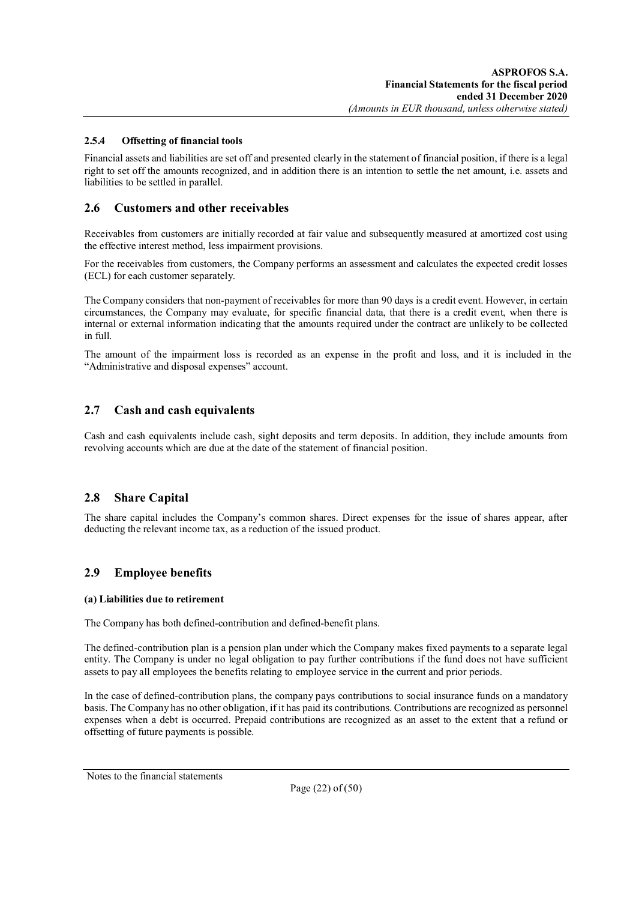#### 2.5.4 Offsetting of financial tools

Financial assets and liabilities are set off and presented clearly in the statement of financial position, if there is a legal right to set off the amounts recognized, and in addition there is an intention to settle the net amount, i.e. assets and liabilities to be settled in parallel.

## 2.6 Customers and other receivables

Receivables from customers are initially recorded at fair value and subsequently measured at amortized cost using the effective interest method, less impairment provisions.

For the receivables from customers, the Company performs an assessment and calculates the expected credit losses (ECL) for each customer separately.

The Company considers that non-payment of receivables for more than 90 days is a credit event. However, in certain circumstances, the Company may evaluate, for specific financial data, that there is a credit event, when there is internal or external information indicating that the amounts required under the contract are unlikely to be collected in full.

The amount of the impairment loss is recorded as an expense in the profit and loss, and it is included in the "Administrative and disposal expenses" account.

## 2.7 Cash and cash equivalents

Cash and cash equivalents include cash, sight deposits and term deposits. In addition, they include amounts from revolving accounts which are due at the date of the statement of financial position.

## 2.8 Share Capital

The share capital includes the Company's common shares. Direct expenses for the issue of shares appear, after deducting the relevant income tax, as a reduction of the issued product.

## 2.9 Employee benefits

**(a) Liabilities due to retirement**

The Company has both defined-contribution and defined-benefit plans.

The defined-contribution plan is a pension plan under which the Company makes fixed payments to a separate legal entity. The Company is under no legal obligation to pay further contributions if the fund does not have sufficient assets to pay all employees the benefits relating to employee service in the current and prior periods.

In the case of defined-contribution plans, the company pays contributions to social insurance funds on a mandatory basis. The Company has no other obligation, if it has paid its contributions. Contributions are recognized as personnel expenses when a debt is occurred. Prepaid contributions are recognized as an asset to the extent that a refund or offsetting of future payments is possible.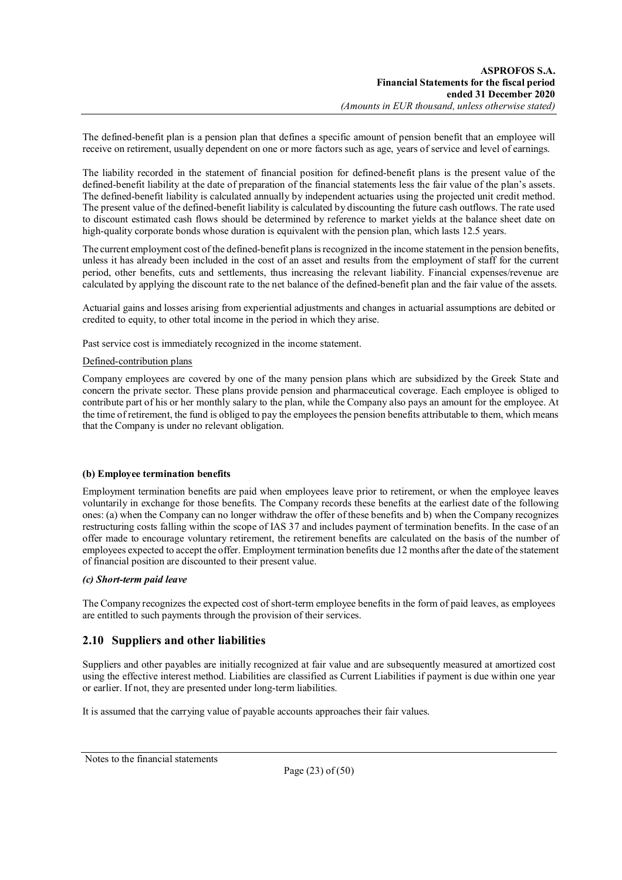The defined-benefit plan is a pension plan that defines a specific amount of pension benefit that an employee will receive on retirement, usually dependent on one or more factors such as age, years of service and level of earnings.

The liability recorded in the statement of financial position for defined-benefit plans is the present value of the defined-benefit liability at the date of preparation of the financial statements less the fair value of the plan's assets. The defined-benefit liability is calculated annually by independent actuaries using the projected unit credit method. The present value of the defined-benefit liability is calculated by discounting the future cash outflows. The rate used to discount estimated cash flows should be determined by reference to market yields at the balance sheet date on high-quality corporate bonds whose duration is equivalent with the pension plan, which lasts 12.5 years.

The current employment cost of the defined-benefit plans is recognized in the income statement in the pension benefits, unless it has already been included in the cost of an asset and results from the employment of staff for the current period, other benefits, cuts and settlements, thus increasing the relevant liability. Financial expenses/revenue are calculated by applying the discount rate to the net balance of the defined-benefit plan and the fair value of the assets.

Actuarial gains and losses arising from experiential adjustments and changes in actuarial assumptions are debited or credited to equity, to other total income in the period in which they arise.

Past service cost is immediately recognized in the income statement.

Defined-contribution plans

Company employees are covered by one of the many pension plans which are subsidized by the Greek State and concern the private sector. These plans provide pension and pharmaceutical coverage. Each employee is obliged to contribute part of his or her monthly salary to the plan, while the Company also pays an amount for the employee. At the time of retirement, the fund is obliged to pay the employees the pension benefits attributable to them, which means that the Company is under no relevant obligation.

**(b) Employee termination benefits**

Employment termination benefits are paid when employees leave prior to retirement, or when the employee leaves voluntarily in exchange for those benefits. The Company records these benefits at the earliest date of the following ones: (a) when the Company can no longer withdraw the offer of these benefits and b) when the Company recognizes restructuring costs falling within the scope of IAS 37 and includes payment of termination benefits. In the case of an offer made to encourage voluntary retirement, the retirement benefits are calculated on the basis of the number of employees expected to accept the offer. Employment termination benefits due 12 months after the date of the statement of financial position are discounted to their present value.

***(c) Short-term paid leave***

The Company recognizes the expected cost of short-term employee benefits in the form of paid leaves, as employees are entitled to such payments through the provision of their services.

## 2.10 Suppliers and other liabilities

Suppliers and other payables are initially recognized at fair value and are subsequently measured at amortized cost using the effective interest method. Liabilities are classified as Current Liabilities if payment is due within one year or earlier. If not, they are presented under long-term liabilities.

It is assumed that the carrying value of payable accounts approaches their fair values.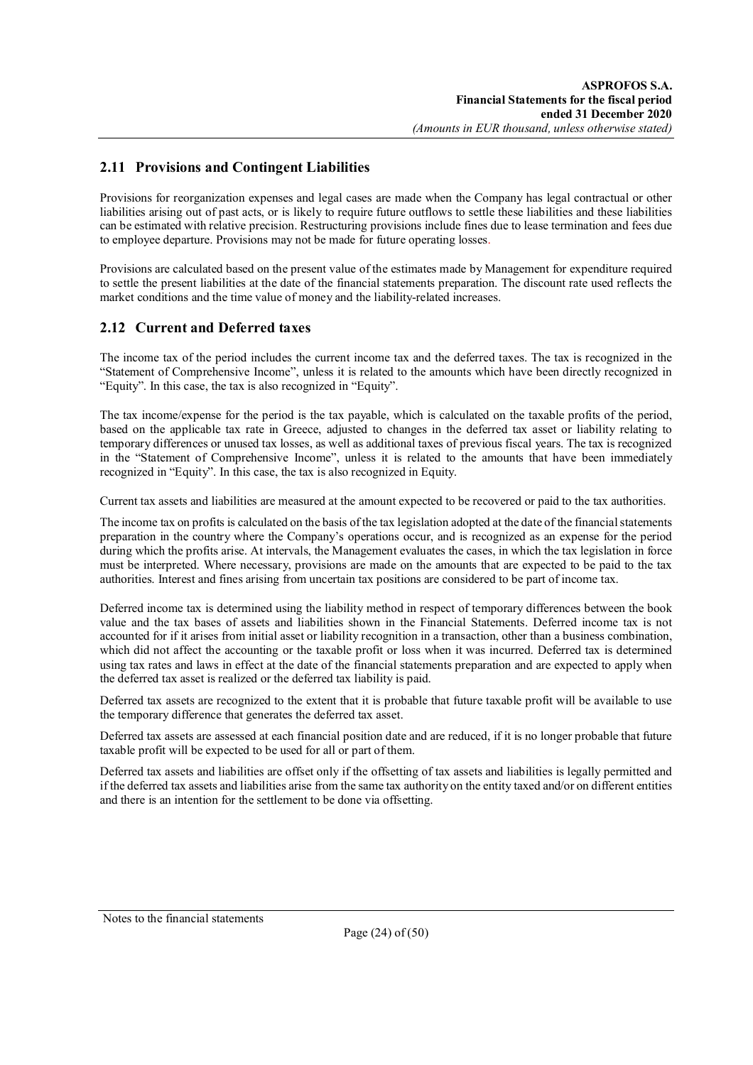## 2.11 Provisions and Contingent Liabilities

Provisions for reorganization expenses and legal cases are made when the Company has legal contractual or other liabilities arising out of past acts, or is likely to require future outflows to settle these liabilities and these liabilities can be estimated with relative precision. Restructuring provisions include fines due to lease termination and fees due to employee departure. Provisions may not be made for future operating losses.

Provisions are calculated based on the present value of the estimates made by Management for expenditure required to settle the present liabilities at the date of the financial statements preparation. The discount rate used reflects the market conditions and the time value of money and the liability-related increases.

## 2.12 Current and Deferred taxes

The income tax of the period includes the current income tax and the deferred taxes. The tax is recognized in the "Statement of Comprehensive Income", unless it is related to the amounts which have been directly recognized in "Equity". In this case, the tax is also recognized in "Equity".

The tax income/expense for the period is the tax payable, which is calculated on the taxable profits of the period, based on the applicable tax rate in Greece, adjusted to changes in the deferred tax asset or liability relating to temporary differences or unused tax losses, as well as additional taxes of previous fiscal years. The tax is recognized in the "Statement of Comprehensive Income", unless it is related to the amounts that have been immediately recognized in "Equity". In this case, the tax is also recognized in Equity.

Current tax assets and liabilities are measured at the amount expected to be recovered or paid to the tax authorities.

The income tax on profits is calculated on the basis of the tax legislation adopted at the date of the financial statements preparation in the country where the Company's operations occur, and is recognized as an expense for the period during which the profits arise. At intervals, the Management evaluates the cases, in which the tax legislation in force must be interpreted. Where necessary, provisions are made on the amounts that are expected to be paid to the tax authorities. Interest and fines arising from uncertain tax positions are considered to be part of income tax.

Deferred income tax is determined using the liability method in respect of temporary differences between the book value and the tax bases of assets and liabilities shown in the Financial Statements. Deferred income tax is not accounted for if it arises from initial asset or liability recognition in a transaction, other than a business combination, which did not affect the accounting or the taxable profit or loss when it was incurred. Deferred tax is determined using tax rates and laws in effect at the date of the financial statements preparation and are expected to apply when the deferred tax asset is realized or the deferred tax liability is paid.

Deferred tax assets are recognized to the extent that it is probable that future taxable profit will be available to use the temporary difference that generates the deferred tax asset.

Deferred tax assets are assessed at each financial position date and are reduced, if it is no longer probable that future taxable profit will be expected to be used for all or part of them.

Deferred tax assets and liabilities are offset only if the offsetting of tax assets and liabilities is legally permitted and if the deferred tax assets and liabilities arise from the same tax authority on the entity taxed and/or on different entities and there is an intention for the settlement to be done via offsetting.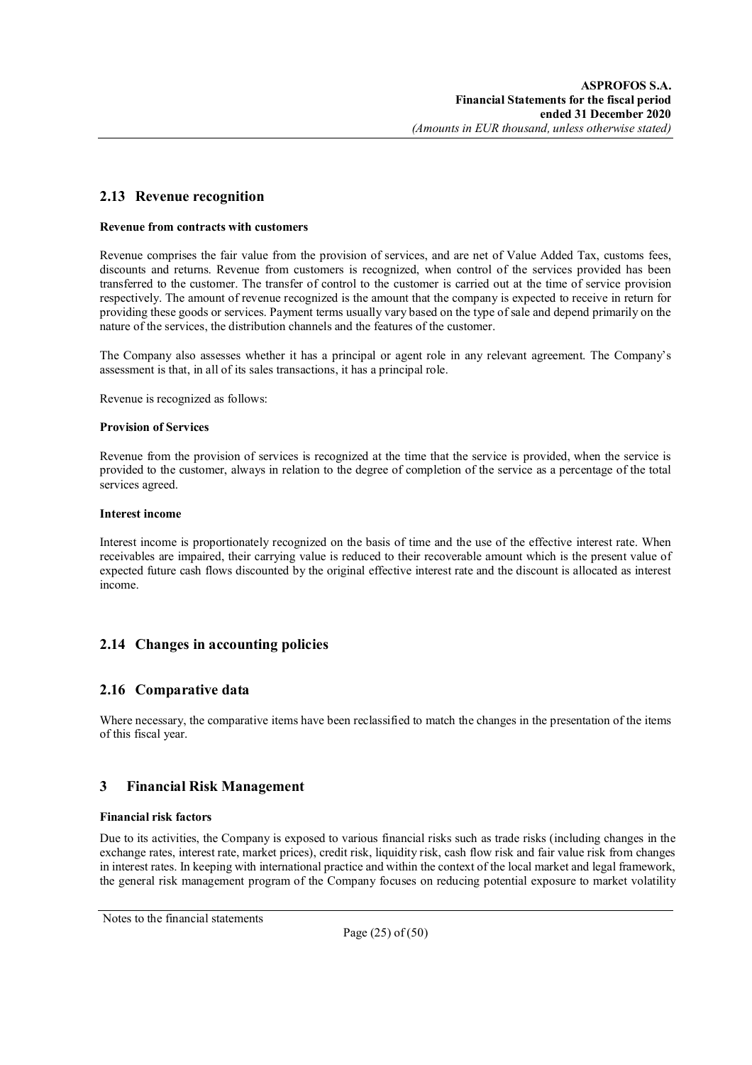## 2.13 Revenue recognition

**Revenue from contracts with customers**

Revenue comprises the fair value from the provision of services, and are net of Value Added Tax, customs fees, discounts and returns. Revenue from customers is recognized, when control of the services provided has been transferred to the customer. The transfer of control to the customer is carried out at the time of service provision respectively. The amount of revenue recognized is the amount that the company is expected to receive in return for providing these goods or services. Payment terms usually vary based on the type of sale and depend primarily on the nature of the services, the distribution channels and the features of the customer.

The Company also assesses whether it has a principal or agent role in any relevant agreement. The Company's assessment is that, in all of its sales transactions, it has a principal role.

Revenue is recognized as follows:

**Provision of Services**

Revenue from the provision of services is recognized at the time that the service is provided, when the service is provided to the customer, always in relation to the degree of completion of the service as a percentage of the total services agreed.

**Interest income**

Interest income is proportionately recognized on the basis of time and the use of the effective interest rate. When receivables are impaired, their carrying value is reduced to their recoverable amount which is the present value of expected future cash flows discounted by the original effective interest rate and the discount is allocated as interest income.

## 2.14 Changes in accounting policies

## 2.16 Comparative data

Where necessary, the comparative items have been reclassified to match the changes in the presentation of the items of this fiscal year.

# 3 Financial Risk Management

**Financial risk factors**

Due to its activities, the Company is exposed to various financial risks such as trade risks (including changes in the exchange rates, interest rate, market prices), credit risk, liquidity risk, cash flow risk and fair value risk from changes in interest rates. In keeping with international practice and within the context of the local market and legal framework, the general risk management program of the Company focuses on reducing potential exposure to market volatility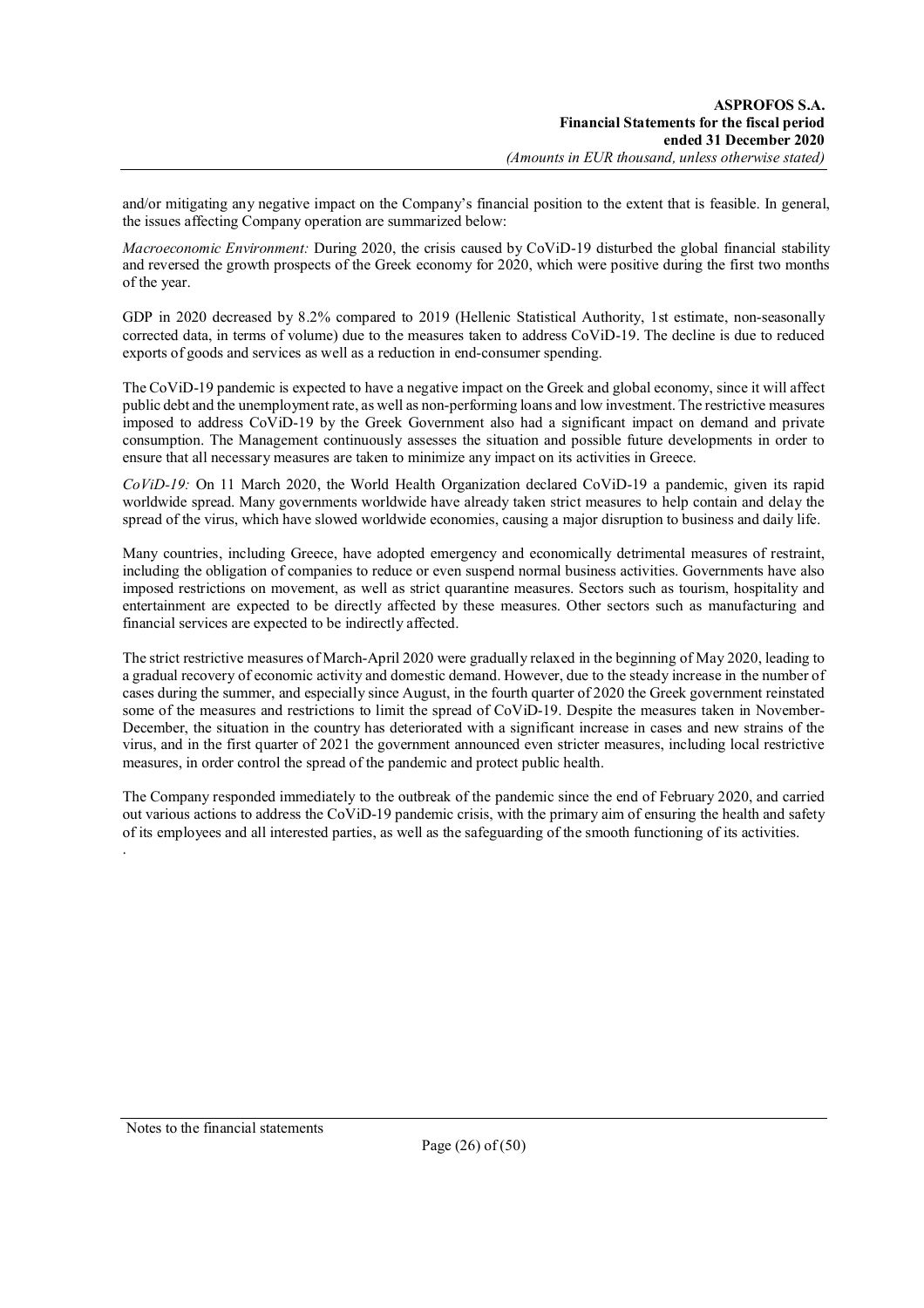and/or mitigating any negative impact on the Company's financial position to the extent that is feasible. In general, the issues affecting Company operation are summarized below:

*Macroeconomic Environment:* During 2020, the crisis caused by CoViD-19 disturbed the global financial stability and reversed the growth prospects of the Greek economy for 2020, which were positive during the first two months of the year.

GDP in 2020 decreased by 8.2% compared to 2019 (Hellenic Statistical Authority, 1st estimate, non-seasonally corrected data, in terms of volume) due to the measures taken to address CoViD-19. The decline is due to reduced exports of goods and services as well as a reduction in end-consumer spending.

The CoViD-19 pandemic is expected to have a negative impact on the Greek and global economy, since it will affect public debt and the unemployment rate, as well as non-performing loans and low investment. The restrictive measures imposed to address CoViD-19 by the Greek Government also had a significant impact on demand and private consumption. The Management continuously assesses the situation and possible future developments in order to ensure that all necessary measures are taken to minimize any impact on its activities in Greece.

*CoViD-19:* On 11 March 2020, the World Health Organization declared CoViD-19 a pandemic, given its rapid worldwide spread. Many governments worldwide have already taken strict measures to help contain and delay the spread of the virus, which have slowed worldwide economies, causing a major disruption to business and daily life.

Many countries, including Greece, have adopted emergency and economically detrimental measures of restraint, including the obligation of companies to reduce or even suspend normal business activities. Governments have also imposed restrictions on movement, as well as strict quarantine measures. Sectors such as tourism, hospitality and entertainment are expected to be directly affected by these measures. Other sectors such as manufacturing and financial services are expected to be indirectly affected.

The strict restrictive measures of March-April 2020 were gradually relaxed in the beginning of May 2020, leading to a gradual recovery of economic activity and domestic demand. However, due to the steady increase in the number of cases during the summer, and especially since August, in the fourth quarter of 2020 the Greek government reinstated some of the measures and restrictions to limit the spread of CoViD-19. Despite the measures taken in November-December, the situation in the country has deteriorated with a significant increase in cases and new strains of the virus, and in the first quarter of 2021 the government announced even stricter measures, including local restrictive measures, in order control the spread of the pandemic and protect public health.

The Company responded immediately to the outbreak of the pandemic since the end of February 2020, and carried out various actions to address the CoViD-19 pandemic crisis, with the primary aim of ensuring the health and safety of its employees and all interested parties, as well as the safeguarding of the smooth functioning of its activities.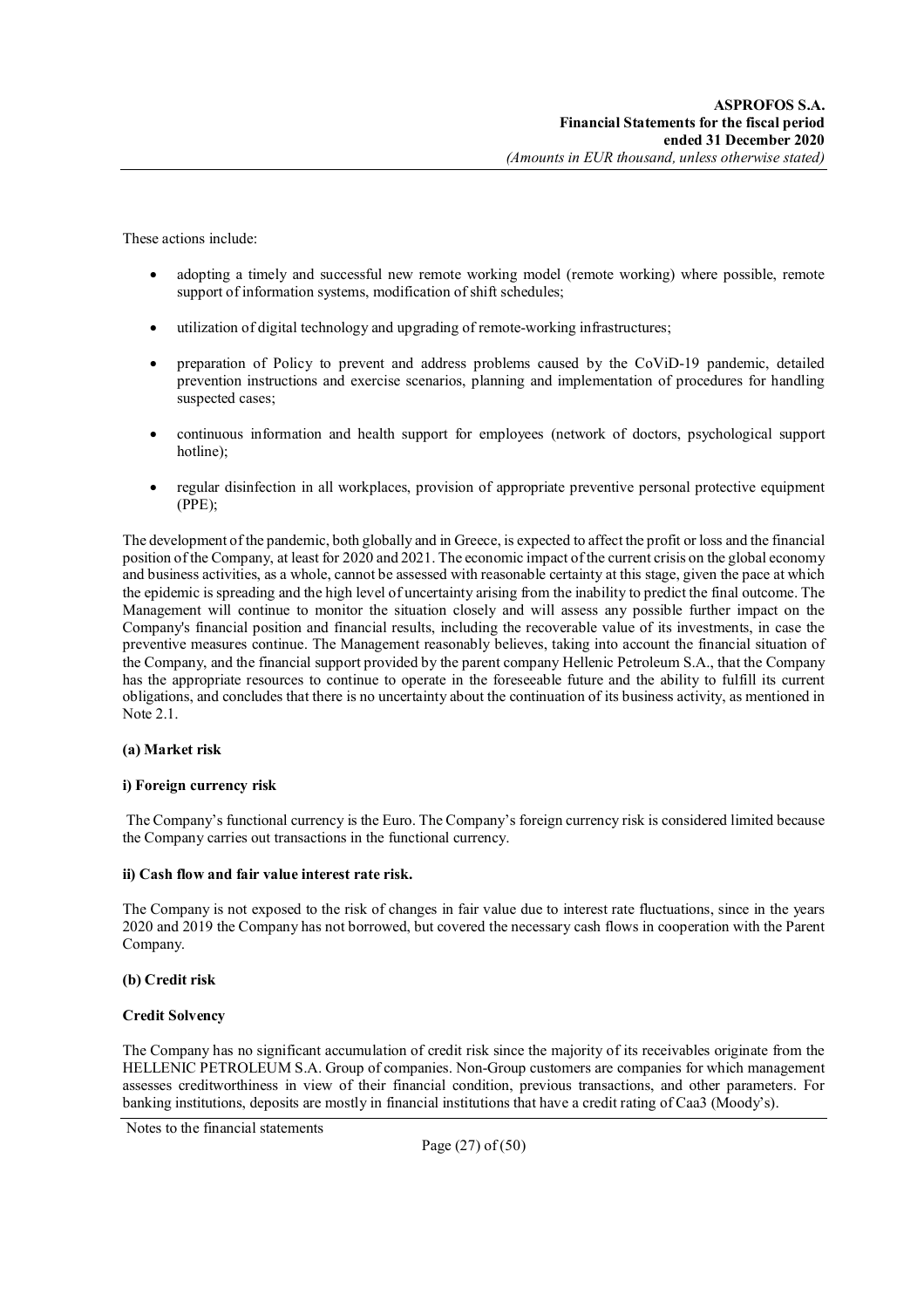These actions include:

- adopting a timely and successful new remote working model (remote working) where possible, remote support of information systems, modification of shift schedules;
- utilization of digital technology and upgrading of remote-working infrastructures;
- preparation of Policy to prevent and address problems caused by the CoViD-19 pandemic, detailed prevention instructions and exercise scenarios, planning and implementation of procedures for handling suspected cases;
- continuous information and health support for employees (network of doctors, psychological support hotline);
- regular disinfection in all workplaces, provision of appropriate preventive personal protective equipment (PPE);

The development of the pandemic, both globally and in Greece, is expected to affect the profit or loss and the financial position of the Company, at least for 2020 and 2021. The economic impact of the current crisis on the global economy and business activities, as a whole, cannot be assessed with reasonable certainty at this stage, given the pace at which the epidemic is spreading and the high level of uncertainty arising from the inability to predict the final outcome. The Management will continue to monitor the situation closely and will assess any possible further impact on the Company's financial position and financial results, including the recoverable value of its investments, in case the preventive measures continue. The Management reasonably believes, taking into account the financial situation of the Company, and the financial support provided by the parent company Hellenic Petroleum S.A., that the Company has the appropriate resources to continue to operate in the foreseeable future and the ability to fulfill its current obligations, and concludes that there is no uncertainty about the continuation of its business activity, as mentioned in Note 2.1.

**(a) Market risk**

**i) Foreign currency risk**

The Company's functional currency is the Euro. The Company's foreign currency risk is considered limited because the Company carries out transactions in the functional currency.

**ii) Cash flow and fair value interest rate risk.**

The Company is not exposed to the risk of changes in fair value due to interest rate fluctuations, since in the years 2020 and 2019 the Company has not borrowed, but covered the necessary cash flows in cooperation with the Parent Company.

**(b) Credit risk**

**Credit Solvency**

The Company has no significant accumulation of credit risk since the majority of its receivables originate from the HELLENIC PETROLEUM S.A. Group of companies. Non-Group customers are companies for which management assesses creditworthiness in view of their financial condition, previous transactions, and other parameters. For banking institutions, deposits are mostly in financial institutions that have a credit rating of Caa3 (Moody's).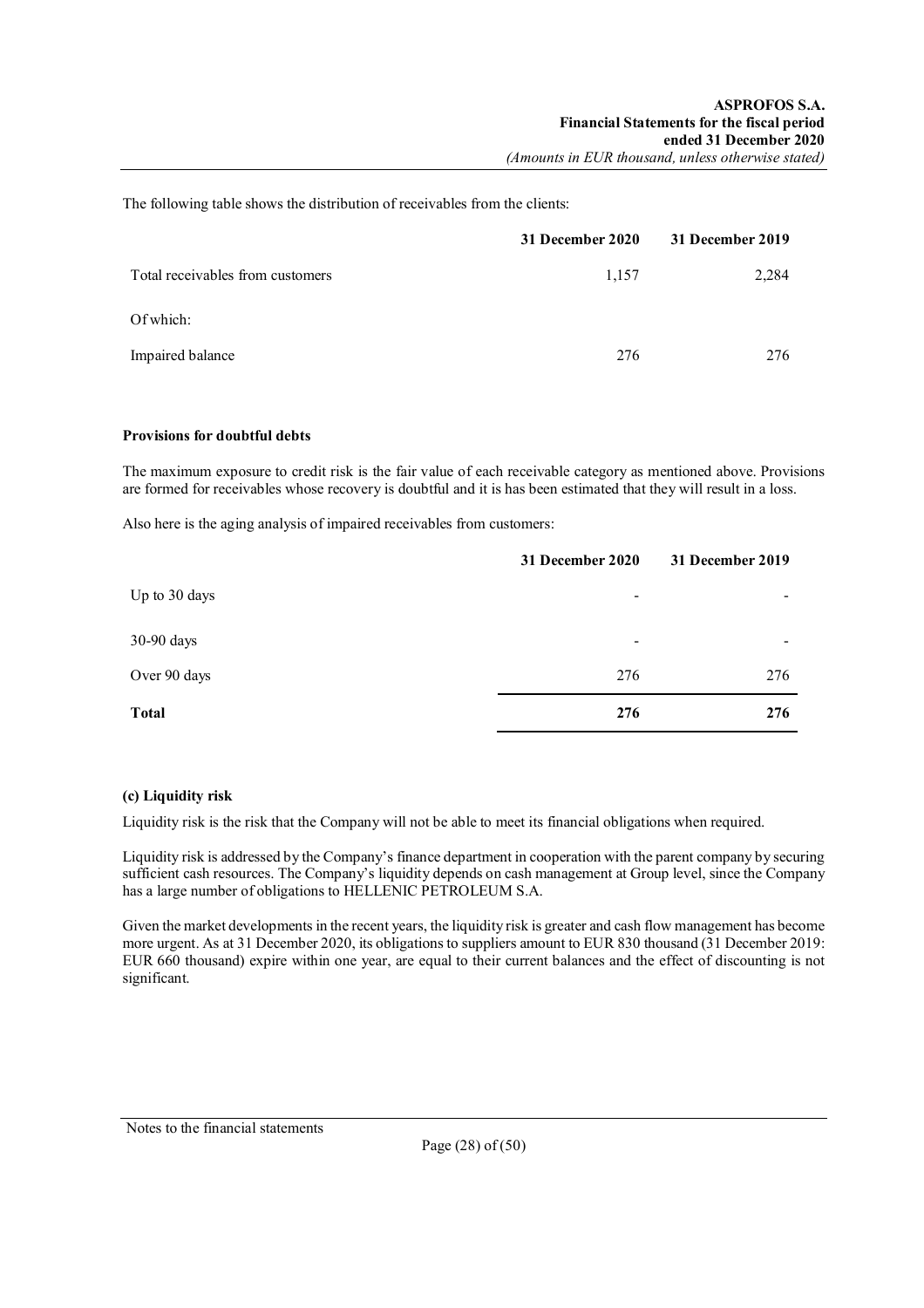The following table shows the distribution of receivables from the clients:

| | 31 December 2020 | 31 December 2019 |
|---|---|---|
| Total receivables from customers | 1,157 | 2,284 |
| Of which: | | |
| Impaired balance | 276 | 276 |

**Provisions for doubtful debts**

The maximum exposure to credit risk is the fair value of each receivable category as mentioned above. Provisions are formed for receivables whose recovery is doubtful and it is has been estimated that they will result in a loss.

Also here is the aging analysis of impaired receivables from customers:

| | 31 December 2020 | 31 December 2019 |
|---|---|---|
| Up to 30 days | - | - |
| 30-90 days | - | - |
| Over 90 days | 276 | 276 |
| **Total** | **276** | **276** |

**(c) Liquidity risk**

Liquidity risk is the risk that the Company will not be able to meet its financial obligations when required.

Liquidity risk is addressed by the Company's finance department in cooperation with the parent company by securing sufficient cash resources. The Company's liquidity depends on cash management at Group level, since the Company has a large number of obligations to HELLENIC PETROLEUM S.A.

Given the market developments in the recent years, the liquidity risk is greater and cash flow management has become more urgent. As at 31 December 2020, its obligations to suppliers amount to EUR 830 thousand (31 December 2019: EUR 660 thousand) expire within one year, are equal to their current balances and the effect of discounting is not significant.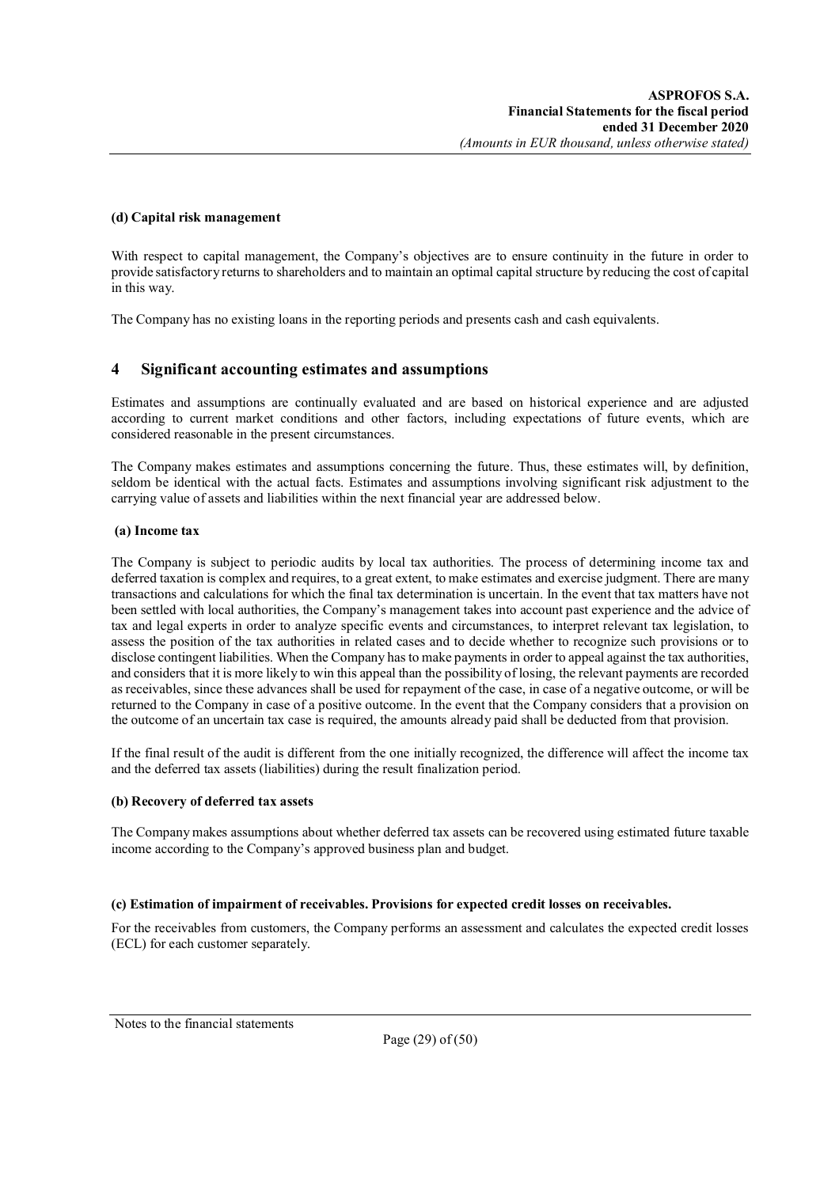**(d) Capital risk management**

With respect to capital management, the Company's objectives are to ensure continuity in the future in order to provide satisfactory returns to shareholders and to maintain an optimal capital structure by reducing the cost of capital in this way.

The Company has no existing loans in the reporting periods and presents cash and cash equivalents.

## 4 Significant accounting estimates and assumptions

Estimates and assumptions are continually evaluated and are based on historical experience and are adjusted according to current market conditions and other factors, including expectations of future events, which are considered reasonable in the present circumstances.

The Company makes estimates and assumptions concerning the future. Thus, these estimates will, by definition, seldom be identical with the actual facts. Estimates and assumptions involving significant risk adjustment to the carrying value of assets and liabilities within the next financial year are addressed below.

**(a) Income tax**

The Company is subject to periodic audits by local tax authorities. The process of determining income tax and deferred taxation is complex and requires, to a great extent, to make estimates and exercise judgment. There are many transactions and calculations for which the final tax determination is uncertain. In the event that tax matters have not been settled with local authorities, the Company's management takes into account past experience and the advice of tax and legal experts in order to analyze specific events and circumstances, to interpret relevant tax legislation, to assess the position of the tax authorities in related cases and to decide whether to recognize such provisions or to disclose contingent liabilities. When the Company has to make payments in order to appeal against the tax authorities, and considers that it is more likely to win this appeal than the possibility of losing, the relevant payments are recorded as receivables, since these advances shall be used for repayment of the case, in case of a negative outcome, or will be returned to the Company in case of a positive outcome. In the event that the Company considers that a provision on the outcome of an uncertain tax case is required, the amounts already paid shall be deducted from that provision.

If the final result of the audit is different from the one initially recognized, the difference will affect the income tax and the deferred tax assets (liabilities) during the result finalization period.

**(b) Recovery of deferred tax assets**

The Company makes assumptions about whether deferred tax assets can be recovered using estimated future taxable income according to the Company's approved business plan and budget.

**(c) Estimation of impairment of receivables. Provisions for expected credit losses on receivables.**

For the receivables from customers, the Company performs an assessment and calculates the expected credit losses (ECL) for each customer separately.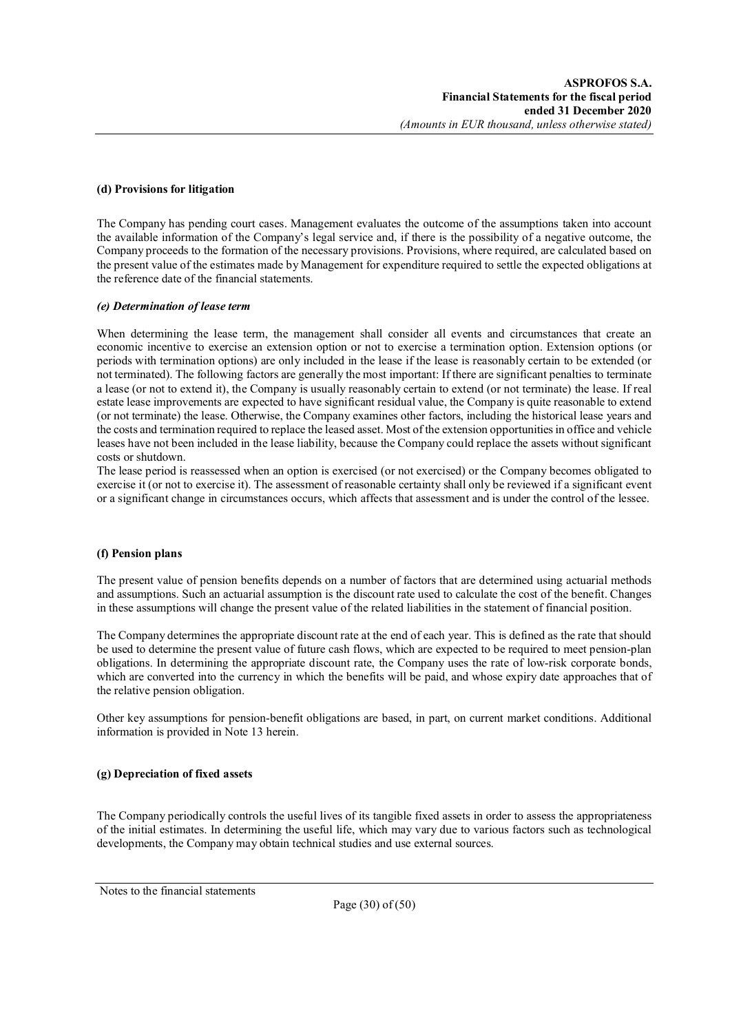**(d) Provisions for litigation**

The Company has pending court cases. Management evaluates the outcome of the assumptions taken into account the available information of the Company's legal service and, if there is the possibility of a negative outcome, the Company proceeds to the formation of the necessary provisions. Provisions, where required, are calculated based on the present value of the estimates made by Management for expenditure required to settle the expected obligations at the reference date of the financial statements.

***(e) Determination of lease term***

When determining the lease term, the management shall consider all events and circumstances that create an economic incentive to exercise an extension option or not to exercise a termination option. Extension options (or periods with termination options) are only included in the lease if the lease is reasonably certain to be extended (or not terminated). The following factors are generally the most important: If there are significant penalties to terminate a lease (or not to extend it), the Company is usually reasonably certain to extend (or not terminate) the lease. If real estate lease improvements are expected to have significant residual value, the Company is quite reasonable to extend (or not terminate) the lease. Otherwise, the Company examines other factors, including the historical lease years and the costs and termination required to replace the leased asset. Most of the extension opportunities in office and vehicle leases have not been included in the lease liability, because the Company could replace the assets without significant costs or shutdown.

The lease period is reassessed when an option is exercised (or not exercised) or the Company becomes obligated to exercise it (or not to exercise it). The assessment of reasonable certainty shall only be reviewed if a significant event or a significant change in circumstances occurs, which affects that assessment and is under the control of the lessee.

**(f) Pension plans**

The present value of pension benefits depends on a number of factors that are determined using actuarial methods and assumptions. Such an actuarial assumption is the discount rate used to calculate the cost of the benefit. Changes in these assumptions will change the present value of the related liabilities in the statement of financial position.

The Company determines the appropriate discount rate at the end of each year. This is defined as the rate that should be used to determine the present value of future cash flows, which are expected to be required to meet pension-plan obligations. In determining the appropriate discount rate, the Company uses the rate of low-risk corporate bonds, which are converted into the currency in which the benefits will be paid, and whose expiry date approaches that of the relative pension obligation.

Other key assumptions for pension-benefit obligations are based, in part, on current market conditions. Additional information is provided in Note 13 herein.

**(g) Depreciation of fixed assets**

The Company periodically controls the useful lives of its tangible fixed assets in order to assess the appropriateness of the initial estimates. In determining the useful life, which may vary due to various factors such as technological developments, the Company may obtain technical studies and use external sources.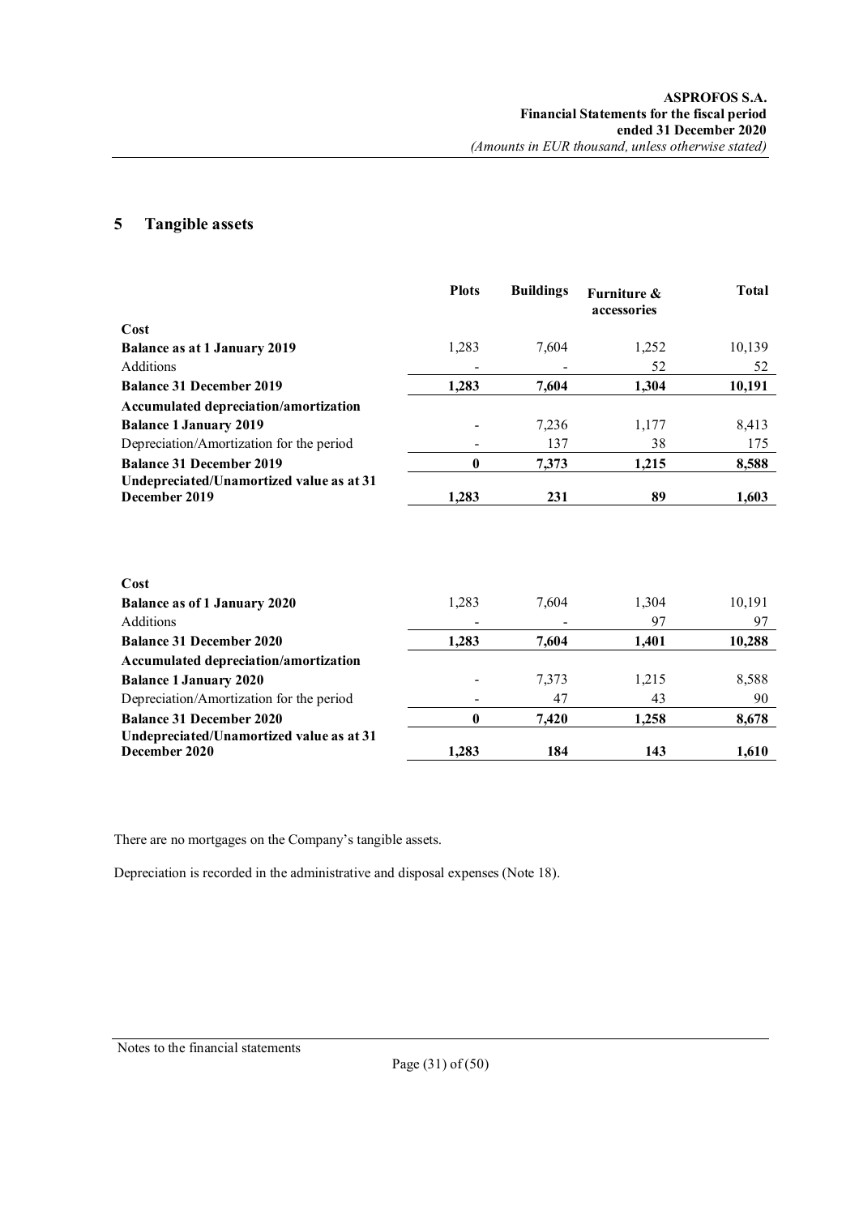## 5 Tangible assets

| | Plots | Buildings | Furniture & accessories | Total |
|---|---|---|---|---|
| **Cost** | | | | |
| **Balance as at 1 January 2019** | 1,283 | 7,604 | 1,252 | 10,139 |
| Additions | - | - | 52 | 52 |
| **Balance 31 December 2019** | **1,283** | **7,604** | **1,304** | **10,191** |
| **Accumulated depreciation/amortization** | | | | |
| **Balance 1 January 2019** | - | 7,236 | 1,177 | 8,413 |
| Depreciation/Amortization for the period | - | 137 | 38 | 175 |
| **Balance 31 December 2019** | **0** | **7,373** | **1,215** | **8,588** |
| **Undepreciated/Unamortized value as at 31 December 2019** | **1,283** | **231** | **89** | **1,603** |

| | Plots | Buildings | Furniture & accessories | Total |
|---|---|---|---|---|
| **Cost** | | | | |
| **Balance as of 1 January 2020** | 1,283 | 7,604 | 1,304 | 10,191 |
| Additions | - | - | 97 | 97 |
| **Balance 31 December 2020** | **1,283** | **7,604** | **1,401** | **10,288** |
| **Accumulated depreciation/amortization** | | | | |
| **Balance 1 January 2020** | - | 7,373 | 1,215 | 8,588 |
| Depreciation/Amortization for the period | - | 47 | 43 | 90 |
| **Balance 31 December 2020** | **0** | **7,420** | **1,258** | **8,678** |
| **Undepreciated/Unamortized value as at 31 December 2020** | **1,283** | **184** | **143** | **1,610** |

There are no mortgages on the Company's tangible assets.

Depreciation is recorded in the administrative and disposal expenses (Note 18).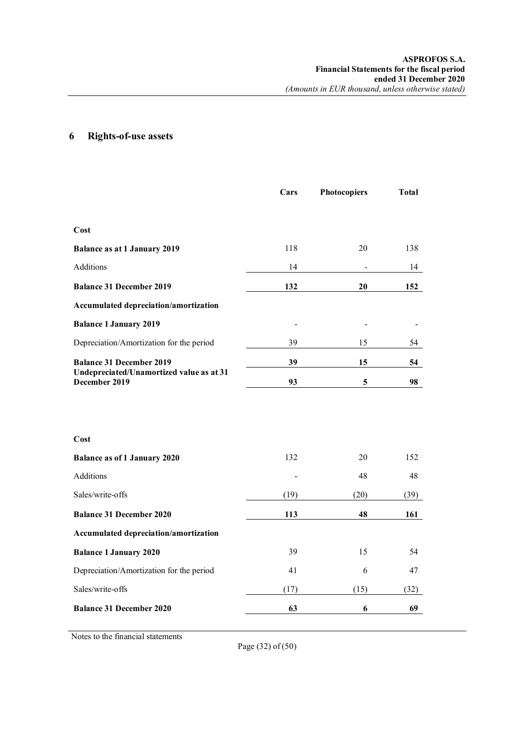## 6 Rights-of-use assets

| | Cars | Photocopiers | Total |
|---|---|---|---|
| **Cost** | | | |
| **Balance as at 1 January 2019** | 118 | 20 | 138 |
| Additions | 14 | - | 14 |
| **Balance 31 December 2019** | **132** | **20** | **152** |
| **Accumulated depreciation/amortization** | | | |
| **Balance 1 January 2019** | - | - | - |
| Depreciation/Amortization for the period | 39 | 15 | 54 |
| **Balance 31 December 2019** | **39** | **15** | **54** |
| **Undepreciated/Unamortized value as at 31 December 2019** | **93** | **5** | **98** |

| | Cars | Photocopiers | Total |
|---|---|---|---|
| **Cost** | | | |
| **Balance as of 1 January 2020** | 132 | 20 | 152 |
| Additions | - | 48 | 48 |
| Sales/write-offs | (19) | (20) | (39) |
| **Balance 31 December 2020** | **113** | **48** | **161** |
| **Accumulated depreciation/amortization** | | | |
| **Balance 1 January 2020** | 39 | 15 | 54 |
| Depreciation/Amortization for the period | 41 | 6 | 47 |
| Sales/write-offs | (17) | (15) | (32) |
| **Balance 31 December 2020** | **63** | **6** | **69** |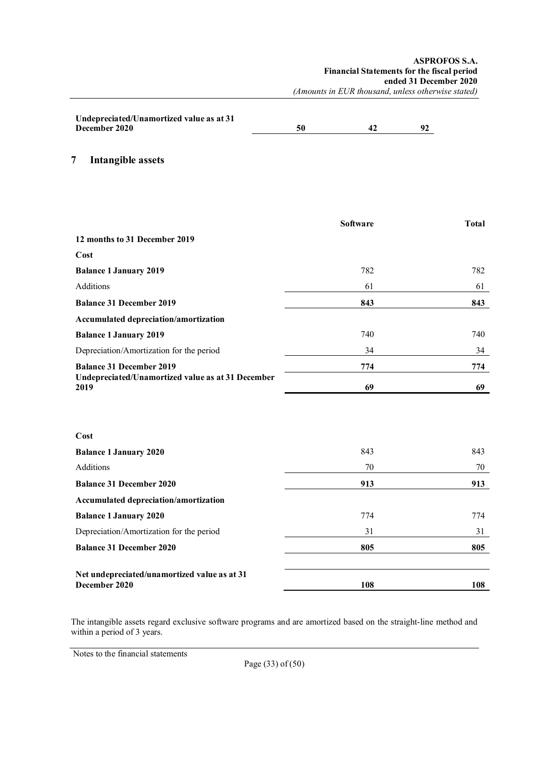| | | | |
|---|---|---|---|
| **Undepreciated/Unamortized value as at 31 December 2020** | **50** | **42** | **92** |

## 7 Intangible assets

| | Software | Total |
|---|---|---|
| **12 months to 31 December 2019** | | |
| **Cost** | | |
| **Balance 1 January 2019** | 782 | 782 |
| Additions | 61 | 61 |
| **Balance 31 December 2019** | **843** | **843** |
| **Accumulated depreciation/amortization** | | |
| **Balance 1 January 2019** | 740 | 740 |
| Depreciation/Amortization for the period | 34 | 34 |
| **Balance 31 December 2019** | **774** | **774** |
| **Undepreciated/Unamortized value as at 31 December 2019** | **69** | **69** |
| | | |
| **Cost** | | |
| **Balance 1 January 2020** | 843 | 843 |
| Additions | 70 | 70 |
| **Balance 31 December 2020** | **913** | **913** |
| **Accumulated depreciation/amortization** | | |
| **Balance 1 January 2020** | 774 | 774 |
| Depreciation/Amortization for the period | 31 | 31 |
| **Balance 31 December 2020** | **805** | **805** |
| | | |
| **Net undepreciated/unamortized value as at 31 December 2020** | **108** | **108** |

The intangible assets regard exclusive software programs and are amortized based on the straight-line method and within a period of 3 years.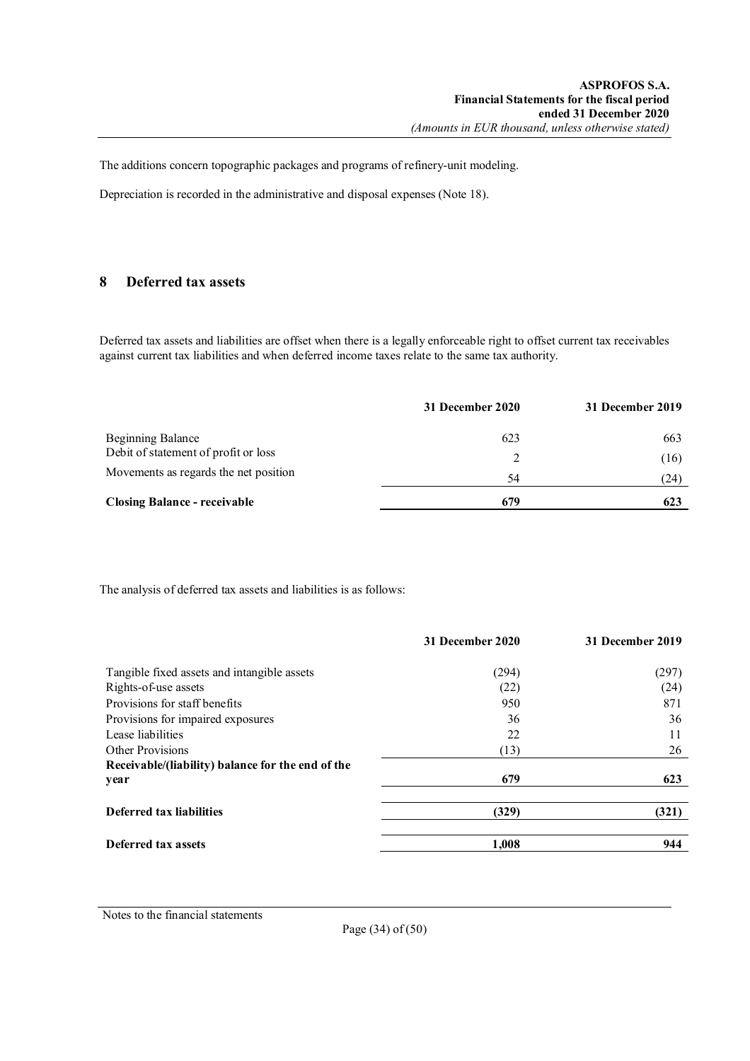The additions concern topographic packages and programs of refinery-unit modeling.

Depreciation is recorded in the administrative and disposal expenses (Note 18).

## 8 Deferred tax assets

Deferred tax assets and liabilities are offset when there is a legally enforceable right to offset current tax receivables against current tax liabilities and when deferred income taxes relate to the same tax authority.

| | 31 December 2020 | 31 December 2019 |
|---|---|---|
| Beginning Balance | 623 | 663 |
| Debit of statement of profit or loss | 2 | (16) |
| Movements as regards the net position | 54 | (24) |
| **Closing Balance - receivable** | **679** | **623** |

The analysis of deferred tax assets and liabilities is as follows:

| | 31 December 2020 | 31 December 2019 |
|---|---|---|
| Tangible fixed assets and intangible assets | (294) | (297) |
| Rights-of-use assets | (22) | (24) |
| Provisions for staff benefits | 950 | 871 |
| Provisions for impaired exposures | 36 | 36 |
| Lease liabilities | 22 | 11 |
| Other Provisions | (13) | 26 |
| **Receivable/(liability) balance for the end of the year** | **679** | **623** |
| **Deferred tax liabilities** | **(329)** | **(321)** |
| **Deferred tax assets** | **1,008** | **944** |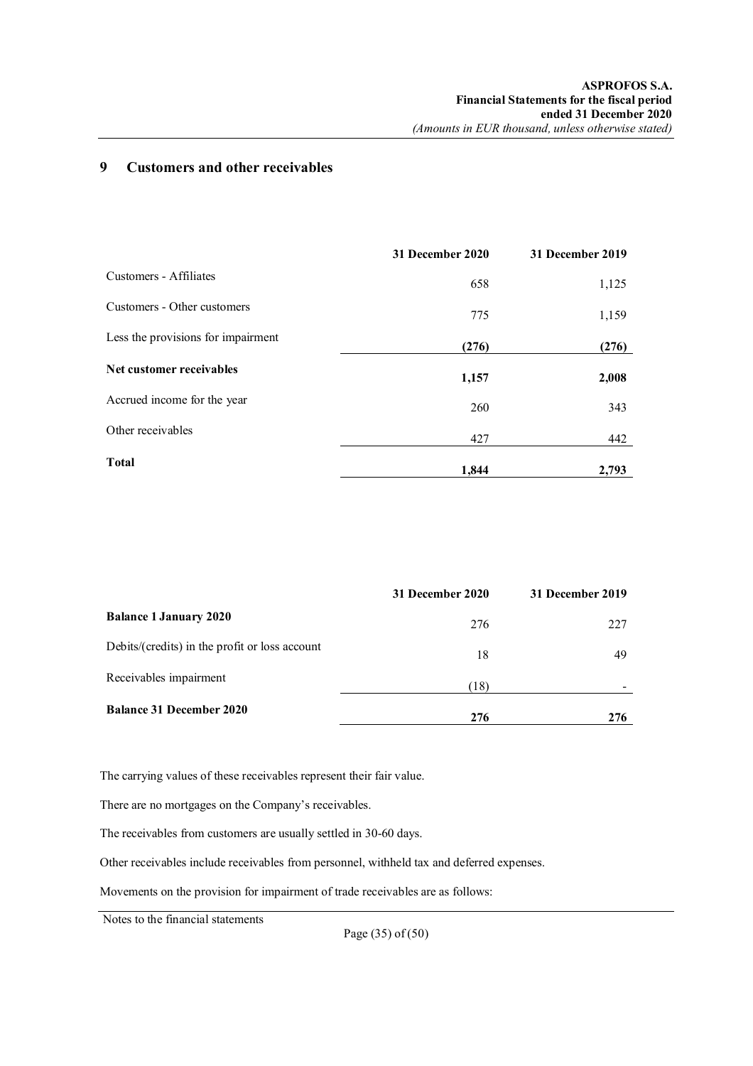## 9 Customers and other receivables

| | 31 December 2020 | 31 December 2019 |
|---|---|---|
| Customers - Affiliates | 658 | 1,125 |
| Customers - Other customers | 775 | 1,159 |
| Less the provisions for impairment | (276) | (276) |
| **Net customer receivables** | **1,157** | **2,008** |
| Accrued income for the year | 260 | 343 |
| Other receivables | 427 | 442 |
| **Total** | **1,844** | **2,793** |

| | 31 December 2020 | 31 December 2019 |
|---|---|---|
| **Balance 1 January 2020** | 276 | 227 |
| Debits/(credits) in the profit or loss account | 18 | 49 |
| Receivables impairment | (18) | - |
| **Balance 31 December 2020** | **276** | **276** |

The carrying values of these receivables represent their fair value.

There are no mortgages on the Company's receivables.

The receivables from customers are usually settled in 30-60 days.

Other receivables include receivables from personnel, withheld tax and deferred expenses.

Movements on the provision for impairment of trade receivables are as follows: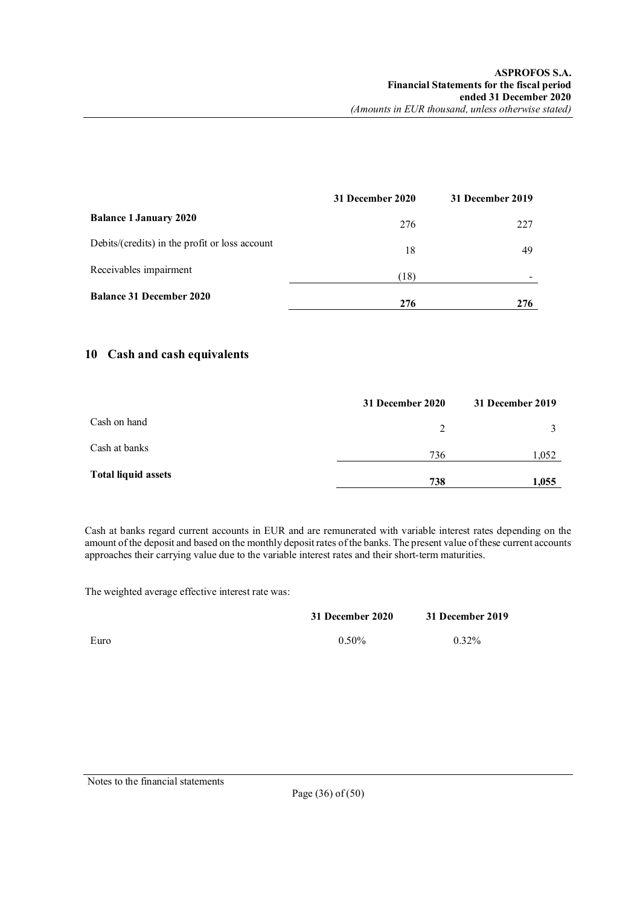| | 31 December 2020 | 31 December 2019 |
|---|---|---|
| **Balance 1 January 2020** | 276 | 227 |
| Debits/(credits) in the profit or loss account | 18 | 49 |
| Receivables impairment | (18) | - |
| **Balance 31 December 2020** | **276** | **276** |

## 10 Cash and cash equivalents

| | 31 December 2020 | 31 December 2019 |
|---|---|---|
| Cash on hand | 2 | 3 |
| Cash at banks | 736 | 1,052 |
| **Total liquid assets** | **738** | **1,055** |

Cash at banks regard current accounts in EUR and are remunerated with variable interest rates depending on the amount of the deposit and based on the monthly deposit rates of the banks. The present value of these current accounts approaches their carrying value due to the variable interest rates and their short-term maturities.

The weighted average effective interest rate was:

| | 31 December 2020 | 31 December 2019 |
|---|---|---|
| Euro | 0.50% | 0.32% |

Notes to the financial statements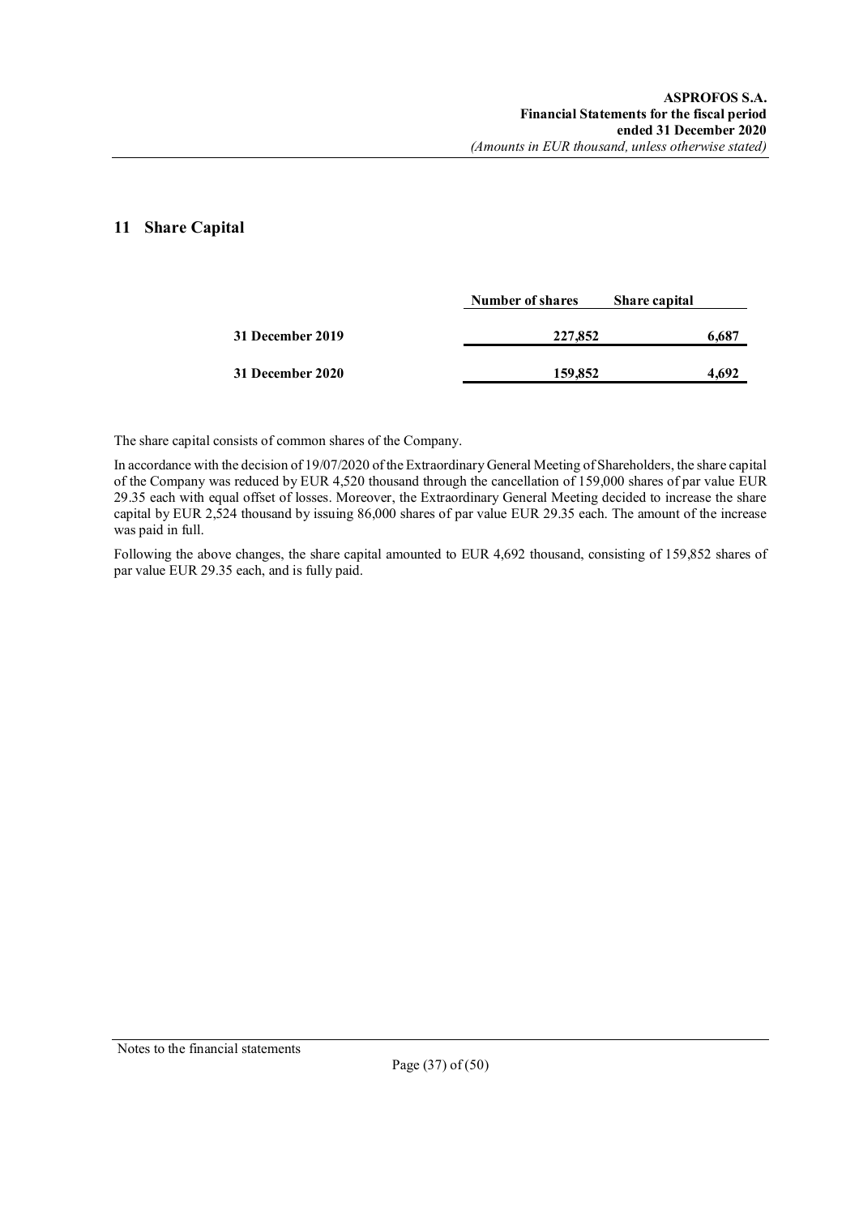## 11 Share Capital

| | Number of shares | Share capital |
|---|---|---|
| **31 December 2019** | **227,852** | **6,687** |
| **31 December 2020** | **159,852** | **4,692** |

The share capital consists of common shares of the Company.

In accordance with the decision of 19/07/2020 of the Extraordinary General Meeting of Shareholders, the share capital of the Company was reduced by EUR 4,520 thousand through the cancellation of 159,000 shares of par value EUR 29.35 each with equal offset of losses. Moreover, the Extraordinary General Meeting decided to increase the share capital by EUR 2,524 thousand by issuing 86,000 shares of par value EUR 29.35 each. The amount of the increase was paid in full.

Following the above changes, the share capital amounted to EUR 4,692 thousand, consisting of 159,852 shares of par value EUR 29.35 each, and is fully paid.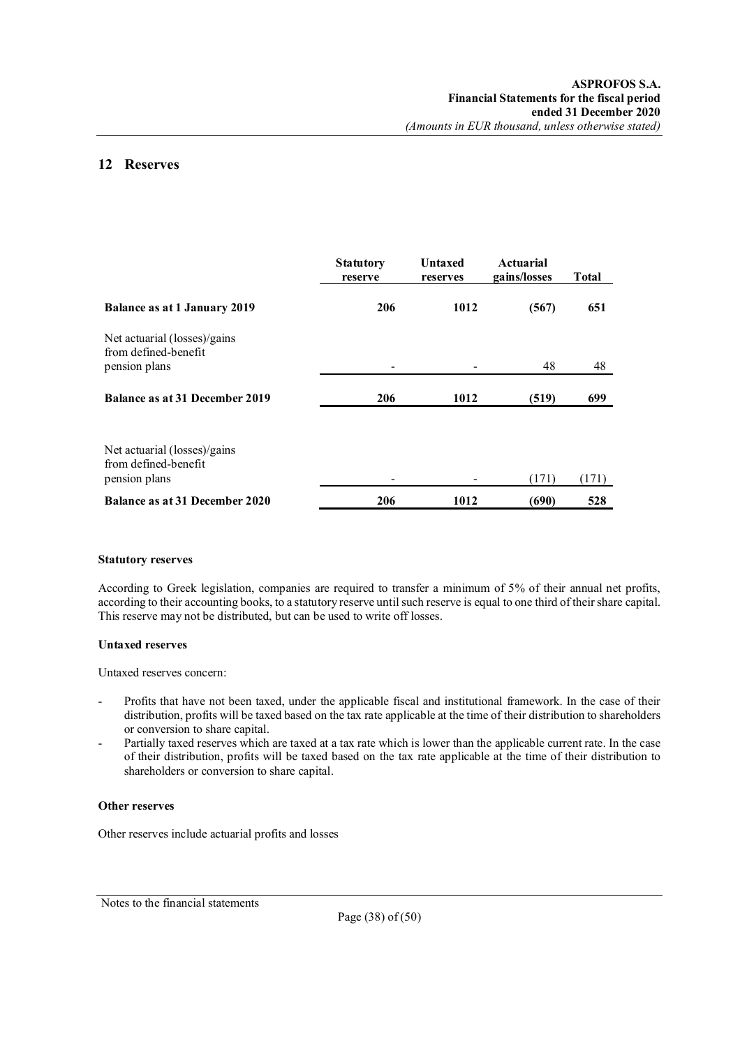## 12 Reserves

| | Statutory reserve | Untaxed reserves | Actuarial gains/losses | Total |
|---|---|---|---|---|
| **Balance as at 1 January 2019** | **206** | **1012** | **(567)** | **651** |
| Net actuarial (losses)/gains from defined-benefit pension plans | - | - | 48 | 48 |
| **Balance as at 31 December 2019** | **206** | **1012** | **(519)** | **699** |
| Net actuarial (losses)/gains from defined-benefit pension plans | - | - | (171) | (171) |
| **Balance as at 31 December 2020** | **206** | **1012** | **(690)** | **528** |

**Statutory reserves**

According to Greek legislation, companies are required to transfer a minimum of 5% of their annual net profits, according to their accounting books, to a statutory reserve until such reserve is equal to one third of their share capital. This reserve may not be distributed, but can be used to write off losses.

**Untaxed reserves**

Untaxed reserves concern:

- Profits that have not been taxed, under the applicable fiscal and institutional framework. In the case of their distribution, profits will be taxed based on the tax rate applicable at the time of their distribution to shareholders or conversion to share capital.
- Partially taxed reserves which are taxed at a tax rate which is lower than the applicable current rate. In the case of their distribution, profits will be taxed based on the tax rate applicable at the time of their distribution to shareholders or conversion to share capital.

**Other reserves**

Other reserves include actuarial profits and losses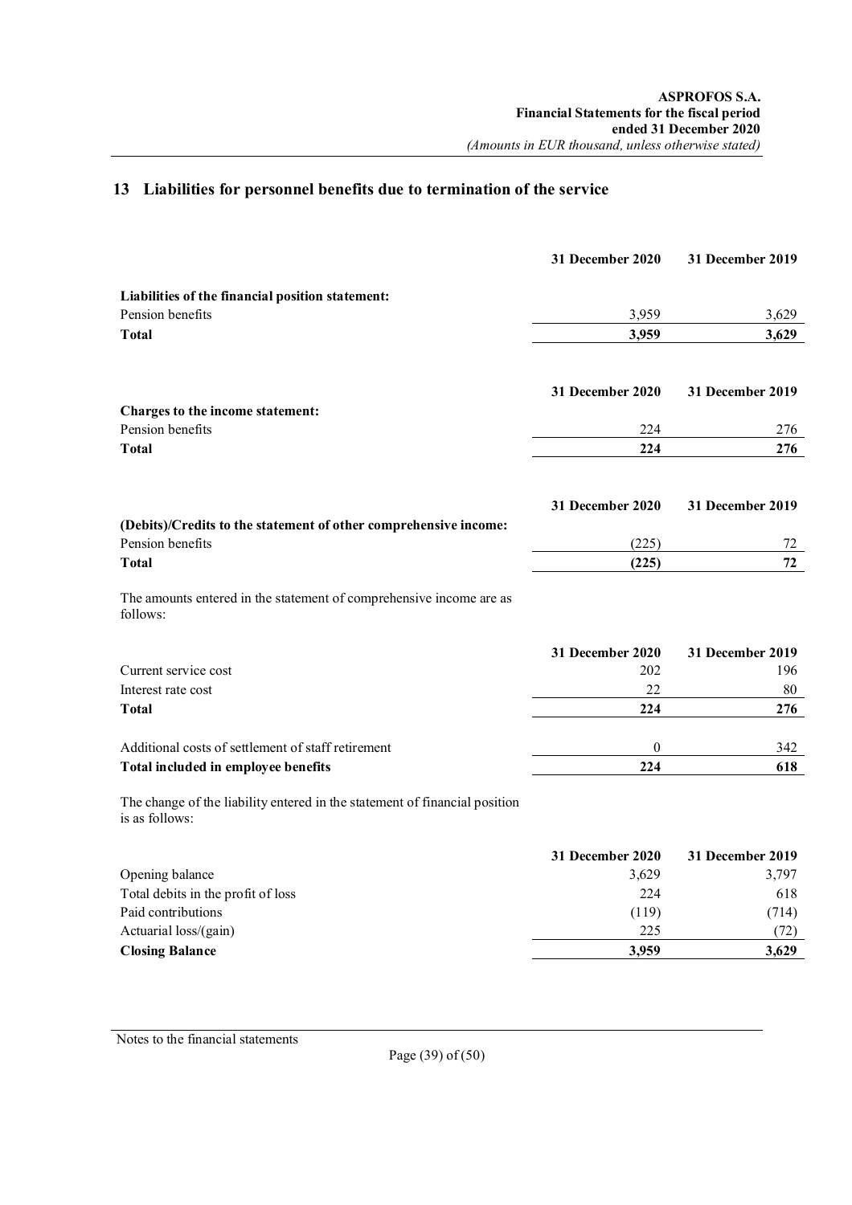## 13 Liabilities for personnel benefits due to termination of the service

| | 31 December 2020 | 31 December 2019 |
|---|---|---|
| **Liabilities of the financial position statement:** | | |
| Pension benefits | 3,959 | 3,629 |
| **Total** | **3,959** | **3,629** |

| | 31 December 2020 | 31 December 2019 |
|---|---|---|
| **Charges to the income statement:** | | |
| Pension benefits | 224 | 276 |
| **Total** | **224** | **276** |

| | 31 December 2020 | 31 December 2019 |
|---|---|---|
| **(Debits)/Credits to the statement of other comprehensive income:** | | |
| Pension benefits | (225) | 72 |
| **Total** | **(225)** | **72** |

The amounts entered in the statement of comprehensive income are as follows:

| | 31 December 2020 | 31 December 2019 |
|---|---|---|
| Current service cost | 202 | 196 |
| Interest rate cost | 22 | 80 |
| **Total** | **224** | **276** |
| Additional costs of settlement of staff retirement | 0 | 342 |
| **Total included in employee benefits** | **224** | **618** |

The change of the liability entered in the statement of financial position is as follows:

| | 31 December 2020 | 31 December 2019 |
|---|---|---|
| Opening balance | 3,629 | 3,797 |
| Total debits in the profit of loss | 224 | 618 |
| Paid contributions | (119) | (714) |
| Actuarial loss/(gain) | 225 | (72) |
| **Closing Balance** | **3,959** | **3,629** |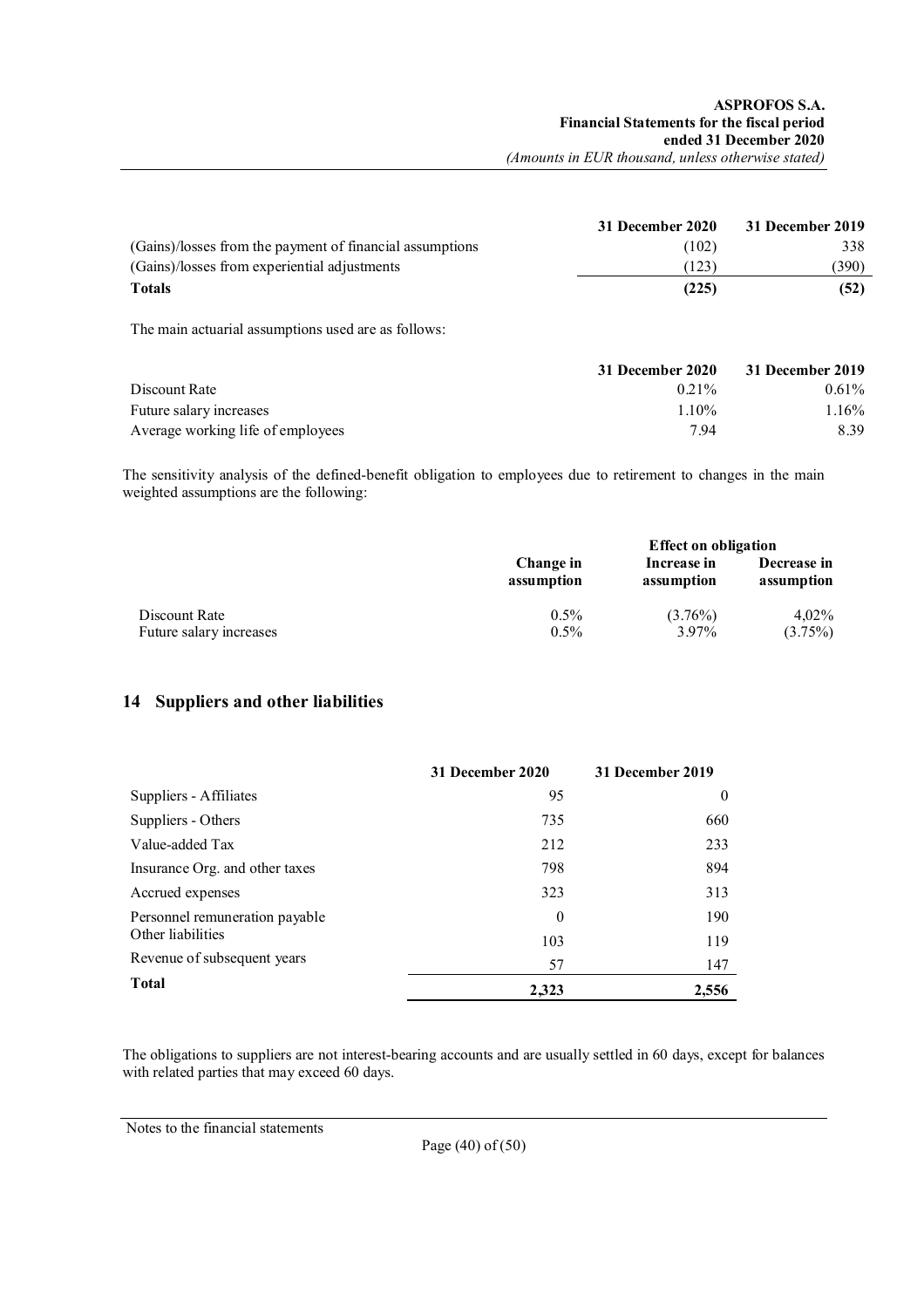| | 31 December 2020 | 31 December 2019 |
|---|---|---|
| (Gains)/losses from the payment of financial assumptions | (102) | 338 |
| (Gains)/losses from experiential adjustments | (123) | (390) |
| **Totals** | **(225)** | **(52)** |

The main actuarial assumptions used are as follows:

| | 31 December 2020 | 31 December 2019 |
|---|---|---|
| Discount Rate | 0.21% | 0.61% |
| Future salary increases | 1.10% | 1.16% |
| Average working life of employees | 7.94 | 8.39 |

The sensitivity analysis of the defined-benefit obligation to employees due to retirement to changes in the main weighted assumptions are the following:

| | | Effect on obligation | |
|---|---|---|---|
| | Change in assumption | Increase in assumption | Decrease in assumption |
| Discount Rate | 0.5% | (3.76%) | 4,02% |
| Future salary increases | 0.5% | 3.97% | (3.75%) |

## 14 Suppliers and other liabilities

| | 31 December 2020 | 31 December 2019 |
|---|---|---|
| Suppliers - Affiliates | 95 | 0 |
| Suppliers - Others | 735 | 660 |
| Value-added Tax | 212 | 233 |
| Insurance Org. and other taxes | 798 | 894 |
| Accrued expenses | 323 | 313 |
| Personnel remuneration payable | 0 | 190 |
| Other liabilities | 103 | 119 |
| Revenue of subsequent years | 57 | 147 |
| **Total** | **2,323** | **2,556** |

The obligations to suppliers are not interest-bearing accounts and are usually settled in 60 days, except for balances with related parties that may exceed 60 days.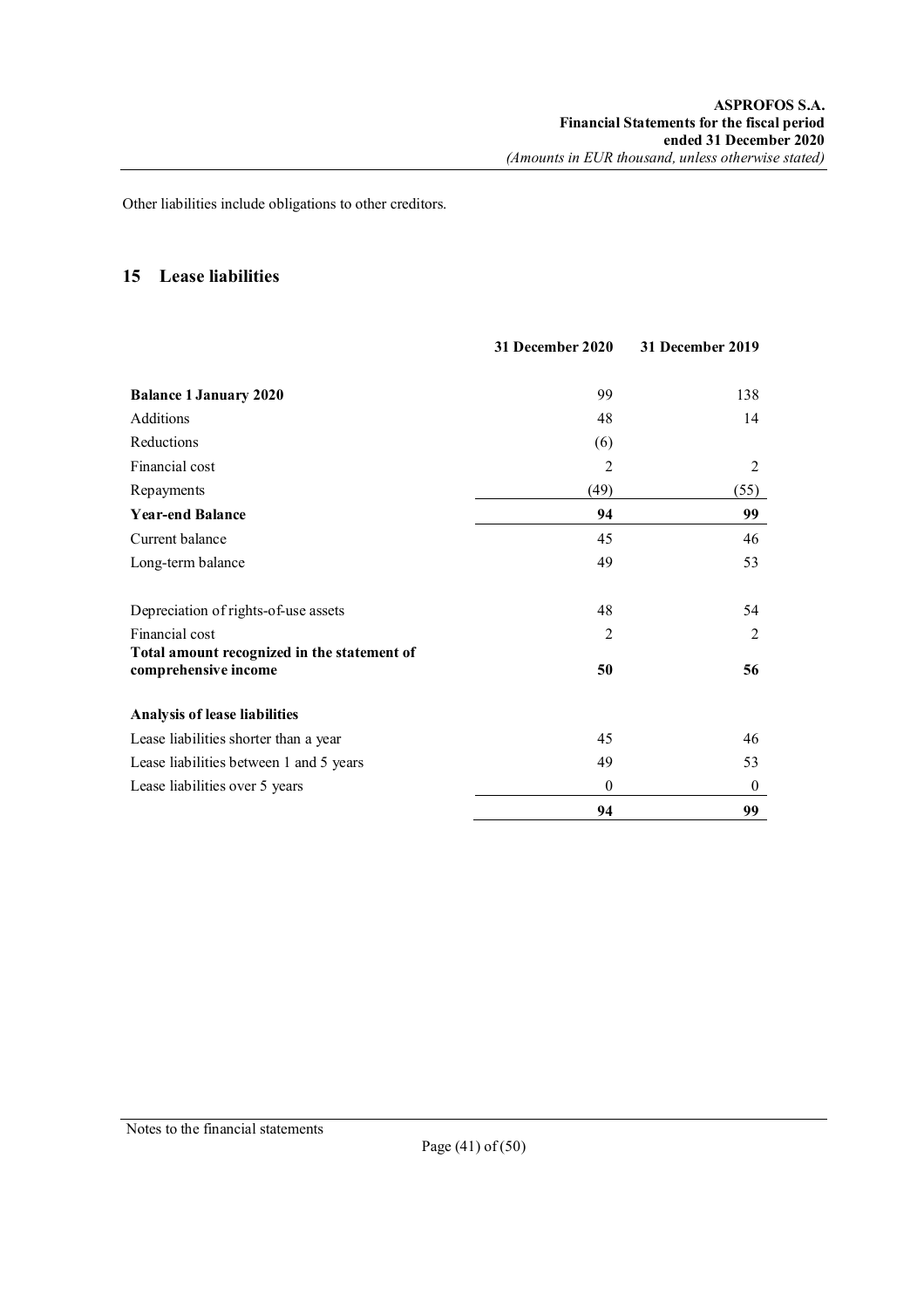Other liabilities include obligations to other creditors.

## 15 Lease liabilities

| | 31 December 2020 | 31 December 2019 |
|---|---|---|
| **Balance 1 January 2020** | 99 | 138 |
| Additions | 48 | 14 |
| Reductions | (6) | |
| Financial cost | 2 | 2 |
| Repayments | (49) | (55) |
| **Year-end Balance** | **94** | **99** |
| Current balance | 45 | 46 |
| Long-term balance | 49 | 53 |
| | | |
| Depreciation of rights-of-use assets | 48 | 54 |
| Financial cost | 2 | 2 |
| **Total amount recognized in the statement of comprehensive income** | **50** | **56** |
| | | |
| **Analysis of lease liabilities** | | |
| Lease liabilities shorter than a year | 45 | 46 |
| Lease liabilities between 1 and 5 years | 49 | 53 |
| Lease liabilities over 5 years | 0 | 0 |
| | **94** | **99** |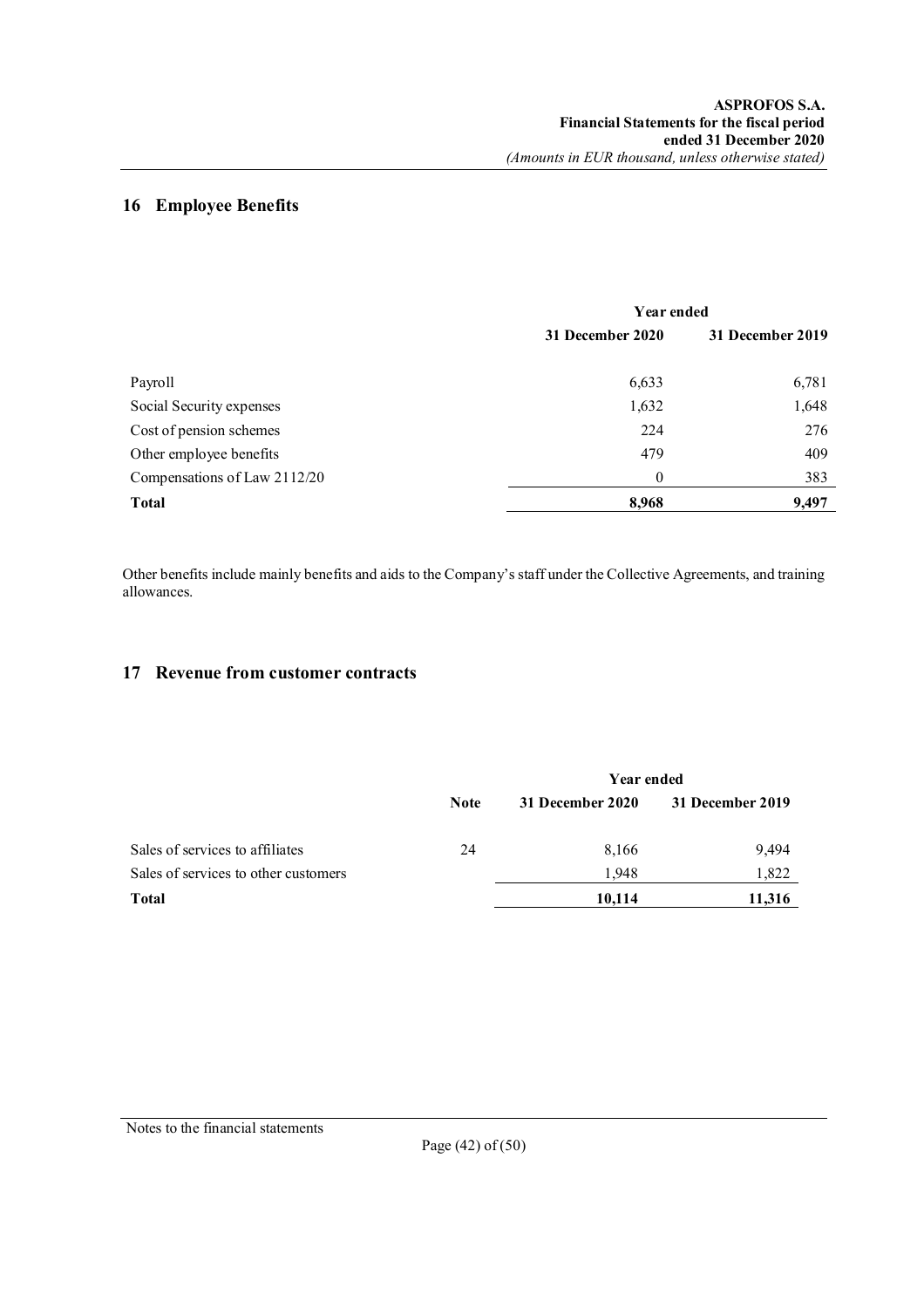## 16 Employee Benefits

| | Year ended | |
|---|---|---|
| | 31 December 2020 | 31 December 2019 |
| Payroll | 6,633 | 6,781 |
| Social Security expenses | 1,632 | 1,648 |
| Cost of pension schemes | 224 | 276 |
| Other employee benefits | 479 | 409 |
| Compensations of Law 2112/20 | 0 | 383 |
| **Total** | **8,968** | **9,497** |

Other benefits include mainly benefits and aids to the Company's staff under the Collective Agreements, and training allowances.

## 17 Revenue from customer contracts

| | | Year ended | |
|---|---|---|---|
| | Note | 31 December 2020 | 31 December 2019 |
| Sales of services to affiliates | 24 | 8,166 | 9,494 |
| Sales of services to other customers | | 1,948 | 1,822 |
| **Total** | | **10,114** | **11,316** |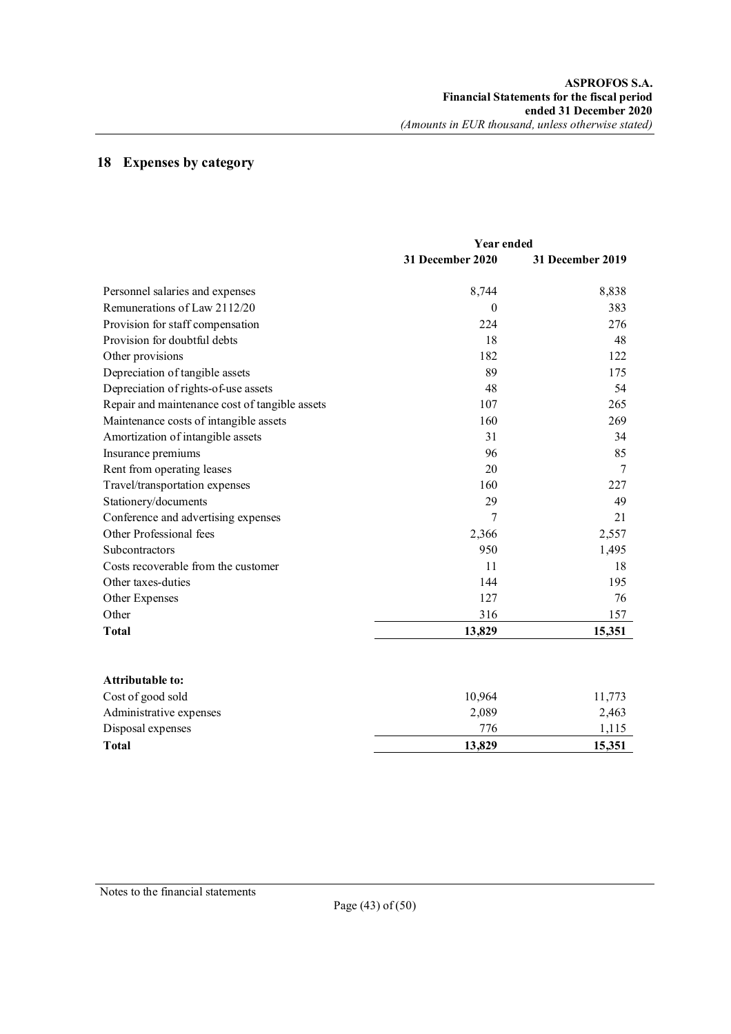## 18 Expenses by category

| | Year ended | |
|---|---|---|
| | **31 December 2020** | **31 December 2019** |
| Personnel salaries and expenses | 8,744 | 8,838 |
| Remunerations of Law 2112/20 | 0 | 383 |
| Provision for staff compensation | 224 | 276 |
| Provision for doubtful debts | 18 | 48 |
| Other provisions | 182 | 122 |
| Depreciation of tangible assets | 89 | 175 |
| Depreciation of rights-of-use assets | 48 | 54 |
| Repair and maintenance cost of tangible assets | 107 | 265 |
| Maintenance costs of intangible assets | 160 | 269 |
| Amortization of intangible assets | 31 | 34 |
| Insurance premiums | 96 | 85 |
| Rent from operating leases | 20 | 7 |
| Travel/transportation expenses | 160 | 227 |
| Stationery/documents | 29 | 49 |
| Conference and advertising expenses | 7 | 21 |
| Other Professional fees | 2,366 | 2,557 |
| Subcontractors | 950 | 1,495 |
| Costs recoverable from the customer | 11 | 18 |
| Other taxes-duties | 144 | 195 |
| Other Expenses | 127 | 76 |
| Other | 316 | 157 |
| **Total** | **13,829** | **15,351** |

| | | |
|---|---|---|
| **Attributable to:** | | |
| Cost of good sold | 10,964 | 11,773 |
| Administrative expenses | 2,089 | 2,463 |
| Disposal expenses | 776 | 1,115 |
| **Total** | **13,829** | **15,351** |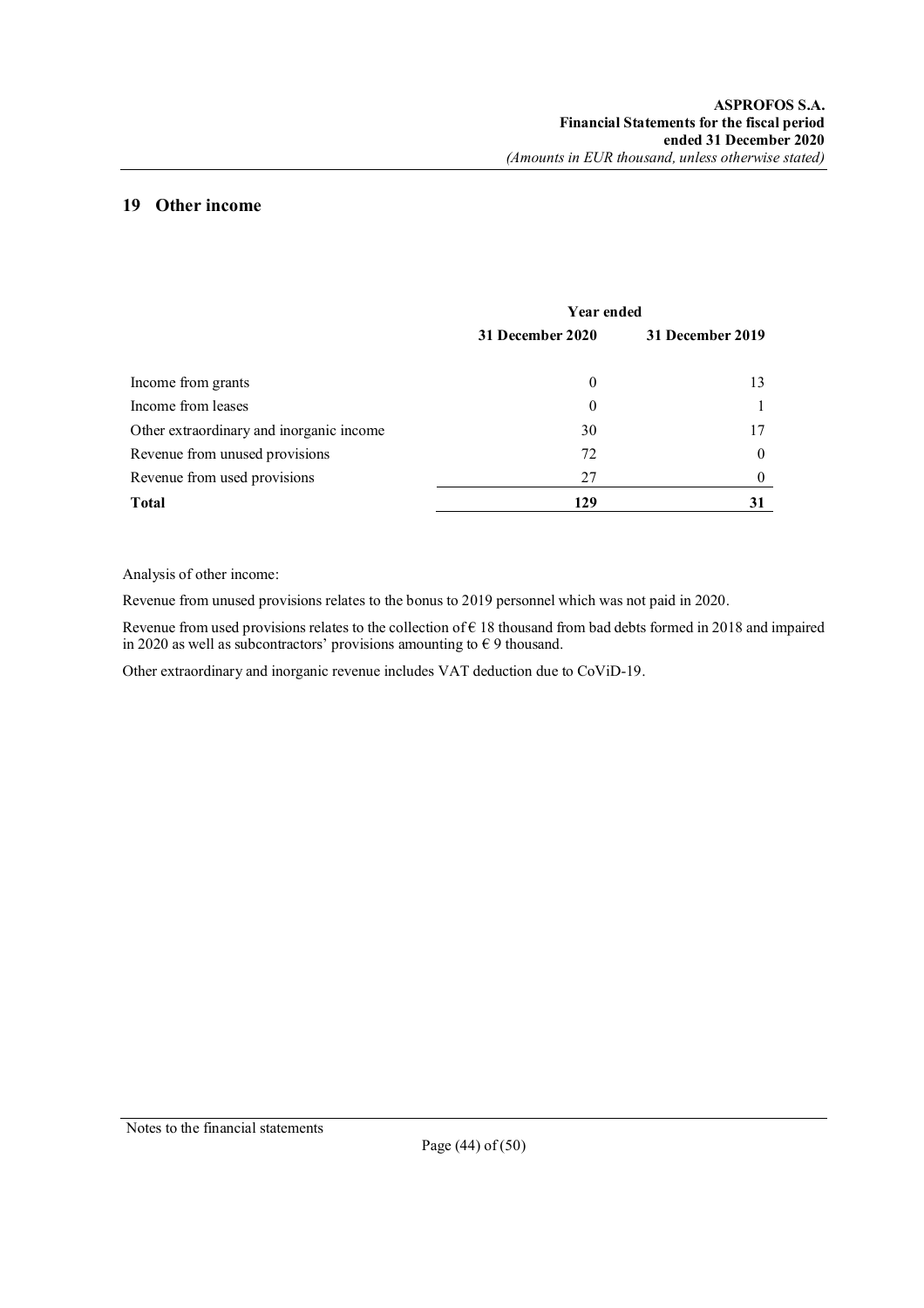## 19 Other income

| | Year ended | |
|---|---|---|
| | **31 December 2020** | **31 December 2019** |
| Income from grants | 0 | 13 |
| Income from leases | 0 | 1 |
| Other extraordinary and inorganic income | 30 | 17 |
| Revenue from unused provisions | 72 | 0 |
| Revenue from used provisions | 27 | 0 |
| **Total** | **129** | **31** |

Analysis of other income:

Revenue from unused provisions relates to the bonus to 2019 personnel which was not paid in 2020.

Revenue from used provisions relates to the collection of € 18 thousand from bad debts formed in 2018 and impaired in 2020 as well as subcontractors' provisions amounting to € 9 thousand.

Other extraordinary and inorganic revenue includes VAT deduction due to CoViD-19.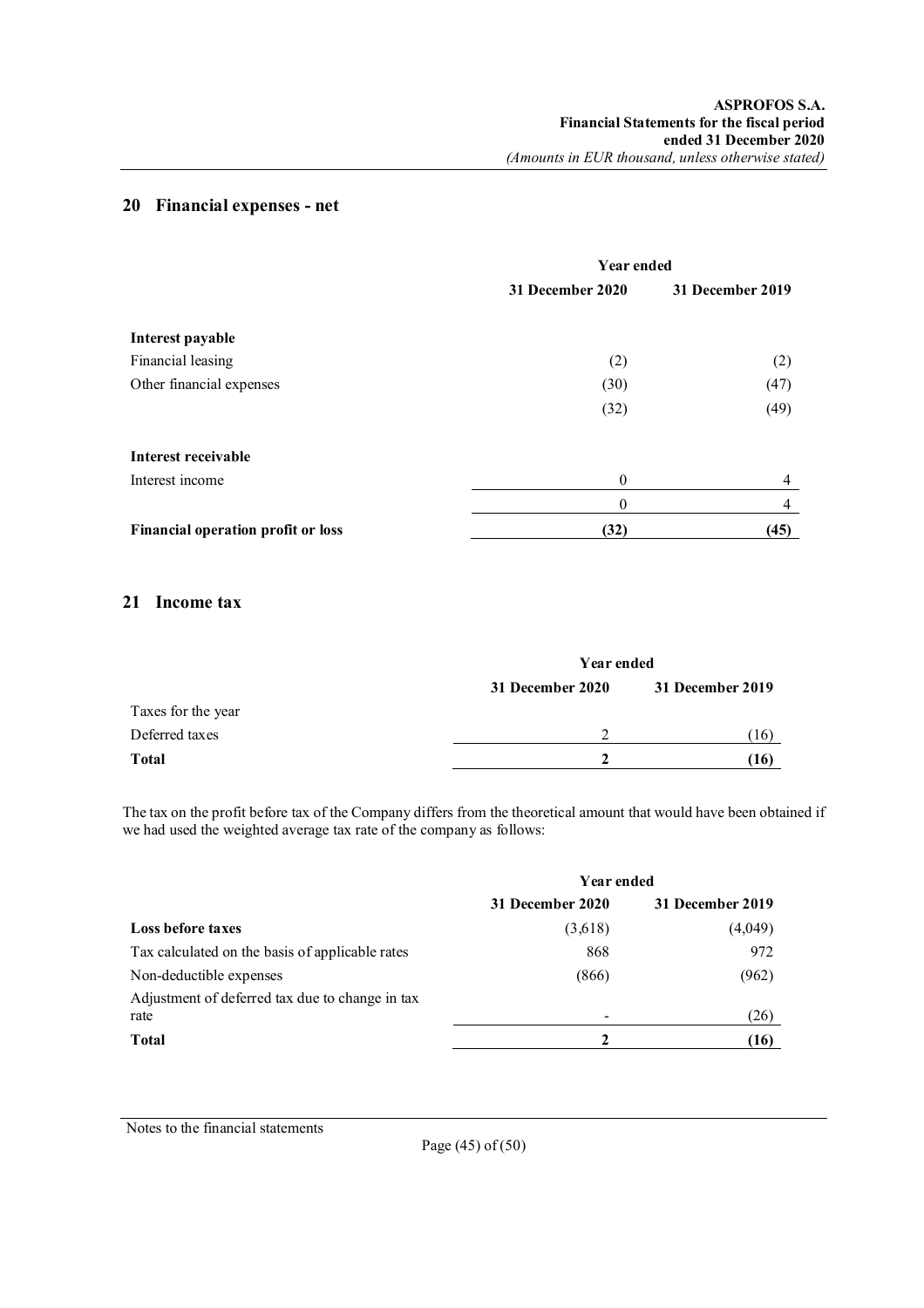## 20 Financial expenses - net

| | Year ended | |
|---|---|---|
| | 31 December 2020 | 31 December 2019 |
| **Interest payable** | | |
| Financial leasing | (2) | (2) |
| Other financial expenses | (30) | (47) |
| | (32) | (49) |
| **Interest receivable** | | |
| Interest income | 0 | 4 |
| | 0 | 4 |
| **Financial operation profit or loss** | **(32)** | **(45)** |

## 21 Income tax

| | Year ended | |
|---|---|---|
| | 31 December 2020 | 31 December 2019 |
| Taxes for the year | | |
| Deferred taxes | 2 | (16) |
| **Total** | **2** | **(16)** |

The tax on the profit before tax of the Company differs from the theoretical amount that would have been obtained if we had used the weighted average tax rate of the company as follows:

| | Year ended | |
|---|---|---|
| | 31 December 2020 | 31 December 2019 |
| **Loss before taxes** | (3,618) | (4,049) |
| Tax calculated on the basis of applicable rates | 868 | 972 |
| Non-deductible expenses | (866) | (962) |
| Adjustment of deferred tax due to change in tax rate | - | (26) |
| **Total** | **2** | **(16)** |

Notes to the financial statements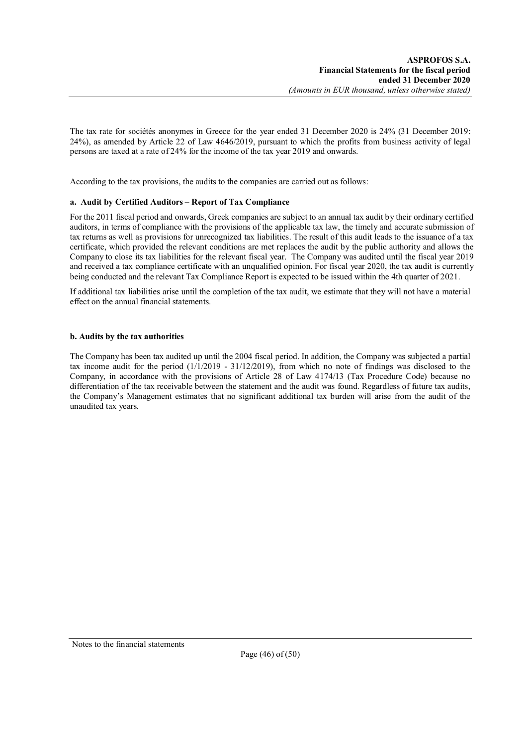The tax rate for sociétés anonymes in Greece for the year ended 31 December 2020 is 24% (31 December 2019: 24%), as amended by Article 22 of Law 4646/2019, pursuant to which the profits from business activity of legal persons are taxed at a rate of 24% for the income of the tax year 2019 and onwards.

According to the tax provisions, the audits to the companies are carried out as follows:

**a. Audit by Certified Auditors – Report of Tax Compliance**

For the 2011 fiscal period and onwards, Greek companies are subject to an annual tax audit by their ordinary certified auditors, in terms of compliance with the provisions of the applicable tax law, the timely and accurate submission of tax returns as well as provisions for unrecognized tax liabilities. The result of this audit leads to the issuance of a tax certificate, which provided the relevant conditions are met replaces the audit by the public authority and allows the Company to close its tax liabilities for the relevant fiscal year. The Company was audited until the fiscal year 2019 and received a tax compliance certificate with an unqualified opinion. For fiscal year 2020, the tax audit is currently being conducted and the relevant Tax Compliance Report is expected to be issued within the 4th quarter of 2021.

If additional tax liabilities arise until the completion of the tax audit, we estimate that they will not have a material effect on the annual financial statements.

**b. Audits by the tax authorities**

The Company has been tax audited up until the 2004 fiscal period. In addition, the Company was subjected a partial tax income audit for the period (1/1/2019 - 31/12/2019), from which no note of findings was disclosed to the Company, in accordance with the provisions of Article 28 of Law 4174/13 (Tax Procedure Code) because no differentiation of the tax receivable between the statement and the audit was found. Regardless of future tax audits, the Company's Management estimates that no significant additional tax burden will arise from the audit of the unaudited tax years.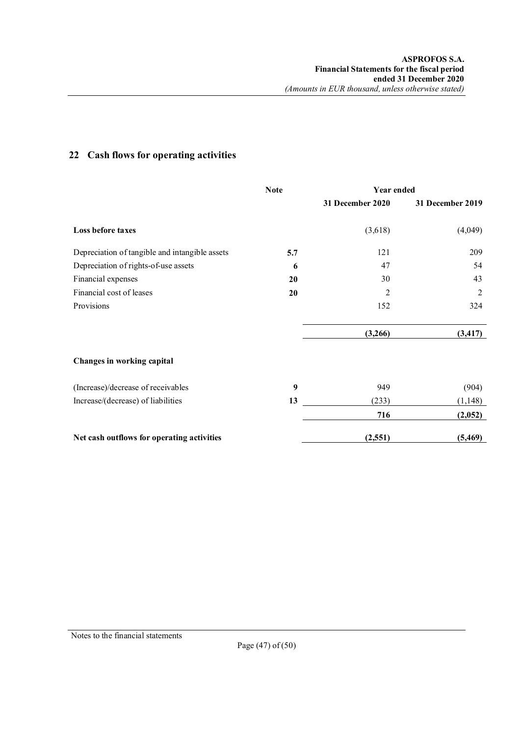## 22 Cash flows for operating activities

| | Note | Year ended | |
|---|---|---|---|
| | | 31 December 2020 | 31 December 2019 |
| **Loss before taxes** | | (3,618) | (4,049) |
| Depreciation of tangible and intangible assets | **5.7** | 121 | 209 |
| Depreciation of rights-of-use assets | **6** | 47 | 54 |
| Financial expenses | **20** | 30 | 43 |
| Financial cost of leases | **20** | 2 | 2 |
| Provisions | | 152 | 324 |
| | | **(3,266)** | **(3,417)** |
| **Changes in working capital** | | | |
| (Increase)/decrease of receivables | **9** | 949 | (904) |
| Increase/(decrease) of liabilities | **13** | (233) | (1,148) |
| | | **716** | **(2,052)** |
| **Net cash outflows for operating activities** | | **(2,551)** | **(5,469)** |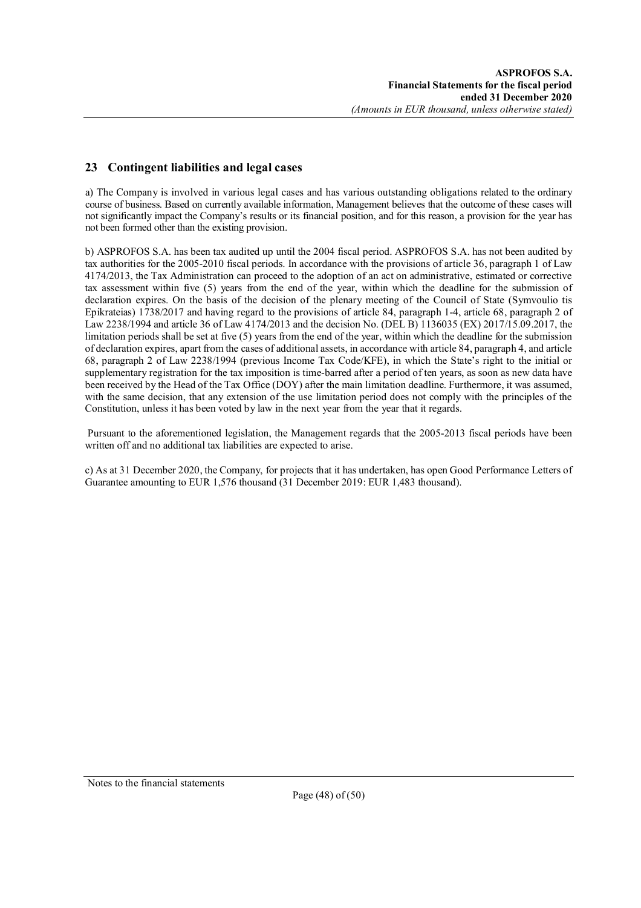## 23 Contingent liabilities and legal cases

a) The Company is involved in various legal cases and has various outstanding obligations related to the ordinary course of business. Based on currently available information, Management believes that the outcome of these cases will not significantly impact the Company's results or its financial position, and for this reason, a provision for the year has not been formed other than the existing provision.

b) ASPROFOS S.A. has been tax audited up until the 2004 fiscal period. ASPROFOS S.A. has not been audited by tax authorities for the 2005-2010 fiscal periods. In accordance with the provisions of article 36, paragraph 1 of Law 4174/2013, the Tax Administration can proceed to the adoption of an act on administrative, estimated or corrective tax assessment within five (5) years from the end of the year, within which the deadline for the submission of declaration expires. On the basis of the decision of the plenary meeting of the Council of State (Symvoulio tis Epikrateias) 1738/2017 and having regard to the provisions of article 84, paragraph 1-4, article 68, paragraph 2 of Law 2238/1994 and article 36 of Law 4174/2013 and the decision No. (DEL B) 1136035 (EX) 2017/15.09.2017, the limitation periods shall be set at five (5) years from the end of the year, within which the deadline for the submission of declaration expires, apart from the cases of additional assets, in accordance with article 84, paragraph 4, and article 68, paragraph 2 of Law 2238/1994 (previous Income Tax Code/KFE), in which the State's right to the initial or supplementary registration for the tax imposition is time-barred after a period of ten years, as soon as new data have been received by the Head of the Tax Office (DOY) after the main limitation deadline. Furthermore, it was assumed, with the same decision, that any extension of the use limitation period does not comply with the principles of the Constitution, unless it has been voted by law in the next year from the year that it regards.

Pursuant to the aforementioned legislation, the Management regards that the 2005-2013 fiscal periods have been written off and no additional tax liabilities are expected to arise.

c) As at 31 December 2020, the Company, for projects that it has undertaken, has open Good Performance Letters of Guarantee amounting to EUR 1,576 thousand (31 December 2019: EUR 1,483 thousand).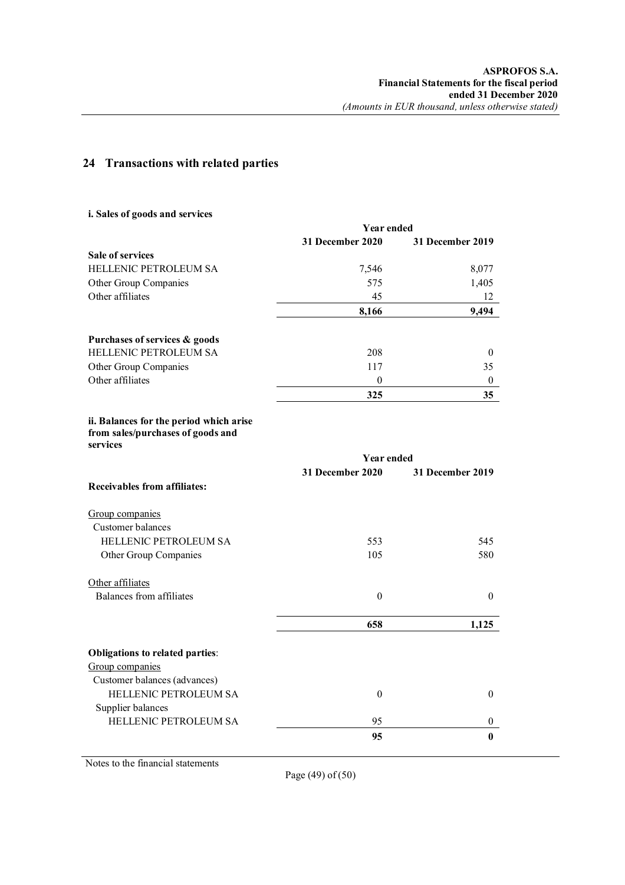## 24 Transactions with related parties

**i. Sales of goods and services**

| | Year ended | |
|---|---|---|
| | **31 December 2020** | **31 December 2019** |
| **Sale of services** | | |
| HELLENIC PETROLEUM SA | 7,546 | 8,077 |
| Other Group Companies | 575 | 1,405 |
| Other affiliates | 45 | 12 |
| | **8,166** | **9,494** |
| | | |
| **Purchases of services & goods** | | |
| HELLENIC PETROLEUM SA | 208 | 0 |
| Other Group Companies | 117 | 35 |
| Other affiliates | 0 | 0 |
| | **325** | **35** |

**ii. Balances for the period which arise from sales/purchases of goods and services**

| | Year ended | |
|---|---|---|
| | **31 December 2020** | **31 December 2019** |
| **Receivables from affiliates:** | | |
| Group companies | | |
| Customer balances | | |
| HELLENIC PETROLEUM SA | 553 | 545 |
| Other Group Companies | 105 | 580 |
| Other affiliates | | |
| Balances from affiliates | 0 | 0 |
| | **658** | **1,125** |
| | | |
| **Obligations to related parties**: | | |
| Group companies | | |
| Customer balances (advances) | | |
| HELLENIC PETROLEUM SA | 0 | 0 |
| Supplier balances | | |
| HELLENIC PETROLEUM SA | 95 | 0 |
| | **95** | **0** |

Notes to the financial statements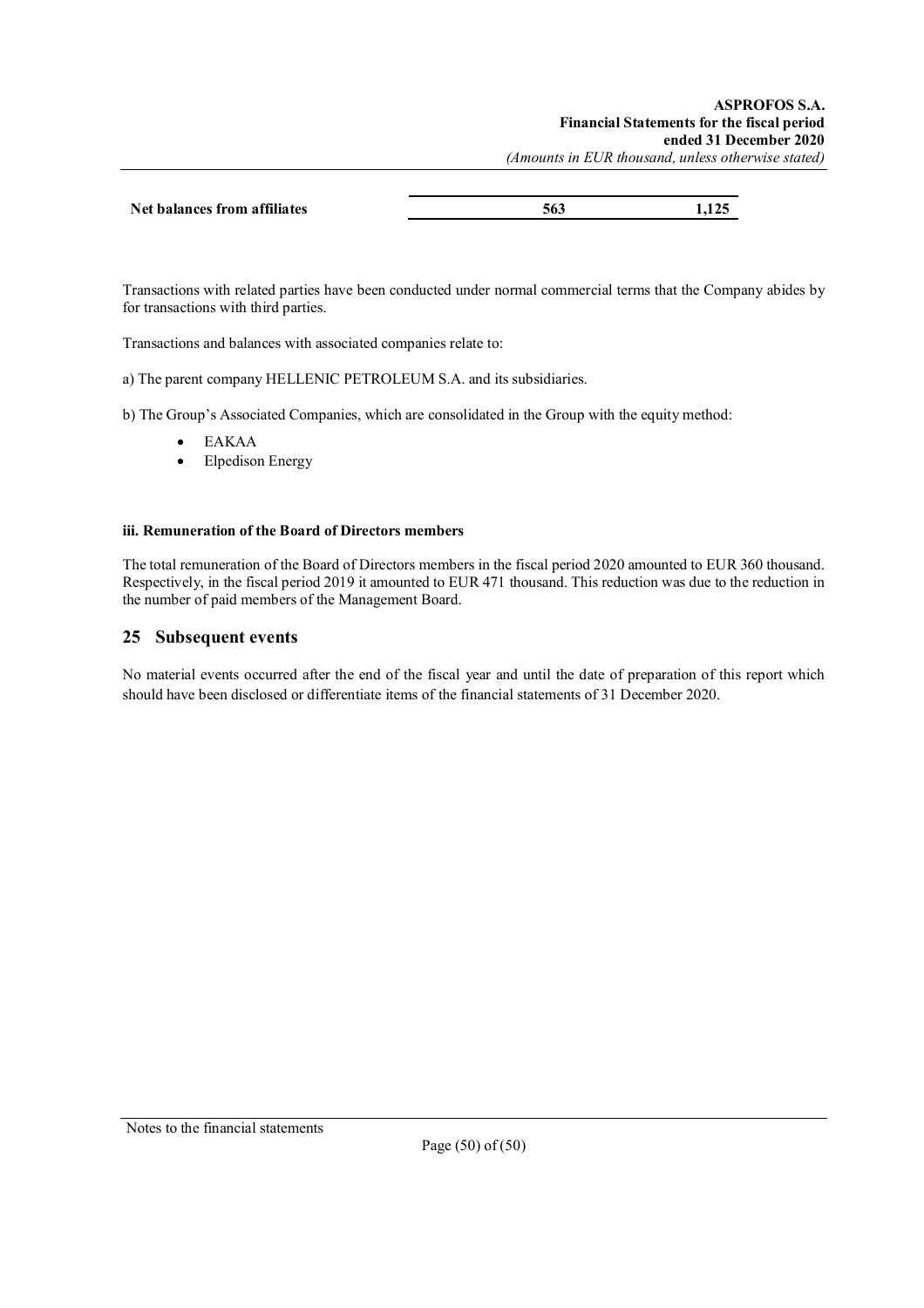| | | |
|---|---|---|
| **Net balances from affiliates** | **563** | **1,125** |

Transactions with related parties have been conducted under normal commercial terms that the Company abides by for transactions with third parties.

Transactions and balances with associated companies relate to:

a) The parent company HELLENIC PETROLEUM S.A. and its subsidiaries.

b) The Group's Associated Companies, which are consolidated in the Group with the equity method:

- EAKAA
- Elpedison Energy

#### iii. Remuneration of the Board of Directors members

The total remuneration of the Board of Directors members in the fiscal period 2020 amounted to EUR 360 thousand. Respectively, in the fiscal period 2019 it amounted to EUR 471 thousand. This reduction was due to the reduction in the number of paid members of the Management Board.

## 25 Subsequent events

No material events occurred after the end of the fiscal year and until the date of preparation of this report which should have been disclosed or differentiate items of the financial statements of 31 December 2020.